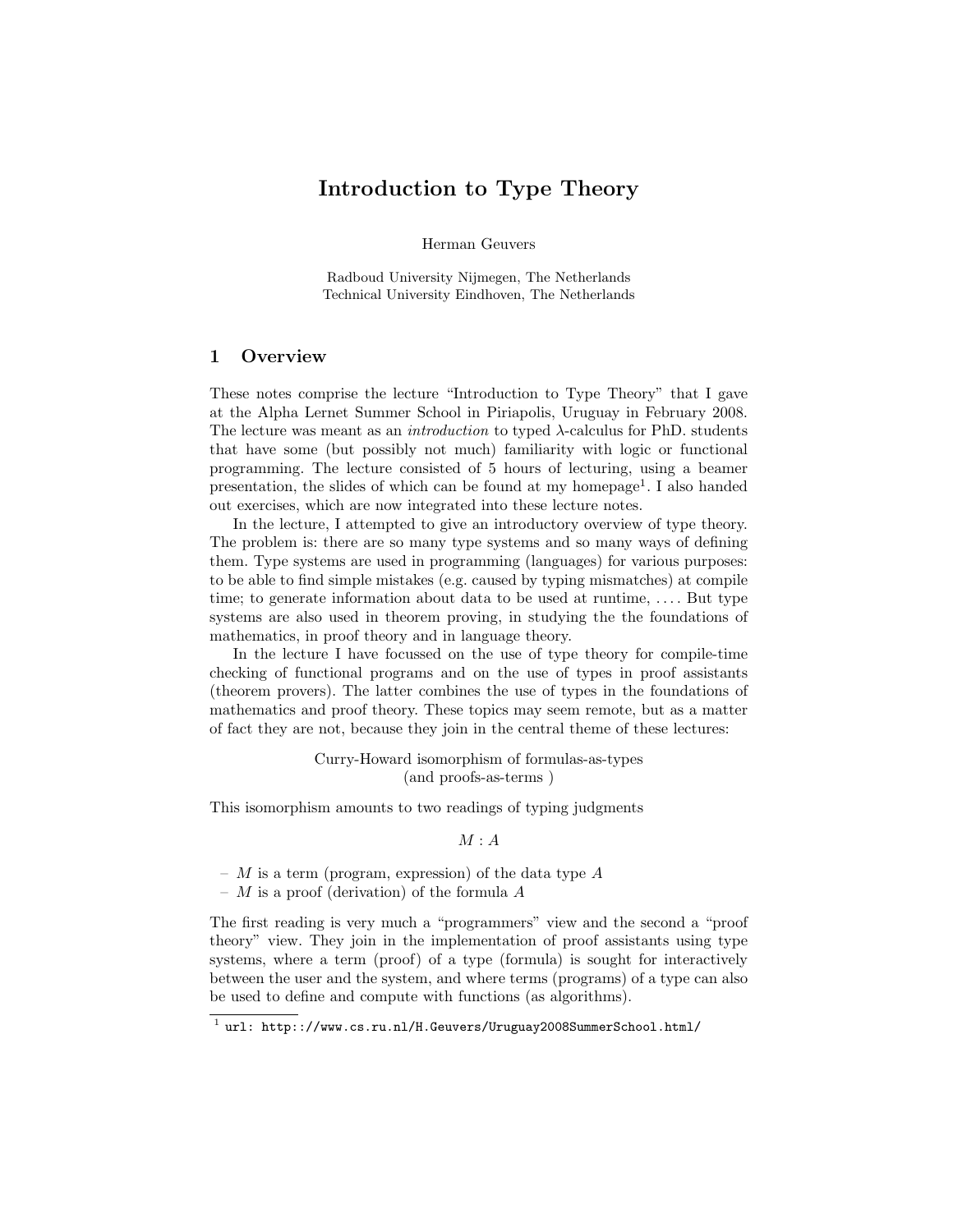# Introduction to Type Theory

Herman Geuvers

Radboud University Nijmegen, The Netherlands
Technical University Eindhoven, The Netherlands

## 1 Overview

These notes comprise the lecture "Introduction to Type Theory" that I gave at the Alpha Lernet Summer School in Piriapolis, Uruguay in February 2008. The lecture was meant as an *introduction* to typed $\lambda$-calculus for PhD. students that have some (but possibly not much) familiarity with logic or functional programming. The lecture consisted of 5 hours of lecturing, using a beamer presentation, the slides of which can be found at my homepage[1]. I also handed out exercises, which are now integrated into these lecture notes.

In the lecture, I attempted to give an introductory overview of type theory. The problem is: there are so many type systems and so many ways of defining them. Type systems are used in programming (languages) for various purposes: to be able to find simple mistakes (e.g. caused by typing mismatches) at compile time; to generate information about data to be used at runtime, .... But type systems are also used in theorem proving, in studying the the foundations of mathematics, in proof theory and in language theory.

In the lecture I have focussed on the use of type theory for compile-time checking of functional programs and on the use of types in proof assistants (theorem provers). The latter combines the use of types in the foundations of mathematics and proof theory. These topics may seem remote, but as a matter of fact they are not, because they join in the central theme of these lectures:

Curry-Howard isomorphism of formulas-as-types
(and proofs-as-terms )

This isomorphism amounts to two readings of typing judgments

$$M : A$$

- $M$ is a term (program, expression) of the data type $A$
- $M$ is a proof (derivation) of the formula $A$

The first reading is very much a "programmers" view and the second a "proof theory" view. They join in the implementation of proof assistants using type systems, where a term (proof) of a type (formula) is sought for interactively between the user and the system, and where terms (programs) of a type can also be used to define and compute with functions (as algorithms).

[1] url: http:://www.cs.ru.nl/H.Geuvers/Uruguay2008SummerSchool.html/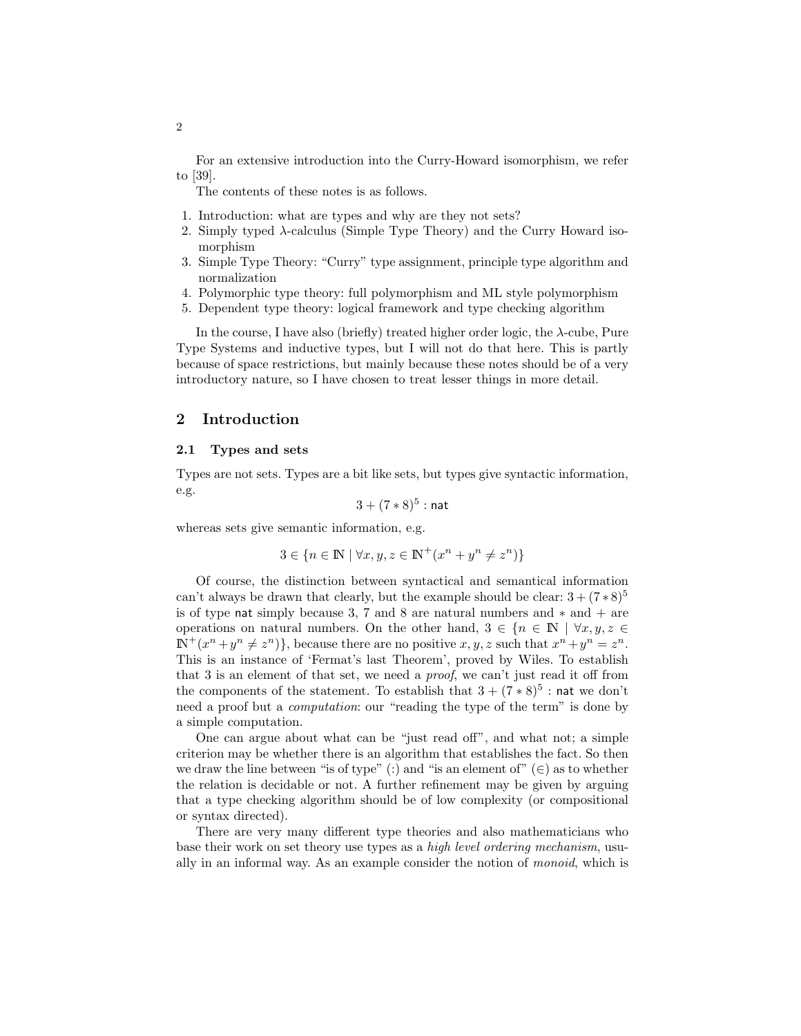For an extensive introduction into the Curry-Howard isomorphism, we refer to [39].

The contents of these notes is as follows.

1. Introduction: what are types and why are they not sets?
2. Simply typed $\lambda$-calculus (Simple Type Theory) and the Curry Howard isomorphism
3. Simple Type Theory: "Curry" type assignment, principle type algorithm and normalization
4. Polymorphic type theory: full polymorphism and ML style polymorphism
5. Dependent type theory: logical framework and type checking algorithm

In the course, I have also (briefly) treated higher order logic, the $\lambda$-cube, Pure Type Systems and inductive types, but I will not do that here. This is partly because of space restrictions, but mainly because these notes should be of a very introductory nature, so I have chosen to treat lesser things in more detail.

## 2 Introduction

### 2.1 Types and sets

Types are not sets. Types are a bit like sets, but types give syntactic information, e.g.

$$3 + (7 * 8)^5 : \mathsf{nat}$$

whereas sets give semantic information, e.g.

$$3 \in \{n \in \mathbb{N} \mid \forall x, y, z \in \mathbb{N}^+(x^n + y^n \neq z^n)\}$$

Of course, the distinction between syntactical and semantical information can't always be drawn that clearly, but the example should be clear: $3 + (7 * 8)^5$ is of type $\mathsf{nat}$ simply because 3, 7 and 8 are natural numbers and $*$ and $+$ are operations on natural numbers. On the other hand, $3 \in \{n \in \mathbb{N} \mid \forall x, y, z \in \mathbb{N}^+(x^n + y^n \neq z^n)\}$, because there are no positive $x, y, z$ such that $x^n + y^n = z^n$. This is an instance of 'Fermat's last Theorem', proved by Wiles. To establish that 3 is an element of that set, we need a *proof*, we can't just read it off from the components of the statement. To establish that $3 + (7 * 8)^5 : \mathsf{nat}$ we don't need a proof but a *computation*: our "reading the type of the term" is done by a simple computation.

One can argue about what can be "just read off", and what not; a simple criterion may be whether there is an algorithm that establishes the fact. So then we draw the line between "is of type" (:) and "is an element of" ($\in$) as to whether the relation is decidable or not. A further refinement may be given by arguing that a type checking algorithm should be of low complexity (or compositional or syntax directed).

There are very many different type theories and also mathematicians who base their work on set theory use types as a *high level ordering mechanism*, usually in an informal way. As an example consider the notion of *monoid*, which is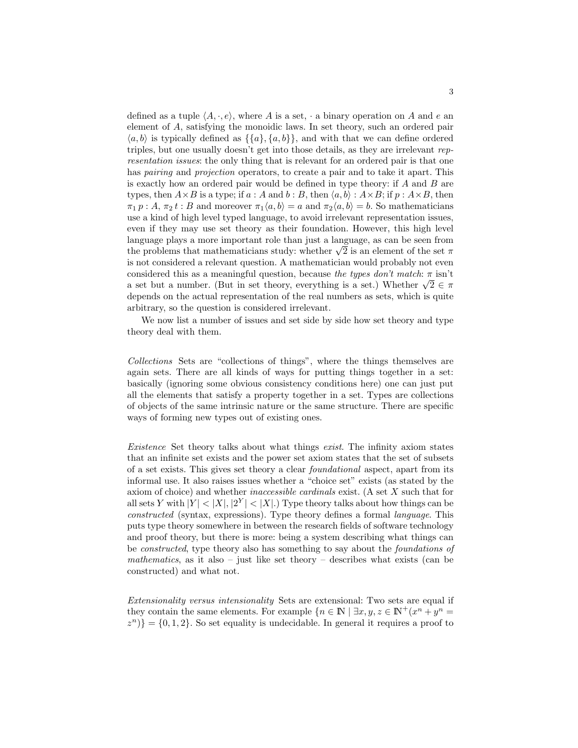defined as a tuple $\langle A, \cdot, e\rangle$, where $A$ is a set, $\cdot$ a binary operation on $A$ and $e$ an element of $A$, satisfying the monoidic laws. In set theory, such an ordered pair $\langle a, b\rangle$ is typically defined as $\{\{a\}, \{a, b\}\}$, and with that we can define ordered triples, but one usually doesn't get into those details, as they are irrelevant *representation issues*: the only thing that is relevant for an ordered pair is that one has *pairing* and *projection* operators, to create a pair and to take it apart. This is exactly how an ordered pair would be defined in type theory: if $A$ and $B$ are types, then $A \times B$ is a type; if $a : A$ and $b : B$, then $\langle a, b\rangle : A \times B$; if $p : A \times B$, then $\pi_1\, p : A$, $\pi_2\, t : B$ and moreover $\pi_1\langle a, b\rangle = a$ and $\pi_2\langle a, b\rangle = b$. So mathematicians use a kind of high level typed language, to avoid irrelevant representation issues, even if they may use set theory as their foundation. However, this high level language plays a more important role than just a language, as can be seen from the problems that mathematicians study: whether $\sqrt{2}$ is an element of the set $\pi$ is not considered a relevant question. A mathematician would probably not even considered this as a meaningful question, because *the types don't match*: $\pi$ isn't a set but a number. (But in set theory, everything is a set.) Whether $\sqrt{2} \in \pi$ depends on the actual representation of the real numbers as sets, which is quite arbitrary, so the question is considered irrelevant.

We now list a number of issues and set side by side how set theory and type theory deal with them.

*Collections* Sets are "collections of things", where the things themselves are again sets. There are all kinds of ways for putting things together in a set: basically (ignoring some obvious consistency conditions here) one can just put all the elements that satisfy a property together in a set. Types are collections of objects of the same intrinsic nature or the same structure. There are specific ways of forming new types out of existing ones.

*Existence* Set theory talks about what things *exist*. The infinity axiom states that an infinite set exists and the power set axiom states that the set of subsets of a set exists. This gives set theory a clear *foundational* aspect, apart from its informal use. It also raises issues whether a "choice set" exists (as stated by the axiom of choice) and whether *inaccessible cardinals* exist. (A set $X$ such that for all sets $Y$ with $|Y| < |X|$, $|2^Y| < |X|$.) Type theory talks about how things can be *constructed* (syntax, expressions). Type theory defines a formal *language*. This puts type theory somewhere in between the research fields of software technology and proof theory, but there is more: being a system describing what things can be *constructed*, type theory also has something to say about the *foundations of mathematics*, as it also – just like set theory – describes what exists (can be constructed) and what not.

*Extensionality versus intensionality* Sets are extensional: Two sets are equal if they contain the same elements. For example $\{n \in \mathbb{N} \mid \exists x, y, z \in \mathbb{N}^+(x^n + y^n = z^n)\} = \{0, 1, 2\}$. So set equality is undecidable. In general it requires a proof to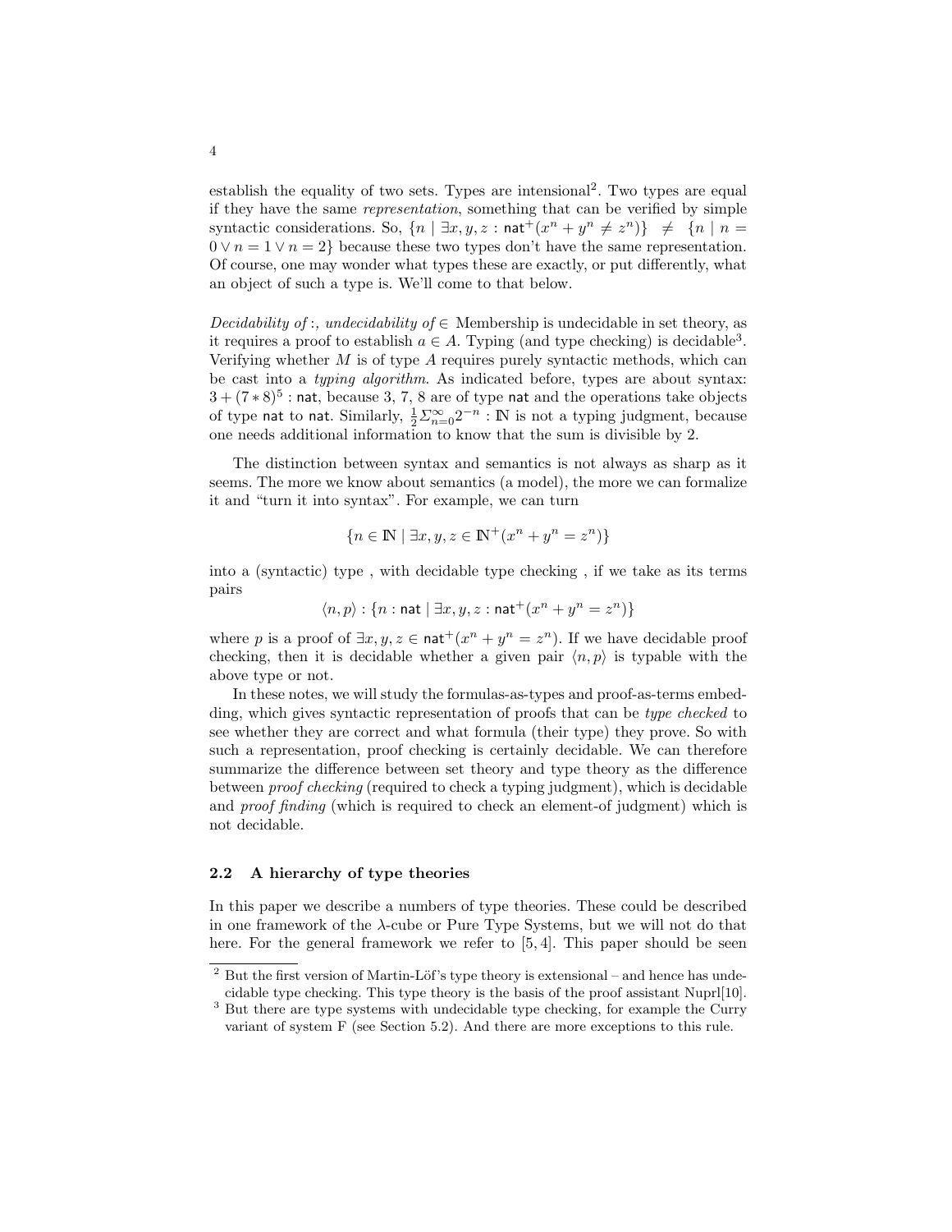establish the equality of two sets. Types are intensional[2]. Two types are equal if they have the same *representation*, something that can be verified by simple syntactic considerations. So, $\{n \mid \exists x, y, z : \mathsf{nat}^+(x^n + y^n \neq z^n)\} \neq \{n \mid n = 0 \vee n = 1 \vee n = 2\}$ because these two types don't have the same representation. Of course, one may wonder what types these are exactly, or put differently, what an object of such a type is. We'll come to that below.

*Decidability of :, undecidability of* $\in$ Membership is undecidable in set theory, as it requires a proof to establish $a \in A$. Typing (and type checking) is decidable[3]. Verifying whether $M$ is of type $A$ requires purely syntactic methods, which can be cast into a *typing algorithm*. As indicated before, types are about syntax: $3 + (7 * 8)^5 : \mathsf{nat}$, because 3, 7, 8 are of type $\mathsf{nat}$ and the operations take objects of type $\mathsf{nat}$ to $\mathsf{nat}$. Similarly, $\frac{1}{2}\Sigma_{n=0}^{\infty} 2^{-n} : \mathbb{N}$ is not a typing judgment, because one needs additional information to know that the sum is divisible by 2.

The distinction between syntax and semantics is not always as sharp as it seems. The more we know about semantics (a model), the more we can formalize it and "turn it into syntax". For example, we can turn

$$\{n \in \mathbb{N} \mid \exists x, y, z \in \mathbb{N}^+(x^n + y^n = z^n)\}$$

into a (syntactic) type , with decidable type checking , if we take as its terms pairs

$$\langle n, p \rangle : \{n : \mathsf{nat} \mid \exists x, y, z : \mathsf{nat}^+(x^n + y^n = z^n)\}$$

where $p$ is a proof of $\exists x, y, z \in \mathsf{nat}^+(x^n + y^n = z^n)$. If we have decidable proof checking, then it is decidable whether a given pair $\langle n, p \rangle$ is typable with the above type or not.

In these notes, we will study the formulas-as-types and proof-as-terms embedding, which gives syntactic representation of proofs that can be *type checked* to see whether they are correct and what formula (their type) they prove. So with such a representation, proof checking is certainly decidable. We can therefore summarize the difference between set theory and type theory as the difference between *proof checking* (required to check a typing judgment), which is decidable and *proof finding* (which is required to check an element-of judgment) which is not decidable.

### 2.2 A hierarchy of type theories

In this paper we describe a numbers of type theories. These could be described in one framework of the $\lambda$-cube or Pure Type Systems, but we will not do that here. For the general framework we refer to [5, 4]. This paper should be seen

[2] But the first version of Martin-Löf's type theory is extensional – and hence has undecidable type checking. This type theory is the basis of the proof assistant Nuprl[10].

[3] But there are type systems with undecidable type checking, for example the Curry variant of system F (see Section 5.2). And there are more exceptions to this rule.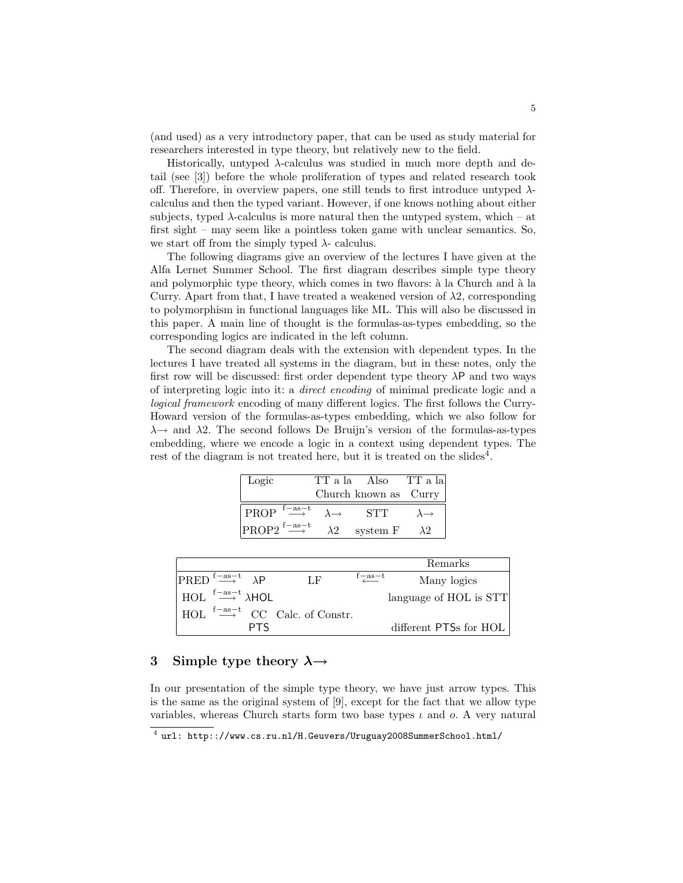(and used) as a very introductory paper, that can be used as study material for researchers interested in type theory, but relatively new to the field.

Historically, untyped $\lambda$-calculus was studied in much more depth and detail (see [3]) before the whole proliferation of types and related research took off. Therefore, in overview papers, one still tends to first introduce untyped $\lambda$-calculus and then the typed variant. However, if one knows nothing about either subjects, typed $\lambda$-calculus is more natural then the untyped system, which – at first sight – may seem like a pointless token game with unclear semantics. So, we start off from the simply typed $\lambda$- calculus.

The following diagrams give an overview of the lectures I have given at the Alfa Lernet Summer School. The first diagram describes simple type theory and polymorphic type theory, which comes in two flavors: à la Church and à la Curry. Apart from that, I have treated a weakened version of $\lambda 2$, corresponding to polymorphism in functional languages like ML. This will also be discussed in this paper. A main line of thought is the formulas-as-types embedding, so the corresponding logics are indicated in the left column.

The second diagram deals with the extension with dependent types. In the lectures I have treated all systems in the diagram, but in these notes, only the first row will be discussed: first order dependent type theory $\lambda\mathsf{P}$ and two ways of interpreting logic into it: a *direct encoding* of minimal predicate logic and a *logical framework* encoding of many different logics. The first follows the Curry-Howard version of the formulas-as-types embedding, which we also follow for $\lambda\!\rightarrow$ and $\lambda 2$. The second follows De Bruijn's version of the formulas-as-types embedding, where we encode a logic in a context using dependent types. The rest of the diagram is not treated here, but it is treated on the slides[4].

| Logic | TT a la Church | Also known as | TT a la Curry |
|---|---|---|---|
| PROP $\stackrel{\text{f-as-t}}{\longrightarrow}$ | $\lambda\!\rightarrow$ | STT | $\lambda\!\rightarrow$ |
| PROP2 $\stackrel{\text{f-as-t}}{\longrightarrow}$ | $\lambda 2$ | system F | $\lambda 2$ |

| | | | | Remarks |
|---|---|---|---|---|
| PRED $\stackrel{\text{f-as-t}}{\longrightarrow}$ | $\lambda\mathsf{P}$ | LF | $\stackrel{\text{f-as-t}}{\longleftarrow}$ | Many logics |
| HOL $\stackrel{\text{f-as-t}}{\longrightarrow}$ | $\lambda\mathsf{HOL}$ | | | language of HOL is STT |
| HOL $\stackrel{\text{f-as-t}}{\longrightarrow}$ | CC | Calc. of Constr. | | |
| | PTS | | | different PTSs for HOL |

## 3 Simple type theory $\lambda\!\rightarrow$

In our presentation of the simple type theory, we have just arrow types. This is the same as the original system of [9], except for the fact that we allow type variables, whereas Church starts form two base types $\iota$ and $o$. A very natural

[4] url: http:://www.cs.ru.nl/H.Geuvers/Uruguay2008SummerSchool.html/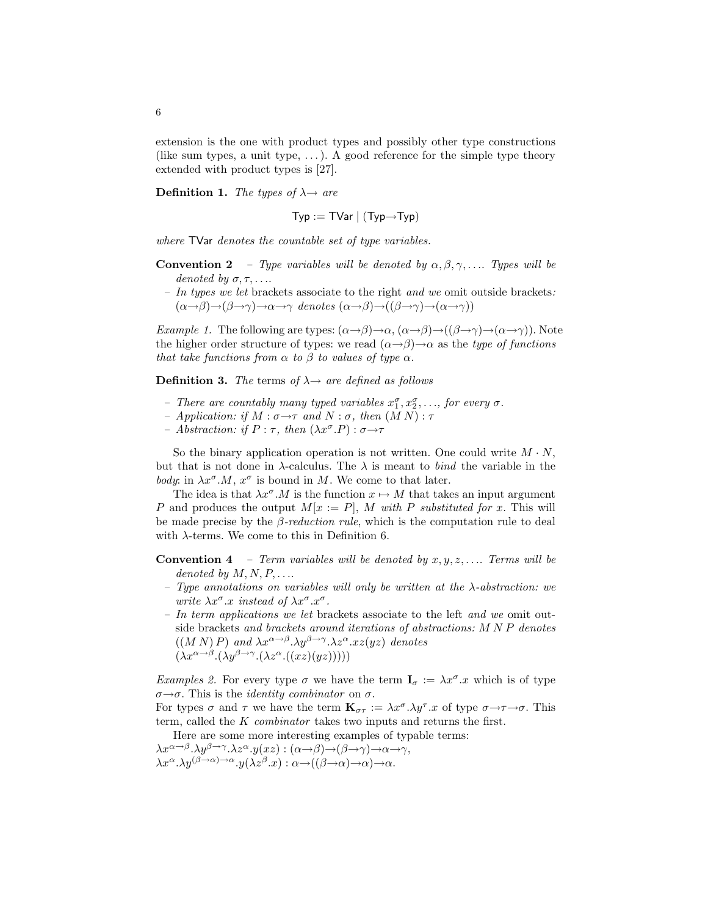extension is the one with product types and possibly other type constructions (like sum types, a unit type, ...). A good reference for the simple type theory extended with product types is [27].

**Definition 1.** *The types of* $\lambda\!\!\rightarrow$ *are*

$$\mathsf{Typ} := \mathsf{TVar} \mid (\mathsf{Typ}{\rightarrow}\mathsf{Typ})$$

*where* $\mathsf{TVar}$ *denotes the countable set of type variables.*

**Convention 2**
- *Type variables will be denoted by* $\alpha, \beta, \gamma, \ldots$. *Types will be denoted by* $\sigma, \tau, \ldots$.
- *In types we let* brackets associate to the right *and we* omit outside brackets*:* $(\alpha{\rightarrow}\beta){\rightarrow}(\beta{\rightarrow}\gamma){\rightarrow}\alpha{\rightarrow}\gamma$ *denotes* $(\alpha{\rightarrow}\beta){\rightarrow}((\beta{\rightarrow}\gamma){\rightarrow}(\alpha{\rightarrow}\gamma))$

*Example 1.* The following are types: $(\alpha{\rightarrow}\beta){\rightarrow}\alpha$, $(\alpha{\rightarrow}\beta){\rightarrow}((\beta{\rightarrow}\gamma){\rightarrow}(\alpha{\rightarrow}\gamma))$. Note the higher order structure of types: we read $(\alpha{\rightarrow}\beta){\rightarrow}\alpha$ as the *type of functions that take functions from* $\alpha$ *to* $\beta$ *to values of type* $\alpha$.

**Definition 3.** *The* terms *of* $\lambda\!\!\rightarrow$ *are defined as follows*

- *There are countably many typed variables* $x_1^\sigma, x_2^\sigma, \ldots$, *for every* $\sigma$.
- *Application: if* $M : \sigma{\rightarrow}\tau$ *and* $N : \sigma$, *then* $(M\,N) : \tau$
- *Abstraction: if* $P : \tau$, *then* $(\lambda x^\sigma.P) : \sigma{\rightarrow}\tau$

So the binary application operation is not written. One could write $M \cdot N$, but that is not done in $\lambda$-calculus. The $\lambda$ is meant to *bind* the variable in the *body*: in $\lambda x^\sigma.M$, $x^\sigma$ is bound in $M$. We come to that later.

The idea is that $\lambda x^\sigma.M$ is the function $x \mapsto M$ that takes an input argument $P$ and produces the output $M[x := P]$, *$M$ with $P$ substituted for $x$*. This will be made precise by the *$\beta$-reduction rule*, which is the computation rule to deal with $\lambda$-terms. We come to this in Definition 6.

**Convention 4**
- *Term variables will be denoted by* $x, y, z, \ldots$. *Terms will be denoted by* $M, N, P, \ldots$.
- *Type annotations on variables will only be written at the* $\lambda$*-abstraction: we write* $\lambda x^\sigma.x$ *instead of* $\lambda x^\sigma.x^\sigma$.
- *In term applications we let* brackets associate to the left *and we* omit outside brackets *and brackets around iterations of abstractions:* $M\,N\,P$ *denotes* $((M\,N)\,P)$ *and* $\lambda x^{\alpha\rightarrow\beta}.\lambda y^{\beta\rightarrow\gamma}.\lambda z^\alpha.xz(yz)$ *denotes* $(\lambda x^{\alpha\rightarrow\beta}.(\lambda y^{\beta\rightarrow\gamma}.(\lambda z^\alpha.((xz)(yz)))))$

*Examples 2.* For every type $\sigma$ we have the term $\mathbf{I}_\sigma := \lambda x^\sigma.x$ which is of type $\sigma{\rightarrow}\sigma$. This is the *identity combinator* on $\sigma$.
For types $\sigma$ and $\tau$ we have the term $\mathbf{K}_{\sigma\tau} := \lambda x^\sigma.\lambda y^\tau.x$ of type $\sigma{\rightarrow}\tau{\rightarrow}\sigma$. This term, called the *K combinator* takes two inputs and returns the first.

Here are some more interesting examples of typable terms:
$\lambda x^{\alpha\rightarrow\beta}.\lambda y^{\beta\rightarrow\gamma}.\lambda z^\alpha.y(xz) : (\alpha{\rightarrow}\beta){\rightarrow}(\beta{\rightarrow}\gamma){\rightarrow}\alpha{\rightarrow}\gamma$,
$\lambda x^\alpha.\lambda y^{(\beta\rightarrow\alpha)\rightarrow\alpha}.y(\lambda z^\beta.x) : \alpha{\rightarrow}((\beta{\rightarrow}\alpha){\rightarrow}\alpha){\rightarrow}\alpha$.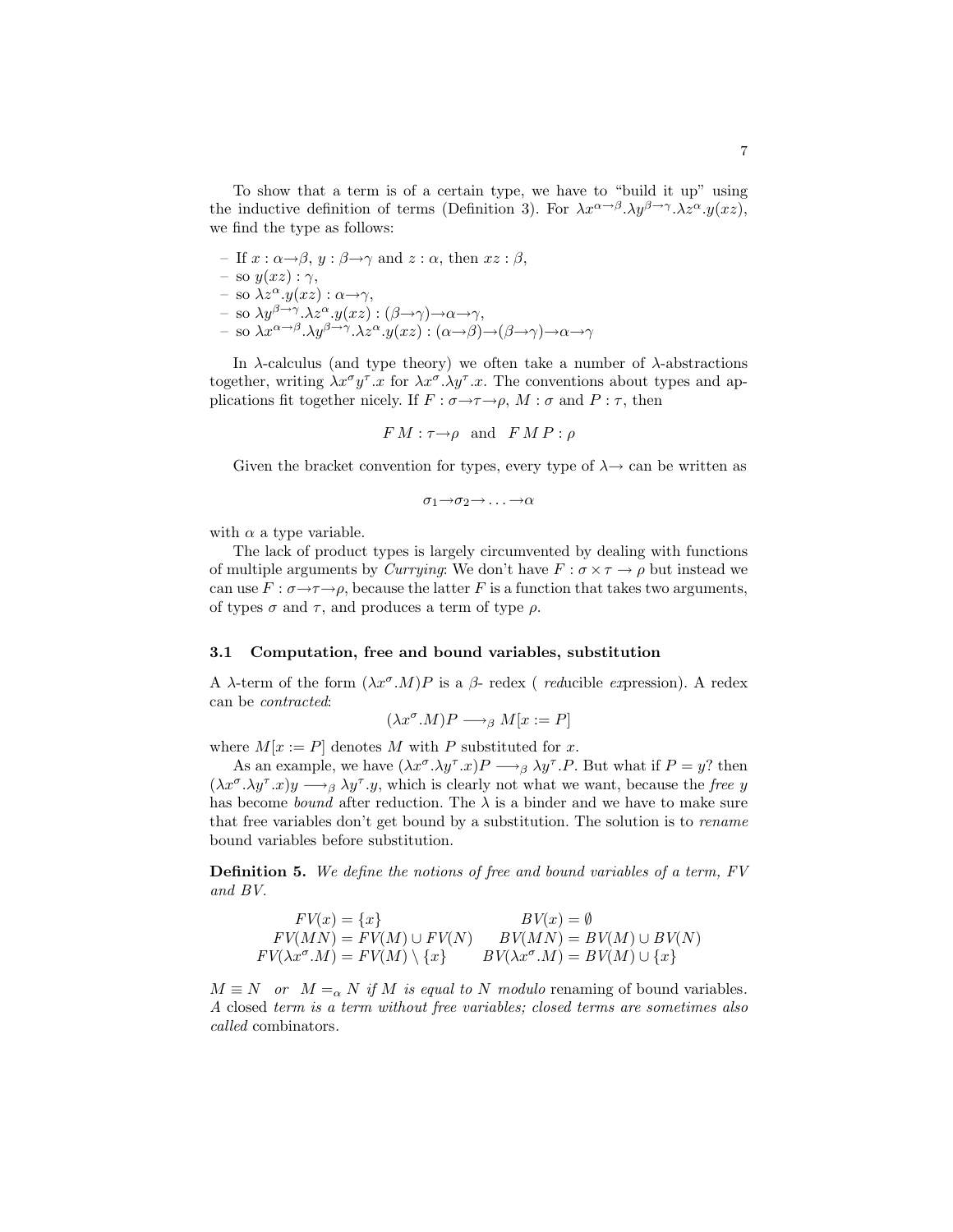To show that a term is of a certain type, we have to "build it up" using the inductive definition of terms (Definition 3). For $\lambda x^{\alpha\to\beta}.\lambda y^{\beta\to\gamma}.\lambda z^{\alpha}.y(xz)$, we find the type as follows:

- If $x : \alpha\to\beta$, $y : \beta\to\gamma$ and $z : \alpha$, then $xz : \beta$,
- so $y(xz) : \gamma$,
- so $\lambda z^{\alpha}.y(xz) : \alpha\to\gamma$,
- so $\lambda y^{\beta\to\gamma}.\lambda z^{\alpha}.y(xz) : (\beta\to\gamma)\to\alpha\to\gamma$,
- so $\lambda x^{\alpha\to\beta}.\lambda y^{\beta\to\gamma}.\lambda z^{\alpha}.y(xz) : (\alpha\to\beta)\to(\beta\to\gamma)\to\alpha\to\gamma$

In $\lambda$-calculus (and type theory) we often take a number of $\lambda$-abstractions together, writing $\lambda x^{\sigma} y^{\tau}.x$ for $\lambda x^{\sigma}.\lambda y^{\tau}.x$. The conventions about types and applications fit together nicely. If $F : \sigma\to\tau\to\rho$, $M : \sigma$ and $P : \tau$, then

$$F\,M : \tau\to\rho \quad \text{and} \quad F\,M\,P : \rho$$

Given the bracket convention for types, every type of $\lambda\to$ can be written as

$$\sigma_1\to\sigma_2\to\ldots\to\alpha$$

with $\alpha$ a type variable.

The lack of product types is largely circumvented by dealing with functions of multiple arguments by *Currying*: We don't have $F : \sigma\times\tau\to\rho$ but instead we can use $F : \sigma\to\tau\to\rho$, because the latter $F$ is a function that takes two arguments, of types $\sigma$ and $\tau$, and produces a term of type $\rho$.

### 3.1 Computation, free and bound variables, substitution

A $\lambda$-term of the form $(\lambda x^{\sigma}.M)P$ is a $\beta$- redex ( *red*ucible *ex*pression). A redex can be *contracted*:

$$(\lambda x^{\sigma}.M)P \longrightarrow_{\beta} M[x := P]$$

where $M[x := P]$ denotes $M$ with $P$ substituted for $x$.

As an example, we have $(\lambda x^{\sigma}.\lambda y^{\tau}.x)P \longrightarrow_{\beta} \lambda y^{\tau}.P$. But what if $P = y$? then $(\lambda x^{\sigma}.\lambda y^{\tau}.x)y \longrightarrow_{\beta} \lambda y^{\tau}.y$, which is clearly not what we want, because the *free* $y$ has become *bound* after reduction. The $\lambda$ is a binder and we have to make sure that free variables don't get bound by a substitution. The solution is to *rename* bound variables before substitution.

**Definition 5.** *We define the notions of free and bound variables of a term, FV and BV.*

$$\begin{aligned}
FV(x) &= \{x\} & BV(x) &= \emptyset \\
FV(MN) &= FV(M)\cup FV(N) & BV(MN) &= BV(M)\cup BV(N) \\
FV(\lambda x^{\sigma}.M) &= FV(M)\setminus\{x\} & BV(\lambda x^{\sigma}.M) &= BV(M)\cup\{x\}
\end{aligned}$$

$M \equiv N$ *or* $M =_{\alpha} N$ *if $M$ is equal to $N$ modulo* renaming of bound variables. *A* closed *term is a term without free variables; closed terms are sometimes also called* combinators.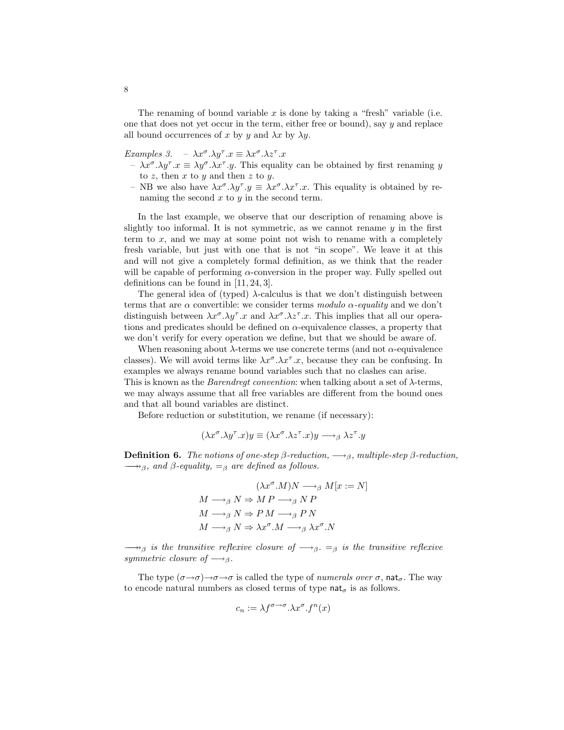The renaming of bound variable $x$ is done by taking a "fresh" variable (i.e. one that does not yet occur in the term, either free or bound), say $y$ and replace all bound occurrences of $x$ by $y$ and $\lambda x$ by $\lambda y$.

*Examples 3.*
- $\lambda x^\sigma.\lambda y^\tau.x \equiv \lambda x^\sigma.\lambda z^\tau.x$
- $\lambda x^\sigma.\lambda y^\tau.x \equiv \lambda y^\sigma.\lambda x^\tau.y$. This equality can be obtained by first renaming $y$ to $z$, then $x$ to $y$ and then $z$ to $y$.
- NB we also have $\lambda x^\sigma.\lambda y^\tau.y \equiv \lambda x^\sigma.\lambda x^\tau.x$. This equality is obtained by renaming the second $x$ to $y$ in the second term.

In the last example, we observe that our description of renaming above is slightly too informal. It is not symmetric, as we cannot rename $y$ in the first term to $x$, and we may at some point not wish to rename with a completely fresh variable, but just with one that is not "in scope". We leave it at this and will not give a completely formal definition, as we think that the reader will be capable of performing $\alpha$-conversion in the proper way. Fully spelled out definitions can be found in [11, 24, 3].

The general idea of (typed) $\lambda$-calculus is that we don't distinguish between terms that are $\alpha$ convertible: we consider terms *modulo $\alpha$-equality* and we don't distinguish between $\lambda x^\sigma.\lambda y^\tau.x$ and $\lambda x^\sigma.\lambda z^\tau.x$. This implies that all our operations and predicates should be defined on $\alpha$-equivalence classes, a property that we don't verify for every operation we define, but that we should be aware of.

When reasoning about $\lambda$-terms we use concrete terms (and not $\alpha$-equivalence classes). We will avoid terms like $\lambda x^\sigma.\lambda x^\tau.x$, because they can be confusing. In examples we always rename bound variables such that no clashes can arise. This is known as the *Barendregt convention*: when talking about a set of $\lambda$-terms, we may always assume that all free variables are different from the bound ones and that all bound variables are distinct.

Before reduction or substitution, we rename (if necessary):

$$(\lambda x^\sigma.\lambda y^\tau.x)y \equiv (\lambda x^\sigma.\lambda z^\tau.x)y \longrightarrow_\beta \lambda z^\tau.y$$

**Definition 6.** *The notions of one-step $\beta$-reduction, $\longrightarrow_\beta$, multiple-step $\beta$-reduction, $\twoheadrightarrow_\beta$, and $\beta$-equality, $=_\beta$ are defined as follows.*

$$\begin{aligned}
(\lambda x^\sigma.M)N &\longrightarrow_\beta M[x := N]\\
M \longrightarrow_\beta N &\Rightarrow M\,P \longrightarrow_\beta N\,P\\
M \longrightarrow_\beta N &\Rightarrow P\,M \longrightarrow_\beta P\,N\\
M \longrightarrow_\beta N &\Rightarrow \lambda x^\sigma.M \longrightarrow_\beta \lambda x^\sigma.N
\end{aligned}$$

*$\twoheadrightarrow_\beta$ is the transitive reflexive closure of $\longrightarrow_\beta$. $=_\beta$ is the transitive reflexive symmetric closure of $\longrightarrow_\beta$.*

The type $(\sigma{\to}\sigma){\to}\sigma{\to}\sigma$ is called the type of *numerals over* $\sigma$, $\mathsf{nat}_\sigma$. The way to encode natural numbers as closed terms of type $\mathsf{nat}_\sigma$ is as follows.

$$c_n := \lambda f^{\sigma\to\sigma}.\lambda x^\sigma.f^n(x)$$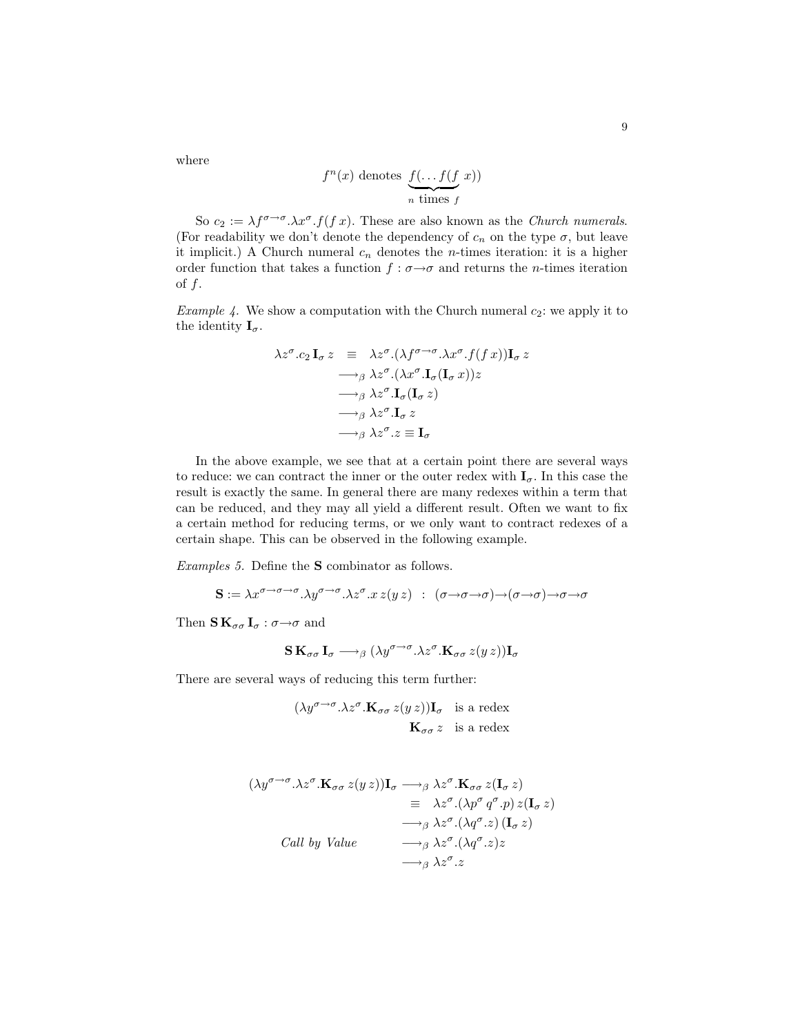where

$$f^n(x) \text{ denotes } \underbrace{f(\ldots f(f}_{n \text{ times } f} x))$$

So $c_2 := \lambda f^{\sigma \to \sigma}.\lambda x^{\sigma}.f(f\,x)$. These are also known as the *Church numerals*. (For readability we don't denote the dependency of $c_n$ on the type $\sigma$, but leave it implicit.) A Church numeral $c_n$ denotes the $n$-times iteration: it is a higher order function that takes a function $f : \sigma \to \sigma$ and returns the $n$-times iteration of $f$.

*Example 4.* We show a computation with the Church numeral $c_2$: we apply it to the identity $\mathbf{I}_\sigma$.

$$\begin{aligned}
\lambda z^{\sigma}.c_2\,\mathbf{I}_\sigma\,z \;&\equiv\; \lambda z^{\sigma}.(\lambda f^{\sigma \to \sigma}.\lambda x^{\sigma}.f(f\,x))\mathbf{I}_\sigma\,z \\
&\longrightarrow_\beta \lambda z^{\sigma}.(\lambda x^{\sigma}.\mathbf{I}_\sigma(\mathbf{I}_\sigma\,x))z \\
&\longrightarrow_\beta \lambda z^{\sigma}.\mathbf{I}_\sigma(\mathbf{I}_\sigma\,z) \\
&\longrightarrow_\beta \lambda z^{\sigma}.\mathbf{I}_\sigma\,z \\
&\longrightarrow_\beta \lambda z^{\sigma}.z \equiv \mathbf{I}_\sigma
\end{aligned}$$

In the above example, we see that at a certain point there are several ways to reduce: we can contract the inner or the outer redex with $\mathbf{I}_\sigma$. In this case the result is exactly the same. In general there are many redexes within a term that can be reduced, and they may all yield a different result. Often we want to fix a certain method for reducing terms, or we only want to contract redexes of a certain shape. This can be observed in the following example.

*Examples 5.* Define the $\mathbf{S}$ combinator as follows.

$$\mathbf{S} := \lambda x^{\sigma \to \sigma \to \sigma}.\lambda y^{\sigma \to \sigma}.\lambda z^{\sigma}.x\,z(y\,z) \;:\; (\sigma \to \sigma \to \sigma) \to (\sigma \to \sigma) \to \sigma \to \sigma$$

Then $\mathbf{S}\,\mathbf{K}_{\sigma\sigma}\,\mathbf{I}_\sigma : \sigma \to \sigma$ and

$$\mathbf{S}\,\mathbf{K}_{\sigma\sigma}\,\mathbf{I}_\sigma \longrightarrow_\beta (\lambda y^{\sigma \to \sigma}.\lambda z^{\sigma}.\mathbf{K}_{\sigma\sigma}\,z(y\,z))\mathbf{I}_\sigma$$

There are several ways of reducing this term further:

$$\begin{aligned}
(\lambda y^{\sigma \to \sigma}.\lambda z^{\sigma}.\mathbf{K}_{\sigma\sigma}\,z(y\,z))\mathbf{I}_\sigma &\quad \text{is a redex} \\
\mathbf{K}_{\sigma\sigma}\,z &\quad \text{is a redex}
\end{aligned}$$

$$\begin{aligned}
(\lambda y^{\sigma \to \sigma}.\lambda z^{\sigma}.\mathbf{K}_{\sigma\sigma}\,z(y\,z))\mathbf{I}_\sigma &\longrightarrow_\beta \lambda z^{\sigma}.\mathbf{K}_{\sigma\sigma}\,z(\mathbf{I}_\sigma\,z) \\
&\;\equiv\; \lambda z^{\sigma}.(\lambda p^{\sigma}\,q^{\sigma}.p)\,z(\mathbf{I}_\sigma\,z) \\
&\longrightarrow_\beta \lambda z^{\sigma}.(\lambda q^{\sigma}.z)\,(\mathbf{I}_\sigma\,z) \\
\textit{Call by Value} \qquad &\longrightarrow_\beta \lambda z^{\sigma}.(\lambda q^{\sigma}.z)z \\
&\longrightarrow_\beta \lambda z^{\sigma}.z
\end{aligned}$$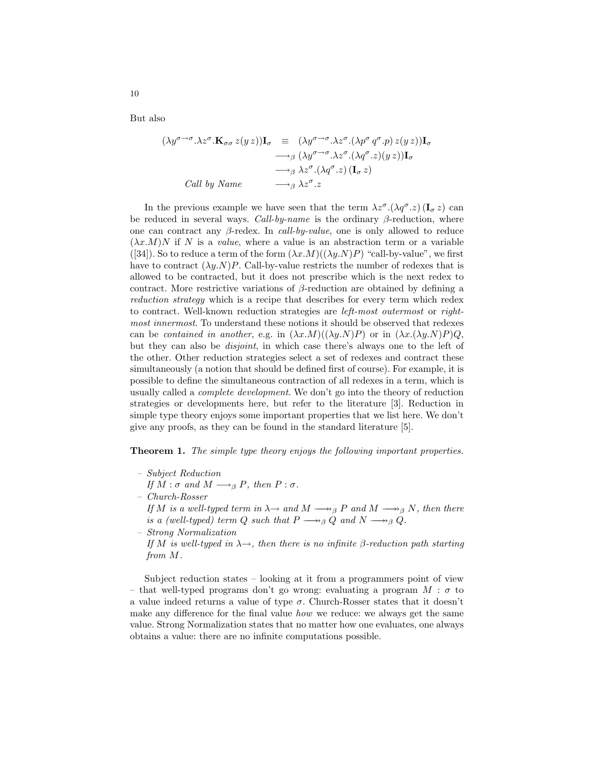But also

$$
\begin{array}{rcl}
(\lambda y^{\sigma\to\sigma}.\lambda z^{\sigma}.\mathbf{K}_{\sigma\sigma}\, z(y\, z))\mathbf{I}_{\sigma} & \equiv & (\lambda y^{\sigma\to\sigma}.\lambda z^{\sigma}.(\lambda p^{\sigma}\, q^{\sigma}.p)\, z(y\, z))\mathbf{I}_{\sigma} \\
 & \longrightarrow_{\beta} & (\lambda y^{\sigma\to\sigma}.\lambda z^{\sigma}.(\lambda q^{\sigma}.z)(y\, z))\mathbf{I}_{\sigma} \\
 & \longrightarrow_{\beta} & \lambda z^{\sigma}.(\lambda q^{\sigma}.z)\,(\mathbf{I}_{\sigma}\, z) \\
\textit{Call by Name} & \longrightarrow_{\beta} & \lambda z^{\sigma}.z
\end{array}
$$

In the previous example we have seen that the term $\lambda z^{\sigma}.(\lambda q^{\sigma}.z)\,(\mathbf{I}_{\sigma}\, z)$ can be reduced in several ways. *Call-by-name* is the ordinary $\beta$-reduction, where one can contract any $\beta$-redex. In *call-by-value*, one is only allowed to reduce $(\lambda x.M)N$ if $N$ is a *value*, where a value is an abstraction term or a variable ([34]). So to reduce a term of the form $(\lambda x.M)((\lambda y.N)P)$ "call-by-value", we first have to contract $(\lambda y.N)P$. Call-by-value restricts the number of redexes that is allowed to be contracted, but it does not prescribe which is the next redex to contract. More restrictive variations of $\beta$-reduction are obtained by defining a *reduction strategy* which is a recipe that describes for every term which redex to contract. Well-known reduction strategies are *left-most outermost* or *right-most innermost*. To understand these notions it should be observed that redexes can be *contained in another*, e.g. in $(\lambda x.M)((\lambda y.N)P)$ or in $(\lambda x.(\lambda y.N)P)Q$, but they can also be *disjoint*, in which case there's always one to the left of the other. Other reduction strategies select a set of redexes and contract these simultaneously (a notion that should be defined first of course). For example, it is possible to define the simultaneous contraction of all redexes in a term, which is usually called a *complete development*. We don't go into the theory of reduction strategies or developments here, but refer to the literature [3]. Reduction in simple type theory enjoys some important properties that we list here. We don't give any proofs, as they can be found in the standard literature [5].

**Theorem 1.** *The simple type theory enjoys the following important properties.*

- *Subject Reduction*
  *If $M : \sigma$ and $M \longrightarrow_{\beta} P$, then $P : \sigma$.*
- *Church-Rosser*
  *If $M$ is a well-typed term in $\lambda\!\!\to$ and $M \twoheadrightarrow_{\beta} P$ and $M \twoheadrightarrow_{\beta} N$, then there is a (well-typed) term $Q$ such that $P \twoheadrightarrow_{\beta} Q$ and $N \twoheadrightarrow_{\beta} Q$.*
- *Strong Normalization*
  *If $M$ is well-typed in $\lambda\!\!\to$, then there is no infinite $\beta$-reduction path starting from $M$.*

Subject reduction states – looking at it from a programmers point of view – that well-typed programs don't go wrong: evaluating a program $M : \sigma$ to a value indeed returns a value of type $\sigma$. Church-Rosser states that it doesn't make any difference for the final value *how* we reduce: we always get the same value. Strong Normalization states that no matter how one evaluates, one always obtains a value: there are no infinite computations possible.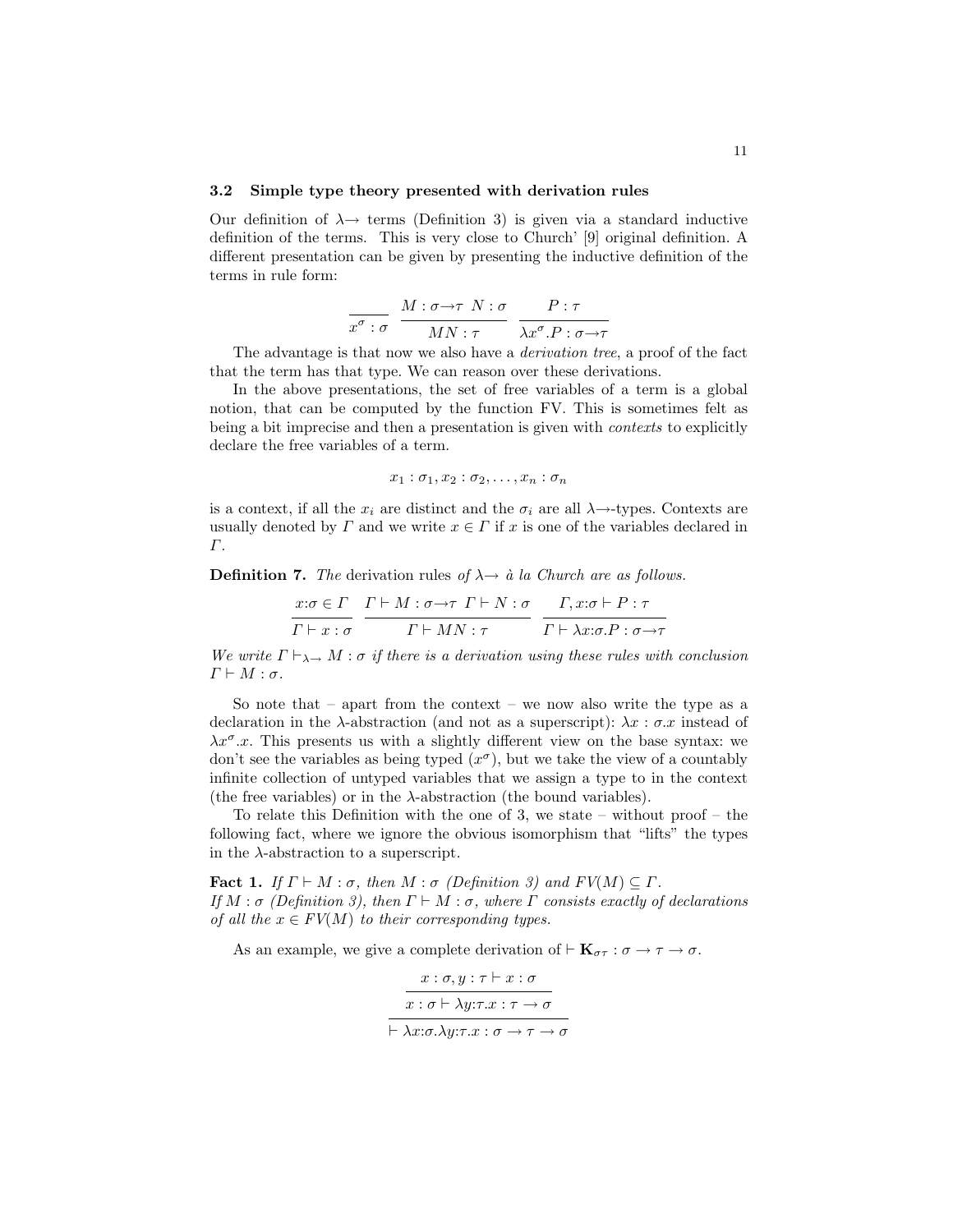### 3.2 Simple type theory presented with derivation rules

Our definition of $\lambda{\rightarrow}$ terms (Definition 3) is given via a standard inductive definition of the terms. This is very close to Church' [9] original definition. A different presentation can be given by presenting the inductive definition of the terms in rule form:

$$\frac{}{x^\sigma : \sigma} \quad \frac{M : \sigma{\rightarrow}\tau \;\; N : \sigma}{MN : \tau} \quad \frac{P : \tau}{\lambda x^\sigma.P : \sigma{\rightarrow}\tau}$$

The advantage is that now we also have a *derivation tree*, a proof of the fact that the term has that type. We can reason over these derivations.

In the above presentations, the set of free variables of a term is a global notion, that can be computed by the function FV. This is sometimes felt as being a bit imprecise and then a presentation is given with *contexts* to explicitly declare the free variables of a term.

$$x_1 : \sigma_1, x_2 : \sigma_2, \ldots, x_n : \sigma_n$$

is a context, if all the $x_i$ are distinct and the $\sigma_i$ are all $\lambda{\rightarrow}$-types. Contexts are usually denoted by $\Gamma$ and we write $x \in \Gamma$ if $x$ is one of the variables declared in $\Gamma$.

**Definition 7.** *The* derivation rules *of $\lambda{\rightarrow}$ à la Church are as follows.*

$$\frac{x{:}\sigma \in \Gamma}{\Gamma \vdash x : \sigma} \quad \frac{\Gamma \vdash M : \sigma{\rightarrow}\tau \;\; \Gamma \vdash N : \sigma}{\Gamma \vdash MN : \tau} \quad \frac{\Gamma, x{:}\sigma \vdash P : \tau}{\Gamma \vdash \lambda x{:}\sigma.P : \sigma{\rightarrow}\tau}$$

*We write $\Gamma \vdash_{\lambda\rightarrow} M : \sigma$ if there is a derivation using these rules with conclusion $\Gamma \vdash M : \sigma$.*

So note that – apart from the context – we now also write the type as a declaration in the $\lambda$-abstraction (and not as a superscript): $\lambda x : \sigma.x$ instead of $\lambda x^\sigma.x$. This presents us with a slightly different view on the base syntax: we don't see the variables as being typed ($x^\sigma$), but we take the view of a countably infinite collection of untyped variables that we assign a type to in the context (the free variables) or in the $\lambda$-abstraction (the bound variables).

To relate this Definition with the one of 3, we state – without proof – the following fact, where we ignore the obvious isomorphism that "lifts" the types in the $\lambda$-abstraction to a superscript.

**Fact 1.** *If $\Gamma \vdash M : \sigma$, then $M : \sigma$ (Definition 3) and $FV(M) \subseteq \Gamma$.*
*If $M : \sigma$ (Definition 3), then $\Gamma \vdash M : \sigma$, where $\Gamma$ consists exactly of declarations of all the $x \in FV(M)$ to their corresponding types.*

As an example, we give a complete derivation of $\vdash \mathbf{K}_{\sigma\tau} : \sigma \rightarrow \tau \rightarrow \sigma$.

$$\cfrac{\cfrac{x : \sigma, y : \tau \vdash x : \sigma}{x : \sigma \vdash \lambda y{:}\tau.x : \tau \rightarrow \sigma}}{\vdash \lambda x{:}\sigma.\lambda y{:}\tau.x : \sigma \rightarrow \tau \rightarrow \sigma}$$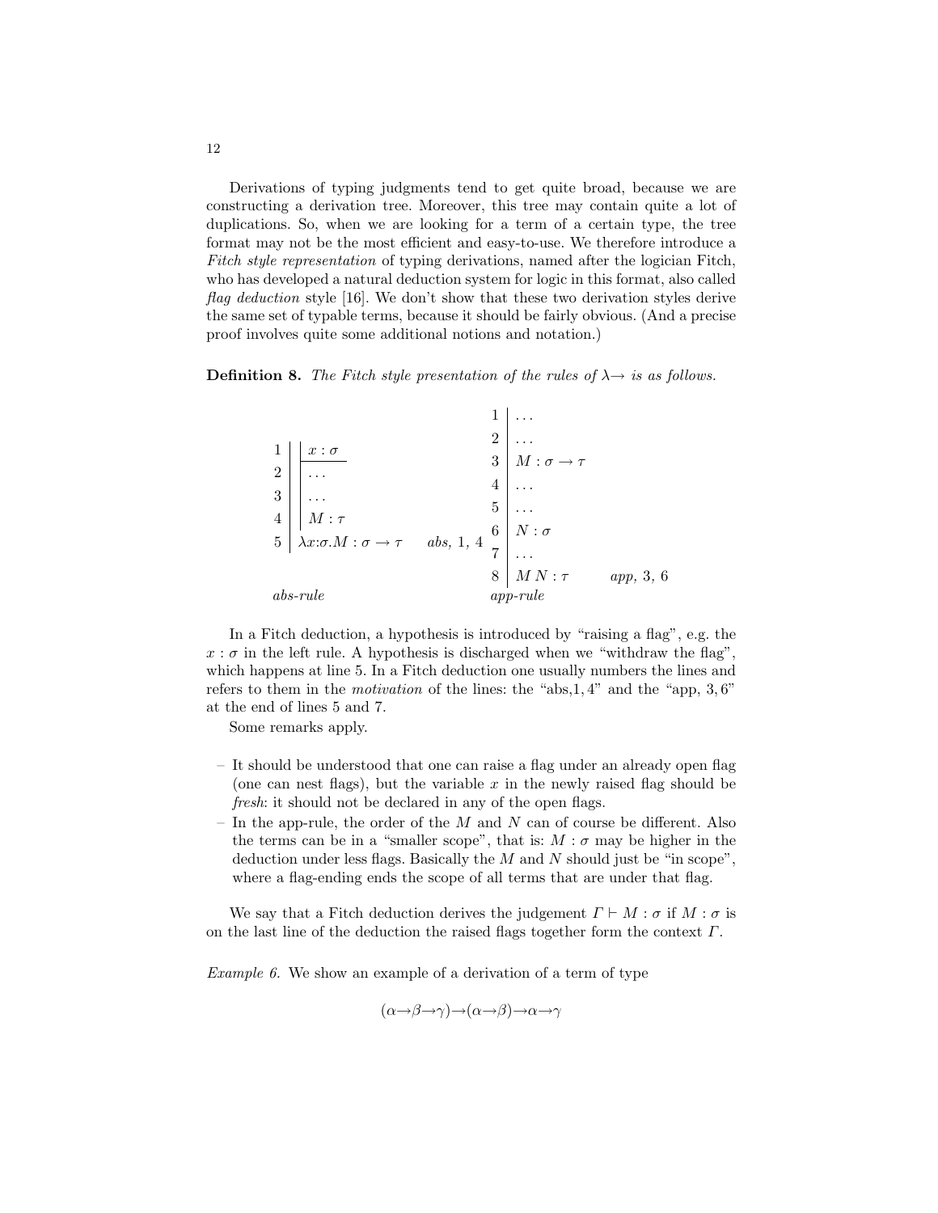Derivations of typing judgments tend to get quite broad, because we are constructing a derivation tree. Moreover, this tree may contain quite a lot of duplications. So, when we are looking for a term of a certain type, the tree format may not be the most efficient and easy-to-use. We therefore introduce a *Fitch style representation* of typing derivations, named after the logician Fitch, who has developed a natural deduction system for logic in this format, also called *flag deduction* style [16]. We don't show that these two derivation styles derive the same set of typable terms, because it should be fairly obvious. (And a precise proof involves quite some additional notions and notation.)

**Definition 8.** *The Fitch style presentation of the rules of $\lambda{\rightarrow}$ is as follows.*

*abs-rule*

```
1 | | x : σ
  | |-------
2 | | ...
3 | | ...
4 | | M : τ
5 | λx:σ.M : σ → τ      abs, 1, 4
```

*app-rule*

```
1 | ...
2 | ...
3 | M : σ → τ
4 | ...
5 | ...
6 | N : σ
7 | ...
8 | M N : τ             app, 3, 6
```

In a Fitch deduction, a hypothesis is introduced by "raising a flag", e.g. the $x : \sigma$ in the left rule. A hypothesis is discharged when we "withdraw the flag", which happens at line 5. In a Fitch deduction one usually numbers the lines and refers to them in the *motivation* of the lines: the "abs,1, 4" and the "app, 3, 6" at the end of lines 5 and 7.

Some remarks apply.

- It should be understood that one can raise a flag under an already open flag (one can nest flags), but the variable $x$ in the newly raised flag should be *fresh*: it should not be declared in any of the open flags.
- In the app-rule, the order of the $M$ and $N$ can of course be different. Also the terms can be in a "smaller scope", that is: $M : \sigma$ may be higher in the deduction under less flags. Basically the $M$ and $N$ should just be "in scope", where a flag-ending ends the scope of all terms that are under that flag.

We say that a Fitch deduction derives the judgement $\Gamma \vdash M : \sigma$ if $M : \sigma$ is on the last line of the deduction the raised flags together form the context $\Gamma$.

*Example 6.* We show an example of a derivation of a term of type

$$(\alpha{\rightarrow}\beta{\rightarrow}\gamma){\rightarrow}(\alpha{\rightarrow}\beta){\rightarrow}\alpha{\rightarrow}\gamma$$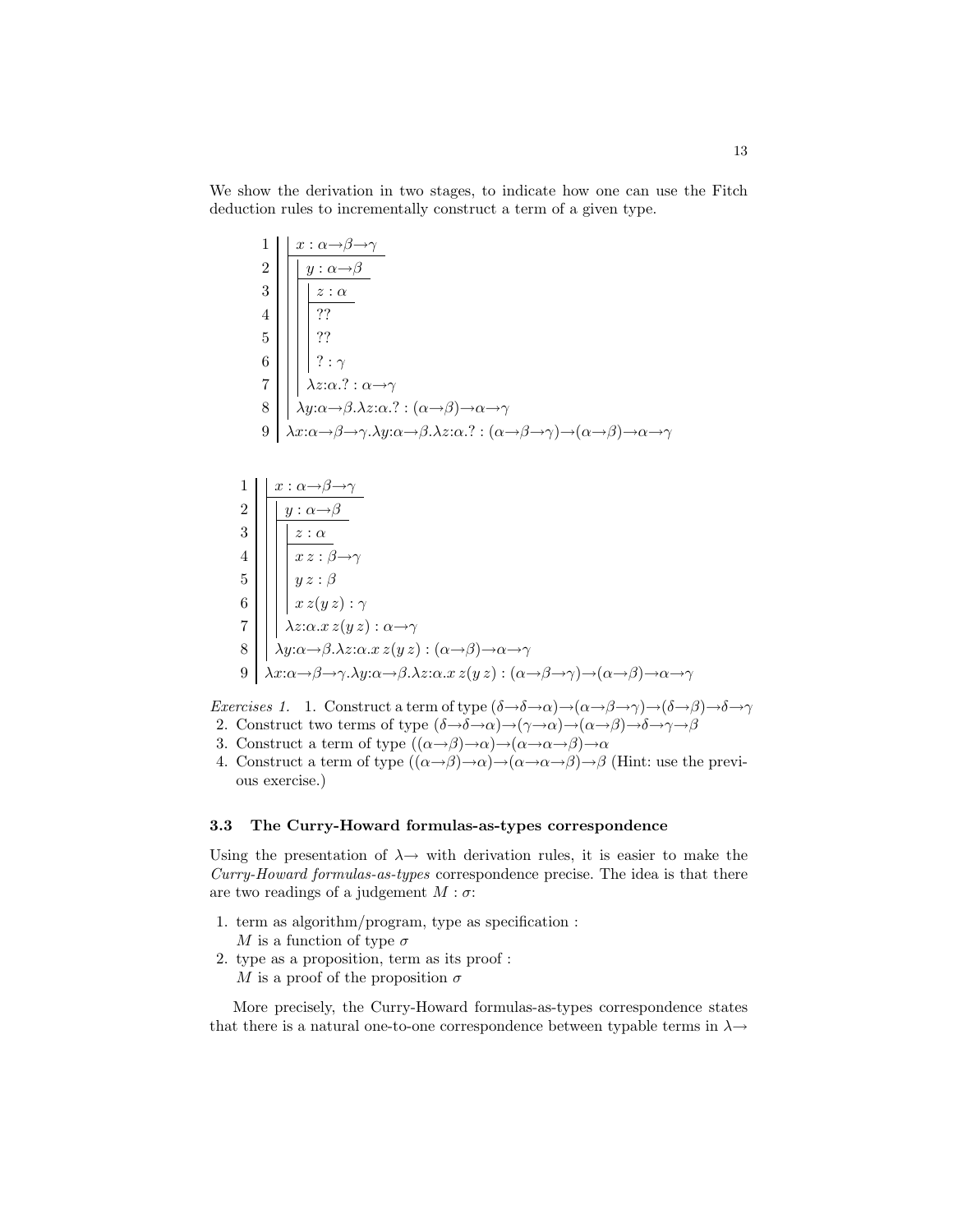We show the derivation in two stages, to indicate how one can use the Fitch deduction rules to incrementally construct a term of a given type.

$$
\begin{array}{r|l}
1 & \quad x : \alpha\to\beta\to\gamma \\
2 & \quad\quad y : \alpha\to\beta \\
3 & \quad\quad\quad z : \alpha \\
4 & \quad\quad\quad ?? \\
5 & \quad\quad\quad ?? \\
6 & \quad\quad\quad ? : \gamma \\
7 & \quad\quad \lambda z{:}\alpha.? : \alpha\to\gamma \\
8 & \quad \lambda y{:}\alpha\to\beta.\lambda z{:}\alpha.? : (\alpha\to\beta)\to\alpha\to\gamma \\
9 & \lambda x{:}\alpha\to\beta\to\gamma.\lambda y{:}\alpha\to\beta.\lambda z{:}\alpha.? : (\alpha\to\beta\to\gamma)\to(\alpha\to\beta)\to\alpha\to\gamma
\end{array}
$$

$$
\begin{array}{r|l}
1 & \quad x : \alpha\to\beta\to\gamma \\
2 & \quad\quad y : \alpha\to\beta \\
3 & \quad\quad\quad z : \alpha \\
4 & \quad\quad\quad x\,z : \beta\to\gamma \\
5 & \quad\quad\quad y\,z : \beta \\
6 & \quad\quad\quad x\,z(y\,z) : \gamma \\
7 & \quad\quad \lambda z{:}\alpha.x\,z(y\,z) : \alpha\to\gamma \\
8 & \quad \lambda y{:}\alpha\to\beta.\lambda z{:}\alpha.x\,z(y\,z) : (\alpha\to\beta)\to\alpha\to\gamma \\
9 & \lambda x{:}\alpha\to\beta\to\gamma.\lambda y{:}\alpha\to\beta.\lambda z{:}\alpha.x\,z(y\,z) : (\alpha\to\beta\to\gamma)\to(\alpha\to\beta)\to\alpha\to\gamma
\end{array}
$$

*Exercises 1.*

1. Construct a term of type $(\delta\to\delta\to\alpha)\to(\alpha\to\beta\to\gamma)\to(\delta\to\beta)\to\delta\to\gamma$
2. Construct two terms of type $(\delta\to\delta\to\alpha)\to(\gamma\to\alpha)\to(\alpha\to\beta)\to\delta\to\gamma\to\beta$
3. Construct a term of type $((\alpha\to\beta)\to\alpha)\to(\alpha\to\alpha\to\beta)\to\alpha$
4. Construct a term of type $((\alpha\to\beta)\to\alpha)\to(\alpha\to\alpha\to\beta)\to\beta$ (Hint: use the previous exercise.)

### 3.3 The Curry-Howard formulas-as-types correspondence

Using the presentation of $\lambda\to$ with derivation rules, it is easier to make the *Curry-Howard formulas-as-types* correspondence precise. The idea is that there are two readings of a judgement $M : \sigma$:

1. term as algorithm/program, type as specification :  
   $M$ is a function of type $\sigma$
2. type as a proposition, term as its proof :  
   $M$ is a proof of the proposition $\sigma$

More precisely, the Curry-Howard formulas-as-types correspondence states that there is a natural one-to-one correspondence between typable terms in $\lambda\to$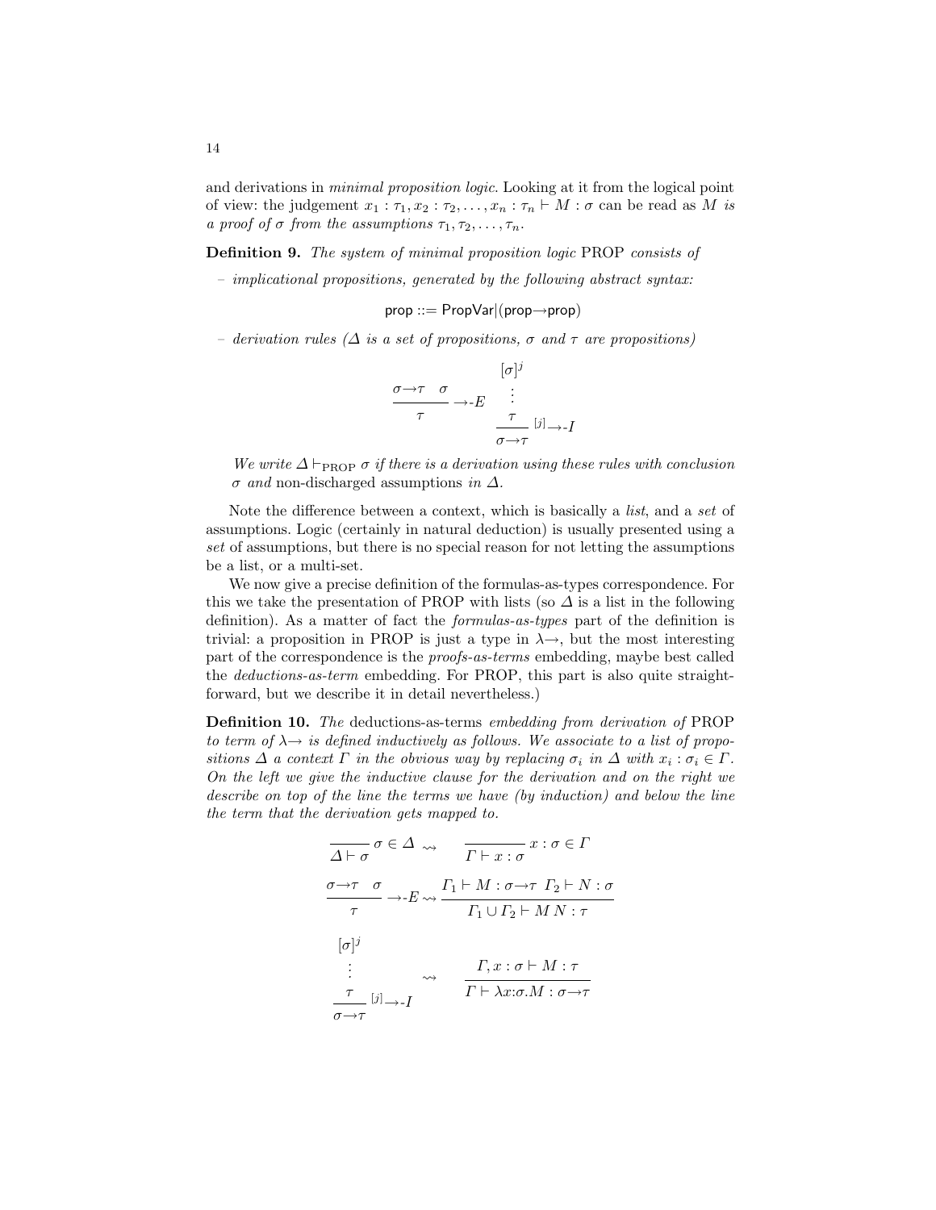and derivations in *minimal proposition logic*. Looking at it from the logical point of view: the judgement $x_1 : \tau_1, x_2 : \tau_2, \ldots, x_n : \tau_n \vdash M : \sigma$ can be read as *$M$ is a proof of $\sigma$ from the assumptions $\tau_1, \tau_2, \ldots, \tau_n$.*

**Definition 9.** *The system of minimal proposition logic* PROP *consists of*

– *implicational propositions, generated by the following abstract syntax:*

$$\mathsf{prop} ::= \mathsf{PropVar} | (\mathsf{prop} {\to} \mathsf{prop})$$

– *derivation rules ($\Delta$ is a set of propositions, $\sigma$ and $\tau$ are propositions)*

$$\frac{\sigma{\to}\tau \quad \sigma}{\tau} \to\text{-}E \qquad \begin{array}{c}[\sigma]^j \\ \vdots \\ \dfrac{\tau}{\sigma{\to}\tau}\ {}^{[j]}{\to}\text{-}I\end{array}$$

*We write $\Delta \vdash_{\text{PROP}} \sigma$ if there is a derivation using these rules with conclusion $\sigma$ and* non-discharged assumptions *in $\Delta$.*

Note the difference between a context, which is basically a *list*, and a *set* of assumptions. Logic (certainly in natural deduction) is usually presented using a *set* of assumptions, but there is no special reason for not letting the assumptions be a list, or a multi-set.

We now give a precise definition of the formulas-as-types correspondence. For this we take the presentation of PROP with lists (so $\Delta$ is a list in the following definition). As a matter of fact the *formulas-as-types* part of the definition is trivial: a proposition in PROP is just a type in $\lambda{\to}$, but the most interesting part of the correspondence is the *proofs-as-terms* embedding, maybe best called the *deductions-as-term* embedding. For PROP, this part is also quite straightforward, but we describe it in detail nevertheless.)

**Definition 10.** *The* deductions-as-terms *embedding from derivation of* PROP *to term of $\lambda{\to}$ is defined inductively as follows. We associate to a list of propositions $\Delta$ a context $\Gamma$ in the obvious way by replacing $\sigma_i$ in $\Delta$ with $x_i : \sigma_i \in \Gamma$. On the left we give the inductive clause for the derivation and on the right we describe on top of the line the terms we have (by induction) and below the line the term that the derivation gets mapped to.*

$$\frac{}{\Delta \vdash \sigma}\ \sigma \in \Delta \quad \rightsquigarrow \quad \frac{}{\Gamma \vdash x : \sigma}\ x : \sigma \in \Gamma$$

$$\frac{\sigma{\to}\tau \quad \sigma}{\tau} \to\text{-}E \rightsquigarrow \frac{\Gamma_1 \vdash M : \sigma{\to}\tau \quad \Gamma_2 \vdash N : \sigma}{\Gamma_1 \cup \Gamma_2 \vdash M\,N : \tau}$$

$$\begin{array}{c}[\sigma]^j \\ \vdots \\ \dfrac{\tau}{\sigma{\to}\tau}\ {}^{[j]}{\to}\text{-}I\end{array} \quad \rightsquigarrow \quad \frac{\Gamma, x : \sigma \vdash M : \tau}{\Gamma \vdash \lambda x{:}\sigma.M : \sigma{\to}\tau}$$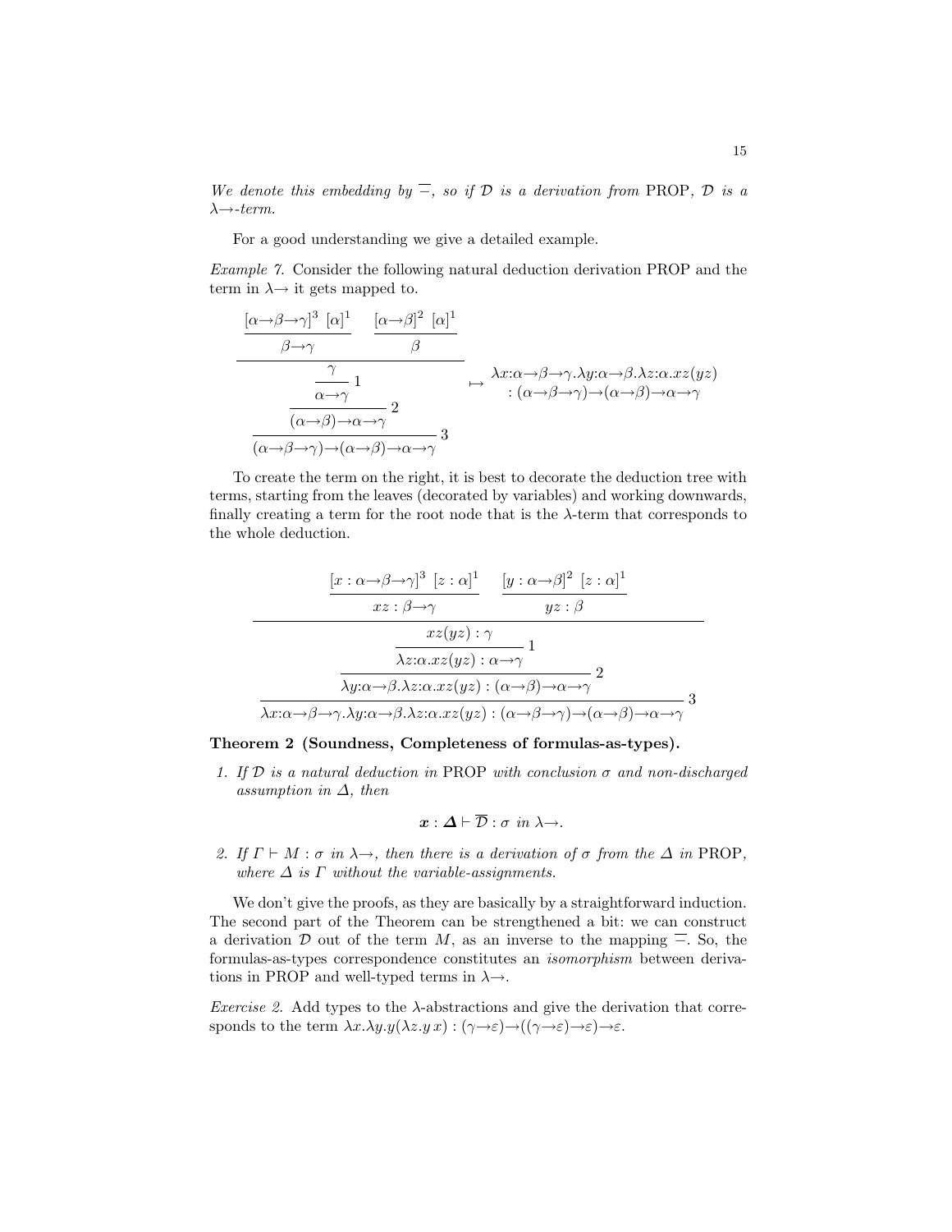*We denote this embedding by $\overline{-}$, so if $\mathcal{D}$ is a derivation from* PROP, *$\overline{\mathcal{D}}$ is a $\lambda{\to}$-term.*

For a good understanding we give a detailed example.

*Example 7.* Consider the following natural deduction derivation PROP and the term in $\lambda{\to}$ it gets mapped to.

$$
\dfrac{\dfrac{\dfrac{\dfrac{[\alpha{\to}\beta{\to}\gamma]^3 \;\; [\alpha]^1}{\beta{\to}\gamma} \qquad \dfrac{[\alpha{\to}\beta]^2 \;\; [\alpha]^1}{\beta}}{\dfrac{\gamma}{\alpha{\to}\gamma}\,1}}{(\alpha{\to}\beta){\to}\alpha{\to}\gamma}\,2}{(\alpha{\to}\beta{\to}\gamma){\to}(\alpha{\to}\beta){\to}\alpha{\to}\gamma}\,3
\quad \mapsto \quad
\begin{array}{l}\lambda x{:}\alpha{\to}\beta{\to}\gamma.\lambda y{:}\alpha{\to}\beta.\lambda z{:}\alpha.xz(yz)\\ \quad : (\alpha{\to}\beta{\to}\gamma){\to}(\alpha{\to}\beta){\to}\alpha{\to}\gamma\end{array}
$$

To create the term on the right, it is best to decorate the deduction tree with terms, starting from the leaves (decorated by variables) and working downwards, finally creating a term for the root node that is the $\lambda$-term that corresponds to the whole deduction.

$$
\dfrac{\dfrac{\dfrac{\dfrac{[x:\alpha{\to}\beta{\to}\gamma]^3 \;\; [z:\alpha]^1}{xz:\beta{\to}\gamma} \qquad \dfrac{[y:\alpha{\to}\beta]^2 \;\; [z:\alpha]^1}{yz:\beta}}{\dfrac{xz(yz):\gamma}{\lambda z{:}\alpha.xz(yz):\alpha{\to}\gamma}\,1}}{\lambda y{:}\alpha{\to}\beta.\lambda z{:}\alpha.xz(yz):(\alpha{\to}\beta){\to}\alpha{\to}\gamma}\,2}{\lambda x{:}\alpha{\to}\beta{\to}\gamma.\lambda y{:}\alpha{\to}\beta.\lambda z{:}\alpha.xz(yz):(\alpha{\to}\beta{\to}\gamma){\to}(\alpha{\to}\beta){\to}\alpha{\to}\gamma}\,3
$$

**Theorem 2 (Soundness, Completeness of formulas-as-types).**

1. *If $\mathcal{D}$ is a natural deduction in* PROP *with conclusion $\sigma$ and non-discharged assumption in $\Delta$, then*

$$\boldsymbol{x} : \boldsymbol{\Delta} \vdash \overline{\mathcal{D}} : \sigma \text{ in } \lambda{\to}.$$

2. *If $\Gamma \vdash M : \sigma$ in $\lambda{\to}$, then there is a derivation of $\sigma$ from the $\Delta$ in* PROP*, where $\Delta$ is $\Gamma$ without the variable-assignments.*

We don't give the proofs, as they are basically by a straightforward induction. The second part of the Theorem can be strengthened a bit: we can construct a derivation $\mathcal{D}$ out of the term $M$, as an inverse to the mapping $\overline{-}$. So, the formulas-as-types correspondence constitutes an *isomorphism* between derivations in PROP and well-typed terms in $\lambda{\to}$.

*Exercise 2.* Add types to the $\lambda$-abstractions and give the derivation that corresponds to the term $\lambda x.\lambda y.y(\lambda z.y\,x) : (\gamma{\to}\varepsilon){\to}((\gamma{\to}\varepsilon){\to}\varepsilon){\to}\varepsilon$.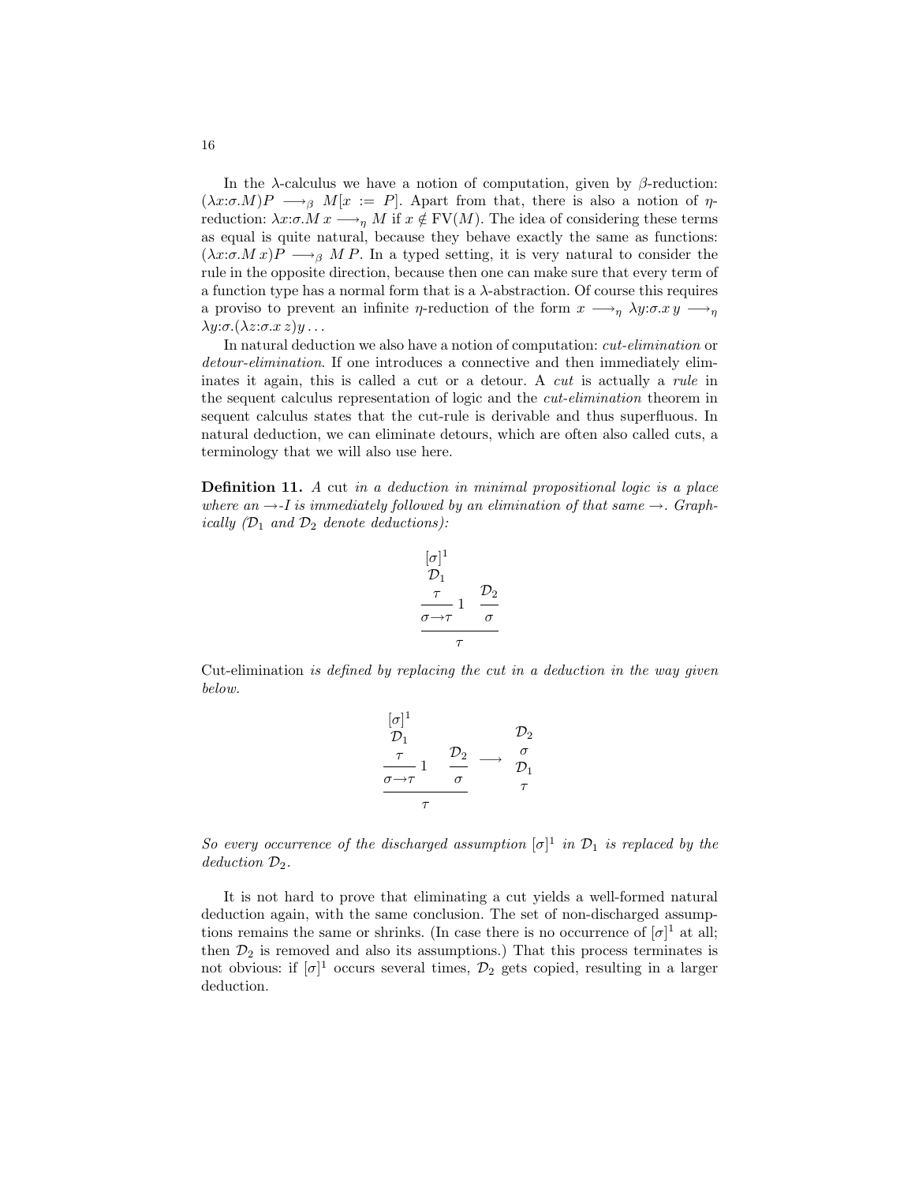In the $\lambda$-calculus we have a notion of computation, given by $\beta$-reduction: $(\lambda x{:}\sigma.M)P \longrightarrow_\beta M[x := P]$. Apart from that, there is also a notion of $\eta$-reduction: $\lambda x{:}\sigma.M\,x \longrightarrow_\eta M$ if $x \notin \mathrm{FV}(M)$. The idea of considering these terms as equal is quite natural, because they behave exactly the same as functions: $(\lambda x{:}\sigma.M\,x)P \longrightarrow_\beta M\,P$. In a typed setting, it is very natural to consider the rule in the opposite direction, because then one can make sure that every term of a function type has a normal form that is a $\lambda$-abstraction. Of course this requires a proviso to prevent an infinite $\eta$-reduction of the form $x \longrightarrow_\eta \lambda y{:}\sigma.x\,y \longrightarrow_\eta \lambda y{:}\sigma.(\lambda z{:}\sigma.x\,z)y \ldots$

In natural deduction we also have a notion of computation: *cut-elimination* or *detour-elimination*. If one introduces a connective and then immediately eliminates it again, this is called a cut or a detour. A *cut* is actually a *rule* in the sequent calculus representation of logic and the *cut-elimination* theorem in sequent calculus states that the cut-rule is derivable and thus superfluous. In natural deduction, we can eliminate detours, which are often also called cuts, a terminology that we will also use here.

**Definition 11.** *A* cut *in a deduction in minimal propositional logic is a place where an $\to$-I is immediately followed by an elimination of that same $\to$. Graphically ($\mathcal{D}_1$ and $\mathcal{D}_2$ denote deductions):*

$$
\dfrac{\dfrac{\begin{array}{c}[\sigma]^1\\ \mathcal{D}_1\\ \tau\end{array}}{\sigma\to\tau}\,1 \qquad \dfrac{\mathcal{D}_2}{\sigma}}{\tau}
$$

Cut-elimination *is defined by replacing the cut in a deduction in the way given below.*

$$
\dfrac{\dfrac{\begin{array}{c}[\sigma]^1\\ \mathcal{D}_1\\ \tau\end{array}}{\sigma\to\tau}\,1 \qquad \dfrac{\mathcal{D}_2}{\sigma}}{\tau}
\quad\longrightarrow\quad
\begin{array}{c}\mathcal{D}_2\\ \sigma\\ \mathcal{D}_1\\ \tau\end{array}
$$

*So every occurrence of the discharged assumption $[\sigma]^1$ in $\mathcal{D}_1$ is replaced by the deduction $\mathcal{D}_2$.*

It is not hard to prove that eliminating a cut yields a well-formed natural deduction again, with the same conclusion. The set of non-discharged assumptions remains the same or shrinks. (In case there is no occurrence of $[\sigma]^1$ at all; then $\mathcal{D}_2$ is removed and also its assumptions.) That this process terminates is not obvious: if $[\sigma]^1$ occurs several times, $\mathcal{D}_2$ gets copied, resulting in a larger deduction.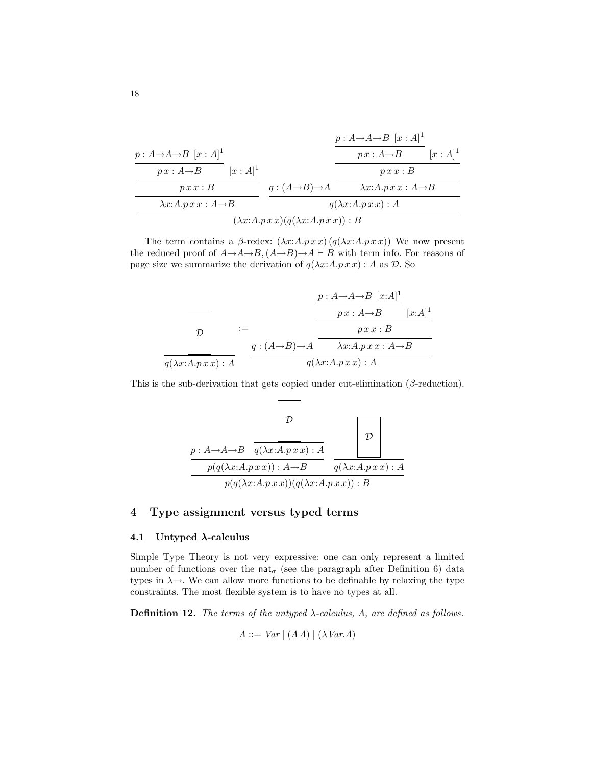$$
\dfrac{\dfrac{\dfrac{\dfrac{p : A{\to}A{\to}B \quad [x:A]^1}{p\,x : A{\to}B} \quad [x:A]^1}{p\,x\,x : B}}{\lambda x{:}A.p\,x\,x : A{\to}B} \qquad \dfrac{q : (A{\to}B){\to}A \qquad \dfrac{\dfrac{\dfrac{p : A{\to}A{\to}B \quad [x:A]^1}{p\,x : A{\to}B} \quad [x:A]^1}{p\,x\,x : B}}{\lambda x{:}A.p\,x\,x : A{\to}B}}{q(\lambda x{:}A.p\,x\,x) : A}}{(\lambda x{:}A.p\,x\,x)(q(\lambda x{:}A.p\,x\,x)) : B}
$$

The term contains a $\beta$-redex: $(\lambda x{:}A.p\,x\,x)\,(q(\lambda x{:}A.p\,x\,x))$ We now present the reduced proof of $A{\to}A{\to}B, (A{\to}B){\to}A \vdash B$ with term info. For reasons of page size we summarize the derivation of $q(\lambda x{:}A.p\,x\,x) : A$ as $\mathcal{D}$. So

$$
\dfrac{\boxed{\mathcal{D}}}{q(\lambda x{:}A.p\,x\,x) : A} \quad := \quad \dfrac{q : (A{\to}B){\to}A \qquad \dfrac{\dfrac{\dfrac{p : A{\to}A{\to}B \quad [x{:}A]^1}{p\,x : A{\to}B} \quad [x{:}A]^1}{p\,x\,x : B}}{\lambda x{:}A.p\,x\,x : A{\to}B}}{q(\lambda x{:}A.p\,x\,x) : A}
$$

This is the sub-derivation that gets copied under cut-elimination ($\beta$-reduction).

$$
\dfrac{\dfrac{p : A{\to}A{\to}B \qquad \dfrac{\boxed{\mathcal{D}}}{q(\lambda x{:}A.p\,x\,x) : A}}{p(q(\lambda x{:}A.p\,x\,x)) : A{\to}B} \qquad \dfrac{\boxed{\mathcal{D}}}{q(\lambda x{:}A.p\,x\,x) : A}}{p(q(\lambda x{:}A.p\,x\,x))(q(\lambda x{:}A.p\,x\,x)) : B}
$$

## 4 Type assignment versus typed terms

### 4.1 Untyped λ-calculus

Simple Type Theory is not very expressive: one can only represent a limited number of functions over the $\mathsf{nat}_\sigma$ (see the paragraph after Definition 6) data types in $\lambda{\to}$. We can allow more functions to be definable by relaxing the type constraints. The most flexible system is to have no types at all.

**Definition 12.** *The terms of the untyped $\lambda$-calculus, $\Lambda$, are defined as follows.*

$$
\Lambda ::= \mathit{Var} \mid (\Lambda\,\Lambda) \mid (\lambda\,\mathit{Var}.\Lambda)
$$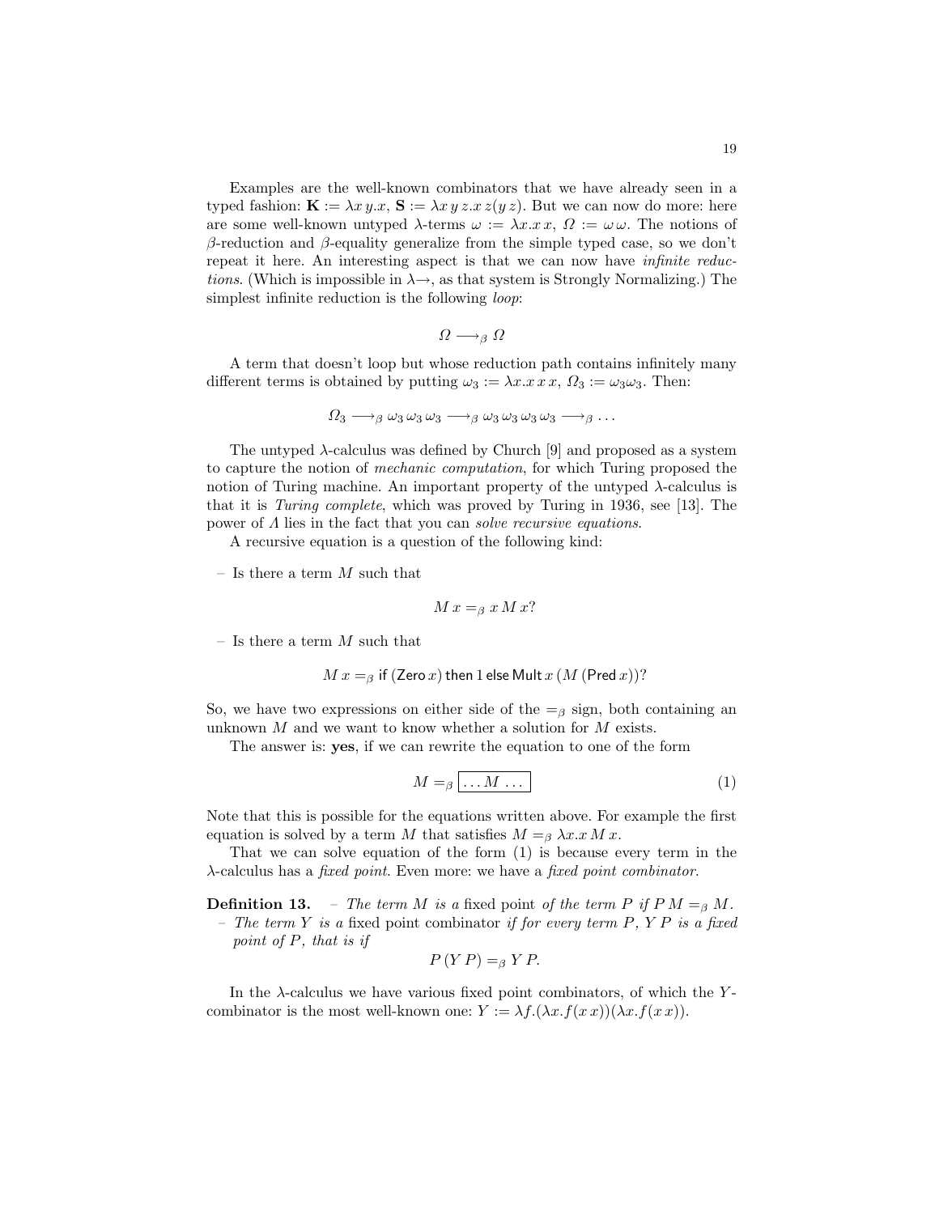Examples are the well-known combinators that we have already seen in a typed fashion: $\mathbf{K} := \lambda x\, y.x$, $\mathbf{S} := \lambda x\, y\, z.x\, z(y\, z)$. But we can now do more: here are some well-known untyped $\lambda$-terms $\omega := \lambda x.x\, x$, $\Omega := \omega\, \omega$. The notions of $\beta$-reduction and $\beta$-equality generalize from the simple typed case, so we don't repeat it here. An interesting aspect is that we can now have *infinite reductions*. (Which is impossible in $\lambda\!\!\rightarrow$, as that system is Strongly Normalizing.) The simplest infinite reduction is the following *loop*:

$$\Omega \longrightarrow_\beta \Omega$$

A term that doesn't loop but whose reduction path contains infinitely many different terms is obtained by putting $\omega_3 := \lambda x.x\, x\, x$, $\Omega_3 := \omega_3 \omega_3$. Then:

$$\Omega_3 \longrightarrow_\beta \omega_3\, \omega_3\, \omega_3 \longrightarrow_\beta \omega_3\, \omega_3\, \omega_3\, \omega_3 \longrightarrow_\beta \ldots$$

The untyped $\lambda$-calculus was defined by Church [9] and proposed as a system to capture the notion of *mechanic computation*, for which Turing proposed the notion of Turing machine. An important property of the untyped $\lambda$-calculus is that it is *Turing complete*, which was proved by Turing in 1936, see [13]. The power of $\Lambda$ lies in the fact that you can *solve recursive equations*.

A recursive equation is a question of the following kind:

– Is there a term $M$ such that

$$M\, x =_\beta x\, M\, x?$$

– Is there a term $M$ such that

$$M\, x =_\beta \mathsf{if}\ (\mathsf{Zero}\, x)\ \mathsf{then}\ 1\ \mathsf{else}\ \mathsf{Mult}\, x\, (M\, (\mathsf{Pred}\, x))?$$

So, we have two expressions on either side of the $=_\beta$ sign, both containing an unknown $M$ and we want to know whether a solution for $M$ exists.

The answer is: **yes**, if we can rewrite the equation to one of the form

$$M =_\beta \boxed{\ldots M \ldots} \tag{1}$$

Note that this is possible for the equations written above. For example the first equation is solved by a term $M$ that satisfies $M =_\beta \lambda x.x\, M\, x$.

That we can solve equation of the form (1) is because every term in the $\lambda$-calculus has a *fixed point*. Even more: we have a *fixed point combinator*.

**Definition 13.** – *The term $M$ is a* fixed point *of the term $P$ if $P\, M =_\beta M$.*
– *The term $Y$ is a* fixed point combinator *if for every term $P$, $Y\, P$ is a fixed point of $P$, that is if*

$$P\, (Y\, P) =_\beta Y\, P.$$

In the $\lambda$-calculus we have various fixed point combinators, of which the $Y$-combinator is the most well-known one: $Y := \lambda f.(\lambda x.f(x\, x))(\lambda x.f(x\, x))$.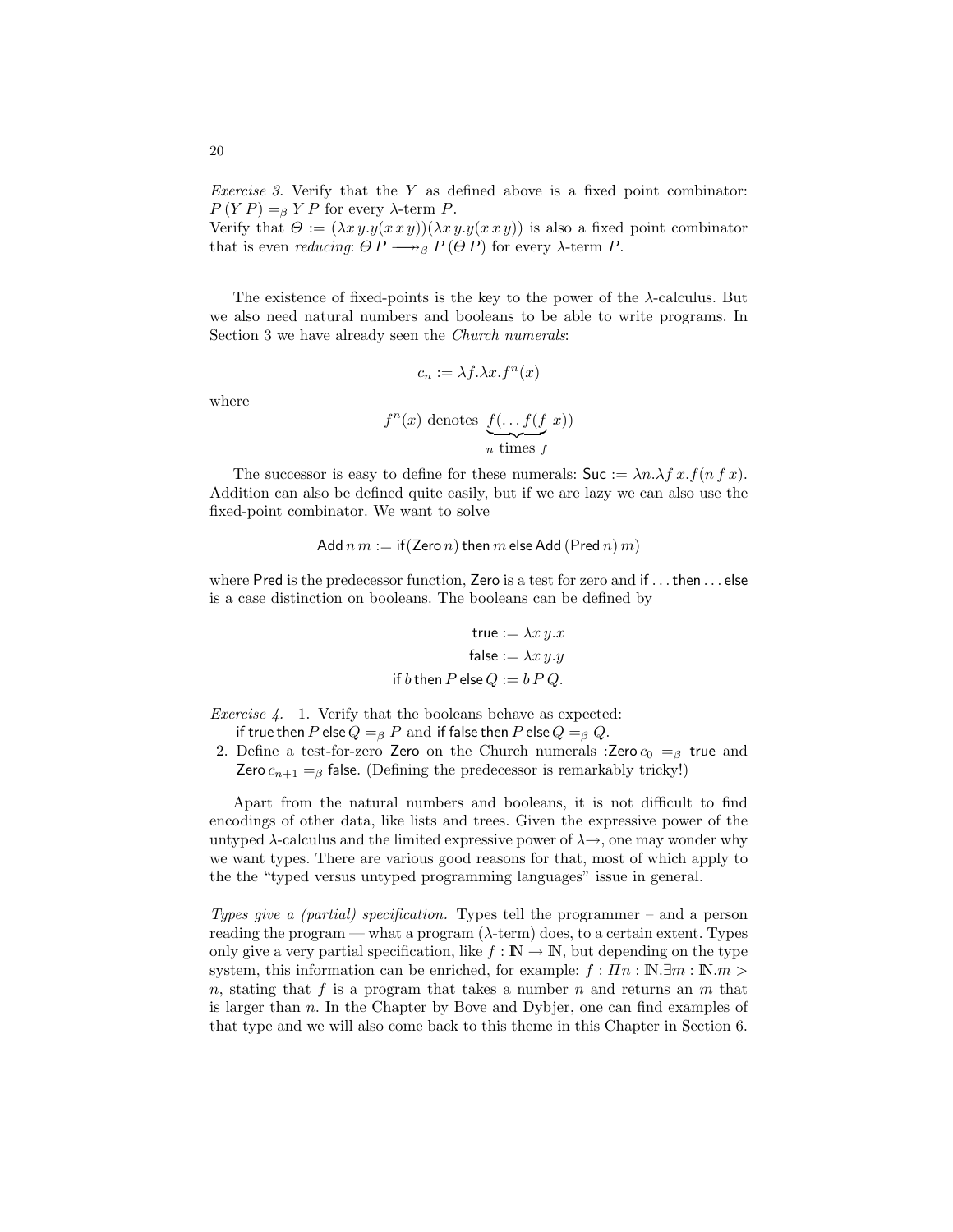*Exercise 3.* Verify that the $Y$ as defined above is a fixed point combinator: $P\,(Y\,P) =_\beta Y\,P$ for every $\lambda$-term $P$.
Verify that $\Theta := (\lambda x\,y.y(x\,x\,y))(\lambda x\,y.y(x\,x\,y))$ is also a fixed point combinator that is even *reducing*: $\Theta\,P \twoheadrightarrow_\beta P\,(\Theta\,P)$ for every $\lambda$-term $P$.

The existence of fixed-points is the key to the power of the $\lambda$-calculus. But we also need natural numbers and booleans to be able to write programs. In Section 3 we have already seen the *Church numerals*:

$$c_n := \lambda f.\lambda x.f^n(x)$$

where

$$f^n(x) \text{ denotes } \underbrace{f(\ldots f(f}_{n \text{ times } f}\ x))$$

The successor is easy to define for these numerals: $\mathsf{Suc} := \lambda n.\lambda f\,x.f(n\,f\,x)$. Addition can also be defined quite easily, but if we are lazy we can also use the fixed-point combinator. We want to solve

$$\mathsf{Add}\,n\,m := \mathsf{if}(\mathsf{Zero}\,n)\,\mathsf{then}\,m\,\mathsf{else}\,\mathsf{Add}\,(\mathsf{Pred}\,n)\,m)$$

where $\mathsf{Pred}$ is the predecessor function, $\mathsf{Zero}$ is a test for zero and $\mathsf{if}\ldots\mathsf{then}\ldots\mathsf{else}$ is a case distinction on booleans. The booleans can be defined by

$$\begin{aligned}
\mathsf{true} &:= \lambda x\,y.x \\
\mathsf{false} &:= \lambda x\,y.y \\
\mathsf{if}\,b\,\mathsf{then}\,P\,\mathsf{else}\,Q &:= b\,P\,Q.
\end{aligned}$$

*Exercise 4.*
1. Verify that the booleans behave as expected: $\mathsf{if}\,\mathsf{true}\,\mathsf{then}\,P\,\mathsf{else}\,Q =_\beta P$ and $\mathsf{if}\,\mathsf{false}\,\mathsf{then}\,P\,\mathsf{else}\,Q =_\beta Q$.
2. Define a test-for-zero $\mathsf{Zero}$ on the Church numerals :$\mathsf{Zero}\,c_0 =_\beta \mathsf{true}$ and $\mathsf{Zero}\,c_{n+1} =_\beta \mathsf{false}$. (Defining the predecessor is remarkably tricky!)

Apart from the natural numbers and booleans, it is not difficult to find encodings of other data, like lists and trees. Given the expressive power of the untyped $\lambda$-calculus and the limited expressive power of $\lambda\!\rightarrow$, one may wonder why we want types. There are various good reasons for that, most of which apply to the the "typed versus untyped programming languages" issue in general.

*Types give a (partial) specification.* Types tell the programmer – and a person reading the program — what a program ($\lambda$-term) does, to a certain extent. Types only give a very partial specification, like $f : \mathbb{N} \rightarrow \mathbb{N}$, but depending on the type system, this information can be enriched, for example: $f : \Pi n : \mathbb{N}.\exists m : \mathbb{N}.m > n$, stating that $f$ is a program that takes a number $n$ and returns an $m$ that is larger than $n$. In the Chapter by Bove and Dybjer, one can find examples of that type and we will also come back to this theme in this Chapter in Section 6.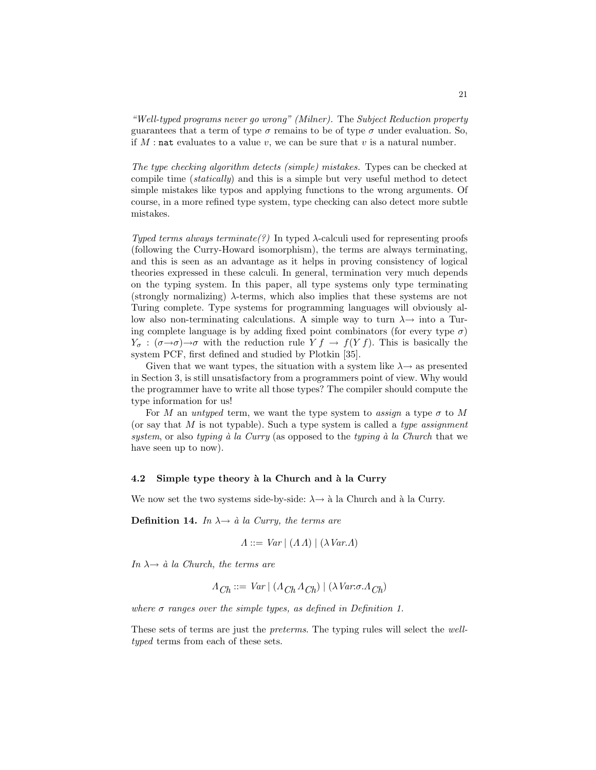*"Well-typed programs never go wrong" (Milner).* The *Subject Reduction property* guarantees that a term of type $\sigma$ remains to be of type $\sigma$ under evaluation. So, if $M : \texttt{nat}$ evaluates to a value $v$, we can be sure that $v$ is a natural number.

*The type checking algorithm detects (simple) mistakes.* Types can be checked at compile time (*statically*) and this is a simple but very useful method to detect simple mistakes like typos and applying functions to the wrong arguments. Of course, in a more refined type system, type checking can also detect more subtle mistakes.

*Typed terms always terminate(?)* In typed $\lambda$-calculi used for representing proofs (following the Curry-Howard isomorphism), the terms are always terminating, and this is seen as an advantage as it helps in proving consistency of logical theories expressed in these calculi. In general, termination very much depends on the typing system. In this paper, all type systems only type terminating (strongly normalizing) $\lambda$-terms, which also implies that these systems are not Turing complete. Type systems for programming languages will obviously allow also non-terminating calculations. A simple way to turn $\lambda\!\rightarrow$ into a Turing complete language is by adding fixed point combinators (for every type $\sigma$) $Y_\sigma : (\sigma\!\rightarrow\!\sigma)\!\rightarrow\!\sigma$ with the reduction rule $Y\,f \rightarrow f(Y\,f)$. This is basically the system PCF, first defined and studied by Plotkin [35].

Given that we want types, the situation with a system like $\lambda\!\rightarrow$ as presented in Section 3, is still unsatisfactory from a programmers point of view. Why would the programmer have to write all those types? The compiler should compute the type information for us!

For $M$ an *untyped* term, we want the type system to *assign* a type $\sigma$ to $M$ (or say that $M$ is not typable). Such a type system is called a *type assignment system*, or also *typing à la Curry* (as opposed to the *typing à la Church* that we have seen up to now).

### 4.2 Simple type theory à la Church and à la Curry

We now set the two systems side-by-side: $\lambda\!\rightarrow$ à la Church and à la Curry.

**Definition 14.** *In $\lambda\!\rightarrow$ à la Curry, the terms are*

$$\Lambda ::= \mathit{Var} \mid (\Lambda\,\Lambda) \mid (\lambda\,\mathit{Var}.\Lambda)$$

*In $\lambda\!\rightarrow$ à la Church, the terms are*

$$\Lambda_{Ch} ::= \mathit{Var} \mid (\Lambda_{Ch}\,\Lambda_{Ch}) \mid (\lambda\,\mathit{Var}{:}\sigma.\Lambda_{Ch})$$

*where $\sigma$ ranges over the simple types, as defined in Definition 1.*

These sets of terms are just the *preterms*. The typing rules will select the *well-typed* terms from each of these sets.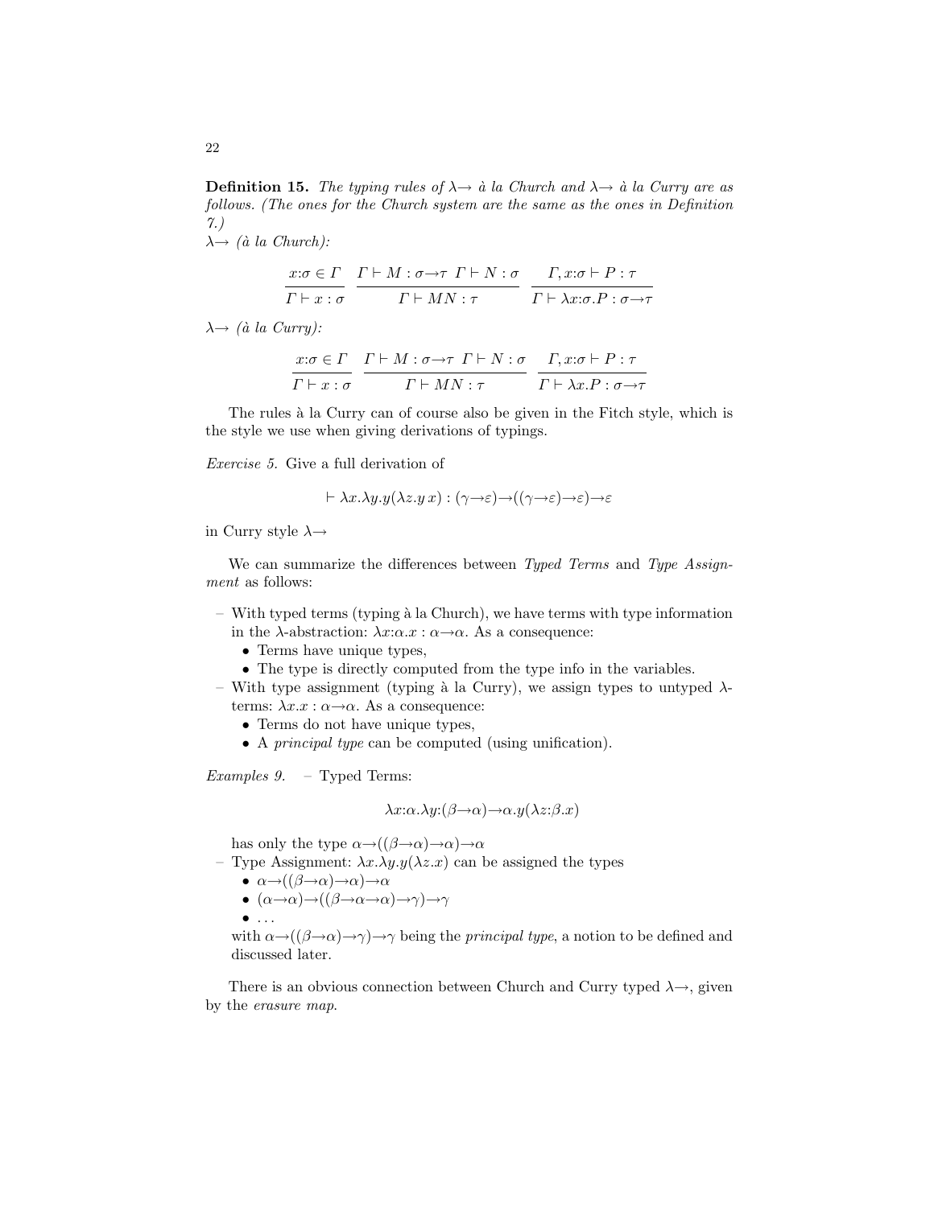**Definition 15.** *The typing rules of $\lambda\!\to$ à la Church and $\lambda\!\to$ à la Curry are as follows. (The ones for the Church system are the same as the ones in Definition 7.)*

$\lambda\!\to$ *(à la Church):*

$$\frac{x{:}\sigma \in \Gamma}{\Gamma \vdash x : \sigma} \quad \frac{\Gamma \vdash M : \sigma\to\tau \;\; \Gamma \vdash N : \sigma}{\Gamma \vdash MN : \tau} \quad \frac{\Gamma, x{:}\sigma \vdash P : \tau}{\Gamma \vdash \lambda x{:}\sigma.P : \sigma\to\tau}$$

$\lambda\!\to$ *(à la Curry):*

$$\frac{x{:}\sigma \in \Gamma}{\Gamma \vdash x : \sigma} \quad \frac{\Gamma \vdash M : \sigma\to\tau \;\; \Gamma \vdash N : \sigma}{\Gamma \vdash MN : \tau} \quad \frac{\Gamma, x{:}\sigma \vdash P : \tau}{\Gamma \vdash \lambda x.P : \sigma\to\tau}$$

The rules à la Curry can of course also be given in the Fitch style, which is the style we use when giving derivations of typings.

*Exercise 5.* Give a full derivation of

$$\vdash \lambda x.\lambda y.y(\lambda z.y\, x) : (\gamma\to\varepsilon)\to((\gamma\to\varepsilon)\to\varepsilon)\to\varepsilon$$

in Curry style $\lambda\!\to$

We can summarize the differences between *Typed Terms* and *Type Assignment* as follows:

- With typed terms (typing à la Church), we have terms with type information in the $\lambda$-abstraction: $\lambda x{:}\alpha.x : \alpha\to\alpha$. As a consequence:
  - Terms have unique types,
  - The type is directly computed from the type info in the variables.
- With type assignment (typing à la Curry), we assign types to untyped $\lambda$-terms: $\lambda x.x : \alpha\to\alpha$. As a consequence:
  - Terms do not have unique types,
  - A *principal type* can be computed (using unification).

*Examples 9.* – Typed Terms:

$$\lambda x{:}\alpha.\lambda y{:}(\beta\to\alpha)\to\alpha.y(\lambda z{:}\beta.x)$$

has only the type $\alpha\to((\beta\to\alpha)\to\alpha)\to\alpha$

– Type Assignment: $\lambda x.\lambda y.y(\lambda z.x)$ can be assigned the types
  - $\alpha\to((\beta\to\alpha)\to\alpha)\to\alpha$
  - $(\alpha\to\alpha)\to((\beta\to\alpha\to\alpha)\to\gamma)\to\gamma$
  - ...

  with $\alpha\to((\beta\to\alpha)\to\gamma)\to\gamma$ being the *principal type*, a notion to be defined and discussed later.

There is an obvious connection between Church and Curry typed $\lambda\!\to$, given by the *erasure map*.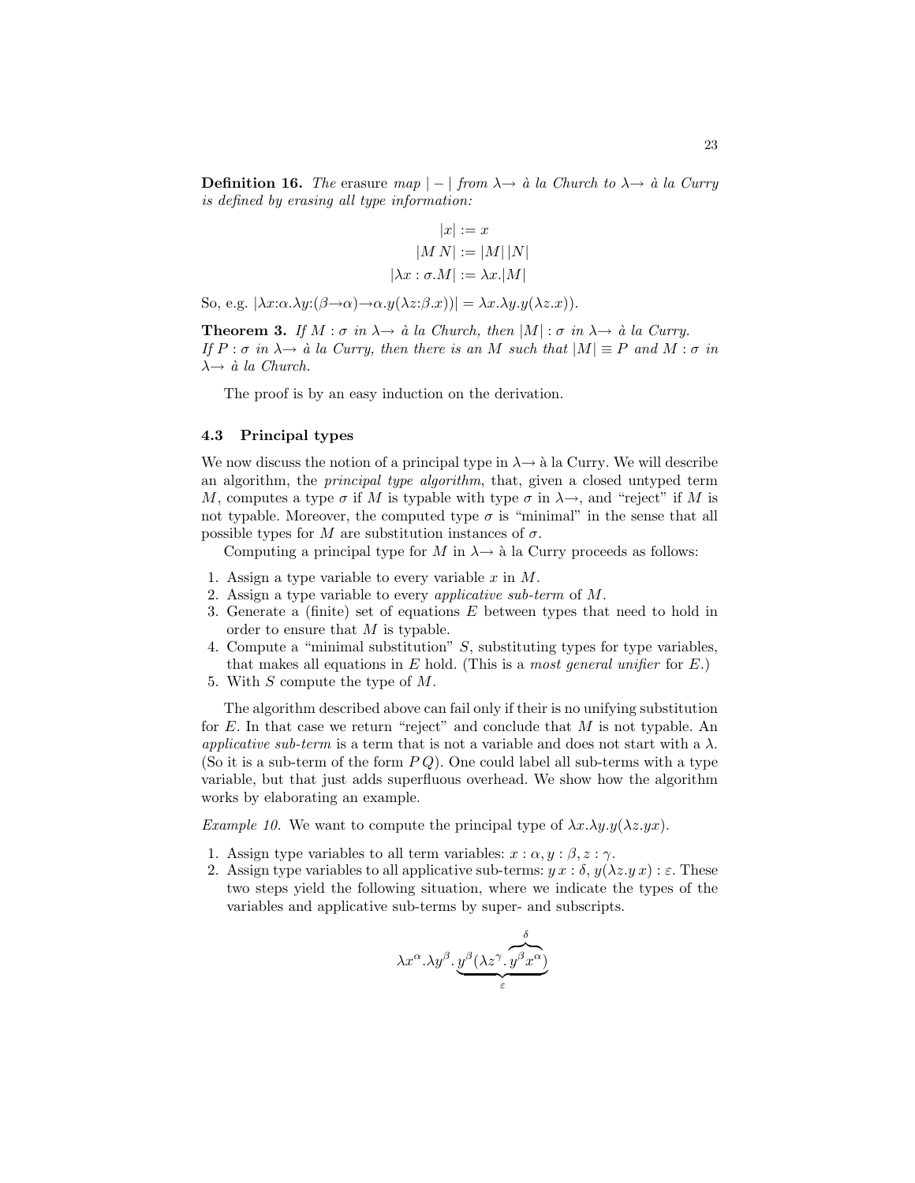**Definition 16.** *The* erasure *map* $|-|$ *from* $\lambda\!\!\to$ *à la Church to* $\lambda\!\!\to$ *à la Curry is defined by erasing all type information:*

$$|x| := x$$
$$|M\,N| := |M|\,|N|$$
$$|\lambda x : \sigma.M| := \lambda x.|M|$$

So, e.g. $|\lambda x{:}\alpha.\lambda y{:}(\beta{\to}\alpha){\to}\alpha.y(\lambda z{:}\beta.x))| = \lambda x.\lambda y.y(\lambda z.x))$.

**Theorem 3.** *If* $M : \sigma$ *in* $\lambda\!\!\to$ *à la Church, then* $|M| : \sigma$ *in* $\lambda\!\!\to$ *à la Curry.*
*If* $P : \sigma$ *in* $\lambda\!\!\to$ *à la Curry, then there is an* $M$ *such that* $|M| \equiv P$ *and* $M : \sigma$ *in* $\lambda\!\!\to$ *à la Church.*

The proof is by an easy induction on the derivation.

### 4.3 Principal types

We now discuss the notion of a principal type in $\lambda\!\!\to$ à la Curry. We will describe an algorithm, the *principal type algorithm*, that, given a closed untyped term $M$, computes a type $\sigma$ if $M$ is typable with type $\sigma$ in $\lambda\!\!\to$, and "reject" if $M$ is not typable. Moreover, the computed type $\sigma$ is "minimal" in the sense that all possible types for $M$ are substitution instances of $\sigma$.

Computing a principal type for $M$ in $\lambda\!\!\to$ à la Curry proceeds as follows:

1. Assign a type variable to every variable $x$ in $M$.
2. Assign a type variable to every *applicative sub-term* of $M$.
3. Generate a (finite) set of equations $E$ between types that need to hold in order to ensure that $M$ is typable.
4. Compute a "minimal substitution" $S$, substituting types for type variables, that makes all equations in $E$ hold. (This is a *most general unifier* for $E$.)
5. With $S$ compute the type of $M$.

The algorithm described above can fail only if their is no unifying substitution for $E$. In that case we return "reject" and conclude that $M$ is not typable. An *applicative sub-term* is a term that is not a variable and does not start with a $\lambda$. (So it is a sub-term of the form $P\,Q$). One could label all sub-terms with a type variable, but that just adds superfluous overhead. We show how the algorithm works by elaborating an example.

*Example 10.* We want to compute the principal type of $\lambda x.\lambda y.y(\lambda z.yx)$.

1. Assign type variables to all term variables: $x : \alpha, y : \beta, z : \gamma$.
2. Assign type variables to all applicative sub-terms: $y\,x : \delta$, $y(\lambda z.y\,x) : \varepsilon$. These two steps yield the following situation, where we indicate the types of the variables and applicative sub-terms by super- and subscripts.

$$\lambda x^{\alpha}.\lambda y^{\beta}.\underbrace{y^{\beta}(\lambda z^{\gamma}.\overbrace{y^{\beta}x^{\alpha}}^{\delta})}_{\varepsilon}$$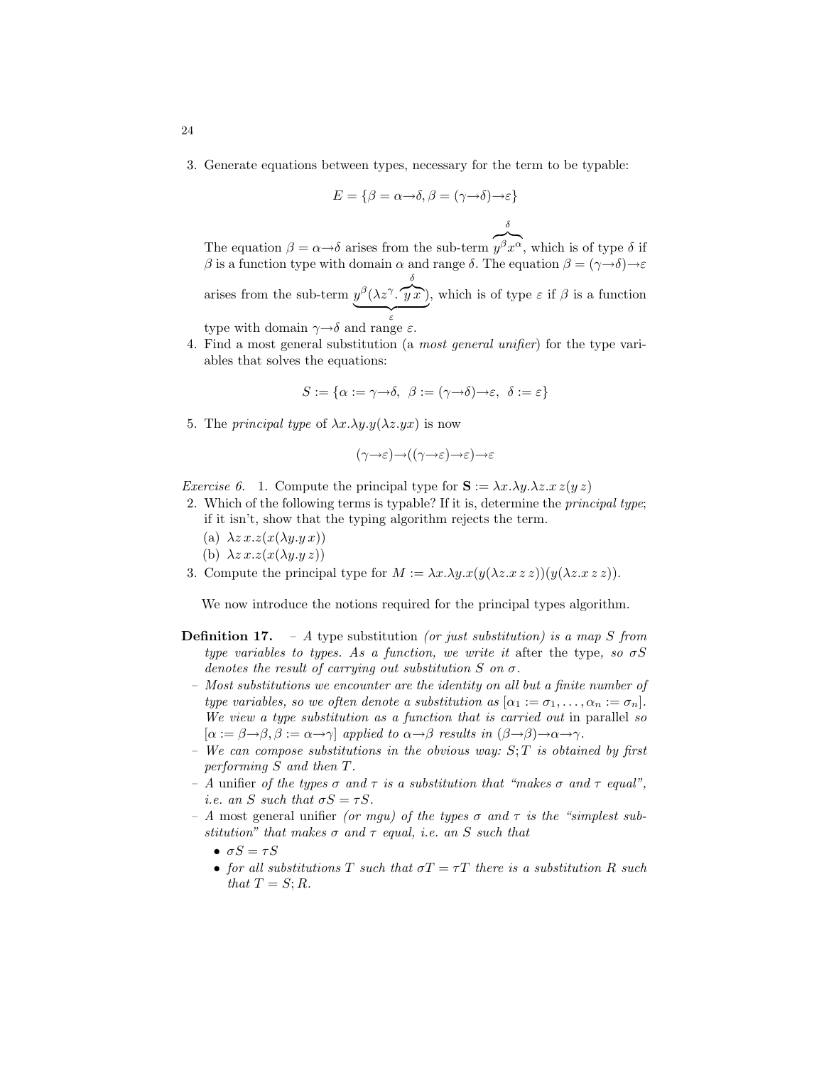3. Generate equations between types, necessary for the term to be typable:

$$E = \{\beta = \alpha \to \delta, \beta = (\gamma \to \delta) \to \varepsilon\}$$

The equation $\beta = \alpha \to \delta$ arises from the sub-term $\overbrace{y^\beta x^\alpha}^{\delta}$, which is of type $\delta$ if $\beta$ is a function type with domain $\alpha$ and range $\delta$. The equation $\beta = (\gamma \to \delta) \to \varepsilon$ arises from the sub-term $\underbrace{y^\beta(\lambda z^\gamma . \overbrace{y\, x}^{\delta})}_{\varepsilon}$, which is of type $\varepsilon$ if $\beta$ is a function type with domain $\gamma \to \delta$ and range $\varepsilon$.

4. Find a most general substitution (a *most general unifier*) for the type variables that solves the equations:

$$S := \{\alpha := \gamma \to \delta,\ \ \beta := (\gamma \to \delta) \to \varepsilon,\ \ \delta := \varepsilon\}$$

5. The *principal type* of $\lambda x.\lambda y.y(\lambda z.yx)$ is now

$$(\gamma \to \varepsilon) \to ((\gamma \to \varepsilon) \to \varepsilon) \to \varepsilon$$

*Exercise 6.* 1. Compute the principal type for $\mathbf{S} := \lambda x.\lambda y.\lambda z.x\, z(y\, z)$

2. Which of the following terms is typable? If it is, determine the *principal type*; if it isn't, show that the typing algorithm rejects the term.
   (a) $\lambda z\, x.z(x(\lambda y.y\, x))$
   (b) $\lambda z\, x.z(x(\lambda y.y\, z))$
3. Compute the principal type for $M := \lambda x.\lambda y.x(y(\lambda z.x\, z\, z))(y(\lambda z.x\, z\, z))$.

We now introduce the notions required for the principal types algorithm.

**Definition 17.** – *A* type substitution *(or just substitution) is a map $S$ from type variables to types. As a function, we write it* after the type, *so $\sigma S$ denotes the result of carrying out substitution $S$ on $\sigma$.*

– *Most substitutions we encounter are the identity on all but a finite number of type variables, so we often denote a substitution as $[\alpha_1 := \sigma_1, \ldots, \alpha_n := \sigma_n]$. We view a type substitution as a function that is carried out* in parallel *so $[\alpha := \beta \to \beta, \beta := \alpha \to \gamma]$ applied to $\alpha \to \beta$ results in $(\beta \to \beta) \to \alpha \to \gamma$.*

– *We can compose substitutions in the obvious way: $S;T$ is obtained by first performing $S$ and then $T$.*

– *A* unifier *of the types $\sigma$ and $\tau$ is a substitution that "makes $\sigma$ and $\tau$ equal", i.e. an $S$ such that $\sigma S = \tau S$.*

– *A* most general unifier *(or mgu) of the types $\sigma$ and $\tau$ is the "simplest substitution" that makes $\sigma$ and $\tau$ equal, i.e. an $S$ such that*
  - $\sigma S = \tau S$
  - *for all substitutions $T$ such that $\sigma T = \tau T$ there is a substitution $R$ such that $T = S; R$.*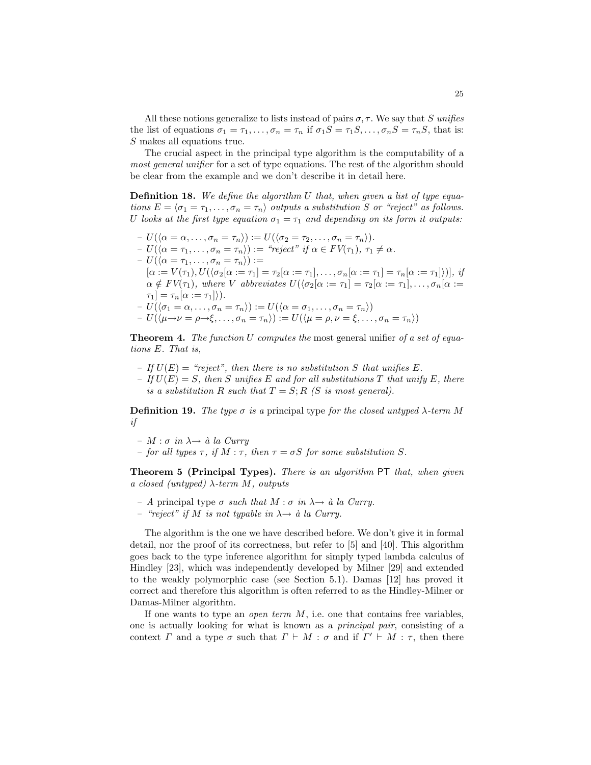All these notions generalize to lists instead of pairs $\sigma, \tau$. We say that $S$ *unifies* the list of equations $\sigma_1 = \tau_1, \ldots, \sigma_n = \tau_n$ if $\sigma_1 S = \tau_1 S, \ldots, \sigma_n S = \tau_n S$, that is: $S$ makes all equations true.

The crucial aspect in the principal type algorithm is the computability of a *most general unifier* for a set of type equations. The rest of the algorithm should be clear from the example and we don't describe it in detail here.

**Definition 18.** *We define the algorithm $U$ that, when given a list of type equations $E = \langle \sigma_1 = \tau_1, \ldots, \sigma_n = \tau_n \rangle$ outputs a substitution $S$ or "reject" as follows. $U$ looks at the first type equation $\sigma_1 = \tau_1$ and depending on its form it outputs:*

- $U(\langle \alpha = \alpha, \ldots, \sigma_n = \tau_n \rangle) := U(\langle \sigma_2 = \tau_2, \ldots, \sigma_n = \tau_n \rangle)$.
- $U(\langle \alpha = \tau_1, \ldots, \sigma_n = \tau_n \rangle) :=$ *"reject" if* $\alpha \in FV(\tau_1)$, $\tau_1 \neq \alpha$.
- $U(\langle \alpha = \tau_1, \ldots, \sigma_n = \tau_n \rangle) :=$ $[\alpha := V(\tau_1), U(\langle \sigma_2[\alpha := \tau_1] = \tau_2[\alpha := \tau_1], \ldots, \sigma_n[\alpha := \tau_1] = \tau_n[\alpha := \tau_1] \rangle)]$, *if* $\alpha \notin FV(\tau_1)$, *where $V$ abbreviates* $U(\langle \sigma_2[\alpha := \tau_1] = \tau_2[\alpha := \tau_1], \ldots, \sigma_n[\alpha := \tau_1] = \tau_n[\alpha := \tau_1] \rangle)$.
- $U(\langle \sigma_1 = \alpha, \ldots, \sigma_n = \tau_n \rangle) := U(\langle \alpha = \sigma_1, \ldots, \sigma_n = \tau_n \rangle)$
- $U(\langle \mu \to \nu = \rho \to \xi, \ldots, \sigma_n = \tau_n \rangle) := U(\langle \mu = \rho, \nu = \xi, \ldots, \sigma_n = \tau_n \rangle)$

**Theorem 4.** *The function $U$ computes the* most general unifier *of a set of equations $E$. That is,*

- *If $U(E) =$ "reject", then there is no substitution $S$ that unifies $E$.*
- *If $U(E) = S$, then $S$ unifies $E$ and for all substitutions $T$ that unify $E$, there is a substitution $R$ such that $T = S; R$ ($S$ is most general).*

**Definition 19.** *The type $\sigma$ is a* principal type *for the closed untyped $\lambda$-term $M$ if*

- *$M : \sigma$ in $\lambda\!\to$ à la Curry*
- *for all types $\tau$, if $M : \tau$, then $\tau = \sigma S$ for some substitution $S$.*

**Theorem 5 (Principal Types).** *There is an algorithm* PT *that, when given a closed (untyped) $\lambda$-term $M$, outputs*

- *A* principal type *$\sigma$ such that $M : \sigma$ in $\lambda\!\to$ à la Curry.*
- *"reject" if $M$ is not typable in $\lambda\!\to$ à la Curry.*

The algorithm is the one we have described before. We don't give it in formal detail, nor the proof of its correctness, but refer to [5] and [40]. This algorithm goes back to the type inference algorithm for simply typed lambda calculus of Hindley [23], which was independently developed by Milner [29] and extended to the weakly polymorphic case (see Section 5.1). Damas [12] has proved it correct and therefore this algorithm is often referred to as the Hindley-Milner or Damas-Milner algorithm.

If one wants to type an *open term* $M$, i.e. one that contains free variables, one is actually looking for what is known as a *principal pair*, consisting of a context $\Gamma$ and a type $\sigma$ such that $\Gamma \vdash M : \sigma$ and if $\Gamma' \vdash M : \tau$, then there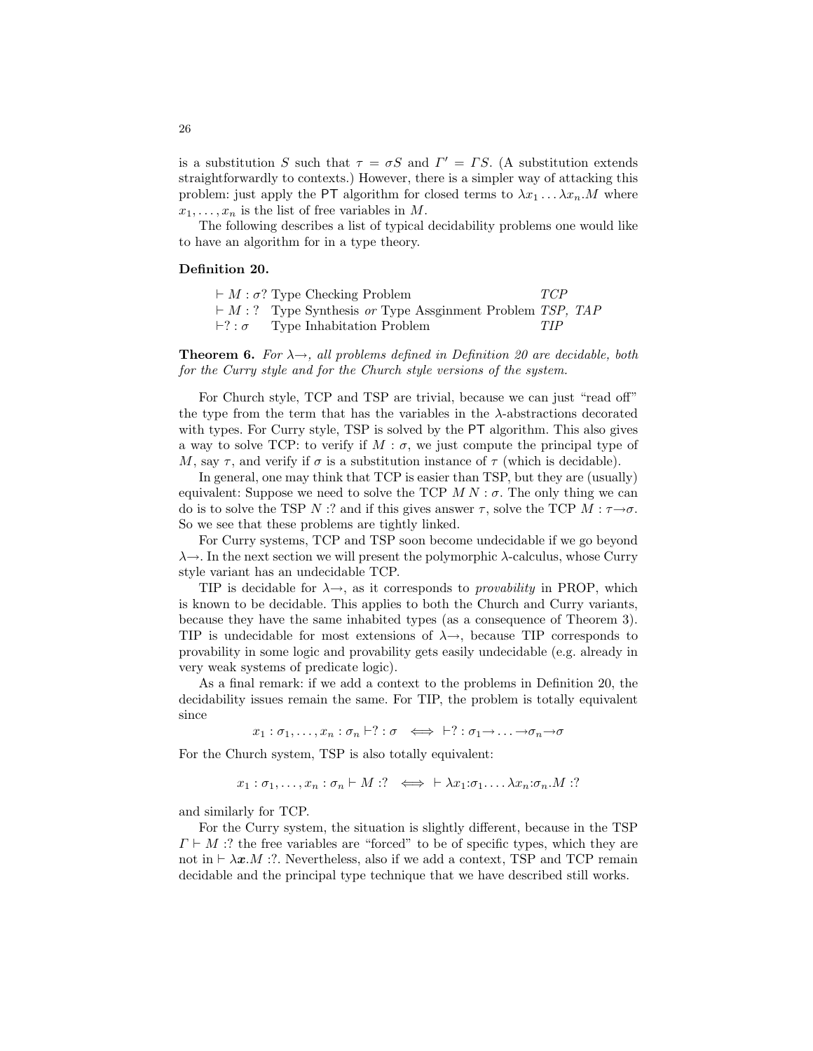is a substitution $S$ such that $\tau = \sigma S$ and $\Gamma' = \Gamma S$. (A substitution extends straightforwardly to contexts.) However, there is a simpler way of attacking this problem: just apply the $\mathsf{PT}$ algorithm for closed terms to $\lambda x_1 \ldots \lambda x_n.M$ where $x_1, \ldots, x_n$ is the list of free variables in $M$.

The following describes a list of typical decidability problems one would like to have an algorithm for in a type theory.

**Definition 20.**

| | | |
|---|---|---|
| $\vdash M : \sigma?$ | Type Checking Problem | *TCP* |
| $\vdash M : ?$ | Type Synthesis *or* Type Assginment Problem | *TSP, TAP* |
| $\vdash ? : \sigma$ | Type Inhabitation Problem | *TIP* |

**Theorem 6.** *For $\lambda\!\rightarrow$, all problems defined in Definition 20 are decidable, both for the Curry style and for the Church style versions of the system.*

For Church style, TCP and TSP are trivial, because we can just "read off" the type from the term that has the variables in the $\lambda$-abstractions decorated with types. For Curry style, TSP is solved by the $\mathsf{PT}$ algorithm. This also gives a way to solve TCP: to verify if $M : \sigma$, we just compute the principal type of $M$, say $\tau$, and verify if $\sigma$ is a substitution instance of $\tau$ (which is decidable).

In general, one may think that TCP is easier than TSP, but they are (usually) equivalent: Suppose we need to solve the TCP $M\,N : \sigma$. The only thing we can do is to solve the TSP $N$ :? and if this gives answer $\tau$, solve the TCP $M : \tau \rightarrow \sigma$. So we see that these problems are tightly linked.

For Curry systems, TCP and TSP soon become undecidable if we go beyond $\lambda\!\rightarrow$. In the next section we will present the polymorphic $\lambda$-calculus, whose Curry style variant has an undecidable TCP.

TIP is decidable for $\lambda\!\rightarrow$, as it corresponds to *provability* in PROP, which is known to be decidable. This applies to both the Church and Curry variants, because they have the same inhabited types (as a consequence of Theorem 3). TIP is undecidable for most extensions of $\lambda\!\rightarrow$, because TIP corresponds to provability in some logic and provability gets easily undecidable (e.g. already in very weak systems of predicate logic).

As a final remark: if we add a context to the problems in Definition 20, the decidability issues remain the same. For TIP, the problem is totally equivalent since

$$x_1 : \sigma_1, \ldots, x_n : \sigma_n \vdash ? : \sigma \iff \vdash ? : \sigma_1 \rightarrow \ldots \rightarrow \sigma_n \rightarrow \sigma$$

For the Church system, TSP is also totally equivalent:

$$x_1 : \sigma_1, \ldots, x_n : \sigma_n \vdash M :? \iff \vdash \lambda x_1{:}\sigma_1 . \ldots \lambda x_n{:}\sigma_n . M :?$$

and similarly for TCP.

For the Curry system, the situation is slightly different, because in the TSP $\Gamma \vdash M$ :? the free variables are "forced" to be of specific types, which they are not in $\vdash \lambda \boldsymbol{x}.M$ :?. Nevertheless, also if we add a context, TSP and TCP remain decidable and the principal type technique that we have described still works.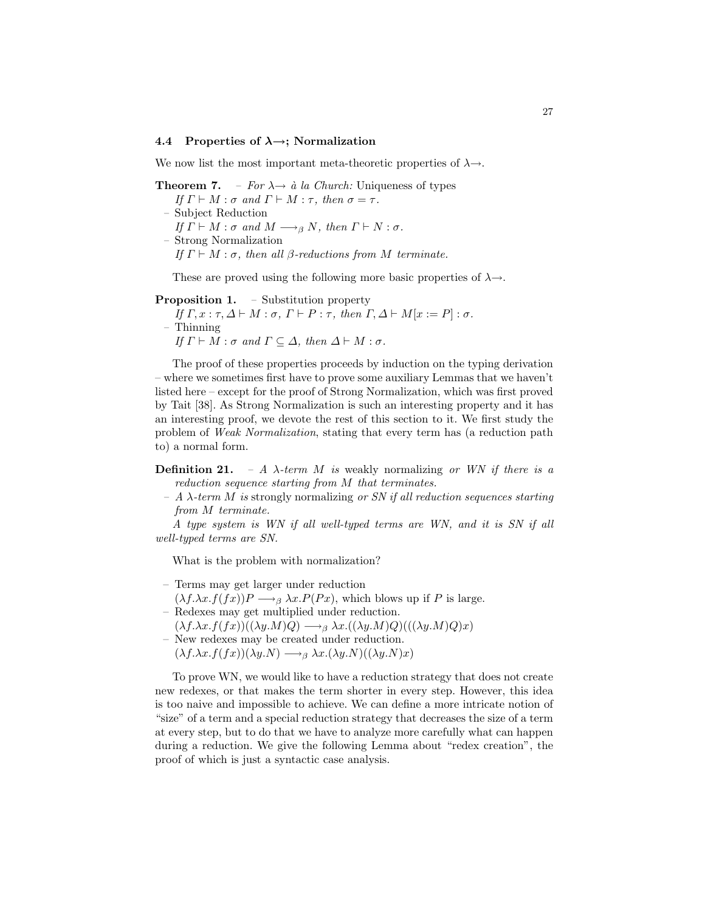### 4.4 Properties of $\lambda\!\!\to$; Normalization

We now list the most important meta-theoretic properties of $\lambda\!\!\to$.

**Theorem 7.**
- *For* $\lambda\!\!\to$ *à la Church:* Uniqueness of types
  *If* $\Gamma \vdash M : \sigma$ *and* $\Gamma \vdash M : \tau$*, then* $\sigma = \tau$*.*
- Subject Reduction
  *If* $\Gamma \vdash M : \sigma$ *and* $M \longrightarrow_\beta N$*, then* $\Gamma \vdash N : \sigma$*.*
- Strong Normalization
  *If* $\Gamma \vdash M : \sigma$*, then all* $\beta$*-reductions from* $M$ *terminate.*

These are proved using the following more basic properties of $\lambda\!\!\to$.

**Proposition 1.**
- Substitution property
  *If* $\Gamma, x : \tau, \Delta \vdash M : \sigma$*,* $\Gamma \vdash P : \tau$*, then* $\Gamma, \Delta \vdash M[x := P] : \sigma$*.*
- Thinning
  *If* $\Gamma \vdash M : \sigma$ *and* $\Gamma \subseteq \Delta$*, then* $\Delta \vdash M : \sigma$*.*

The proof of these properties proceeds by induction on the typing derivation – where we sometimes first have to prove some auxiliary Lemmas that we haven't listed here – except for the proof of Strong Normalization, which was first proved by Tait [38]. As Strong Normalization is such an interesting property and it has an interesting proof, we devote the rest of this section to it. We first study the problem of *Weak Normalization*, stating that every term has (a reduction path to) a normal form.

**Definition 21.**
- *A* $\lambda$*-term* $M$ *is* weakly normalizing *or WN if there is a reduction sequence starting from* $M$ *that terminates.*
- *A* $\lambda$*-term* $M$ *is* strongly normalizing *or SN if all reduction sequences starting from* $M$ *terminate.*

*A type system is WN if all well-typed terms are WN, and it is SN if all well-typed terms are SN.*

What is the problem with normalization?

- Terms may get larger under reduction
  $(\lambda f.\lambda x.f(fx))P \longrightarrow_\beta \lambda x.P(Px)$, which blows up if $P$ is large.
- Redexes may get multiplied under reduction.
  $(\lambda f.\lambda x.f(fx))((\lambda y.M)Q) \longrightarrow_\beta \lambda x.((\lambda y.M)Q)(((\lambda y.M)Q)x)$
- New redexes may be created under reduction.
  $(\lambda f.\lambda x.f(fx))(\lambda y.N) \longrightarrow_\beta \lambda x.(\lambda y.N)((\lambda y.N)x)$

To prove WN, we would like to have a reduction strategy that does not create new redexes, or that makes the term shorter in every step. However, this idea is too naive and impossible to achieve. We can define a more intricate notion of "size" of a term and a special reduction strategy that decreases the size of a term at every step, but to do that we have to analyze more carefully what can happen during a reduction. We give the following Lemma about "redex creation", the proof of which is just a syntactic case analysis.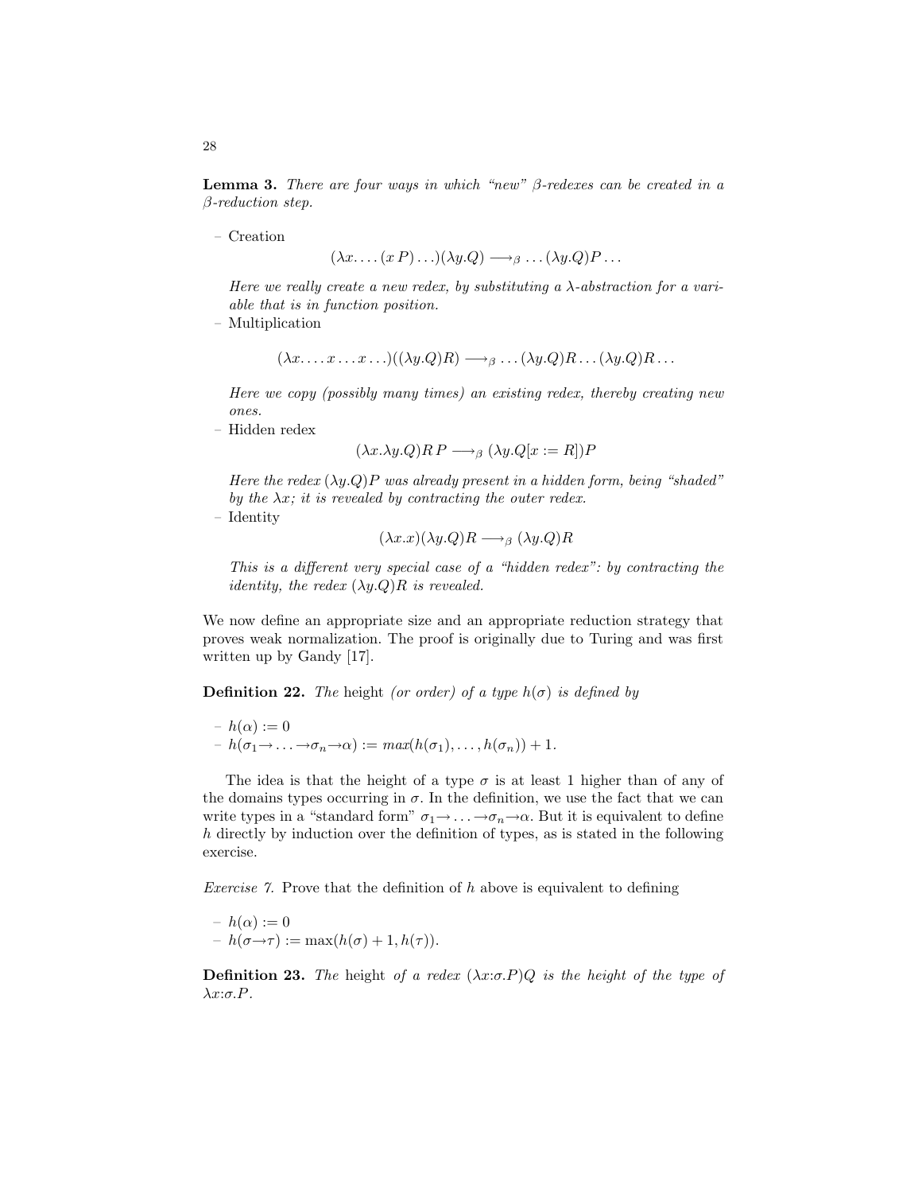**Lemma 3.** *There are four ways in which "new" β-redexes can be created in a β-reduction step.*

- Creation

$$(\lambda x. \ldots (x\, P) \ldots)(\lambda y.Q) \longrightarrow_\beta \ldots (\lambda y.Q)P \ldots$$

*Here we really create a new redex, by substituting a λ-abstraction for a variable that is in function position.*

- Multiplication

$$(\lambda x. \ldots x \ldots x \ldots)((\lambda y.Q)R) \longrightarrow_\beta \ldots (\lambda y.Q)R \ldots (\lambda y.Q)R \ldots$$

*Here we copy (possibly many times) an existing redex, thereby creating new ones.*

- Hidden redex

$$(\lambda x.\lambda y.Q)R\, P \longrightarrow_\beta (\lambda y.Q[x := R])P$$

*Here the redex $(\lambda y.Q)P$ was already present in a hidden form, being "shaded" by the $\lambda x$; it is revealed by contracting the outer redex.*

- Identity

$$(\lambda x.x)(\lambda y.Q)R \longrightarrow_\beta (\lambda y.Q)R$$

*This is a different very special case of a "hidden redex": by contracting the identity, the redex $(\lambda y.Q)R$ is revealed.*

We now define an appropriate size and an appropriate reduction strategy that proves weak normalization. The proof is originally due to Turing and was first written up by Gandy [17].

**Definition 22.** *The* height *(or order) of a type $h(\sigma)$ is defined by*

- $h(\alpha) := 0$
- $h(\sigma_1 \to \ldots \to \sigma_n \to \alpha) := max(h(\sigma_1), \ldots, h(\sigma_n)) + 1.$

The idea is that the height of a type $\sigma$ is at least 1 higher than of any of the domains types occurring in $\sigma$. In the definition, we use the fact that we can write types in a "standard form" $\sigma_1 \to \ldots \to \sigma_n \to \alpha$. But it is equivalent to define $h$ directly by induction over the definition of types, as is stated in the following exercise.

*Exercise 7.* Prove that the definition of $h$ above is equivalent to defining

- $h(\alpha) := 0$
- $h(\sigma \to \tau) := \max(h(\sigma) + 1, h(\tau)).$

**Definition 23.** *The* height *of a redex $(\lambda x{:}\sigma.P)Q$ is the height of the type of $\lambda x{:}\sigma.P$.*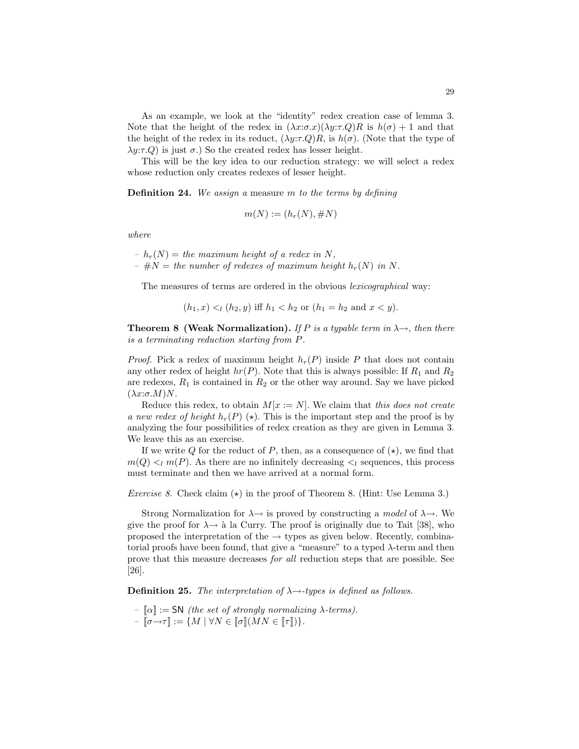As an example, we look at the "identity" redex creation case of lemma 3. Note that the height of the redex in $(\lambda x{:}\sigma.x)(\lambda y{:}\tau.Q)R$ is $h(\sigma)+1$ and that the height of the redex in its reduct, $(\lambda y{:}\tau.Q)R$, is $h(\sigma)$. (Note that the type of $\lambda y{:}\tau.Q)$ is just $\sigma$.) So the created redex has lesser height.

This will be the key idea to our reduction strategy: we will select a redex whose reduction only creates redexes of lesser height.

**Definition 24.** *We assign a* measure $m$ *to the terms by defining*

$$m(N) := (h_r(N), \#N)$$

*where*

- $h_r(N) =$ *the maximum height of a redex in* $N$,
- $\#N =$ *the number of redexes of maximum height* $h_r(N)$ *in* $N$.

The measures of terms are ordered in the obvious *lexicographical* way:

$$(h_1, x) <_l (h_2, y) \text{ iff } h_1 < h_2 \text{ or } (h_1 = h_2 \text{ and } x < y).$$

**Theorem 8 (Weak Normalization).** *If $P$ is a typable term in $\lambda\!\rightarrow$, then there is a terminating reduction starting from $P$.*

*Proof.* Pick a redex of maximum height $h_r(P)$ inside $P$ that does not contain any other redex of height $hr(P)$. Note that this is always possible: If $R_1$ and $R_2$ are redexes, $R_1$ is contained in $R_2$ or the other way around. Say we have picked $(\lambda x{:}\sigma.M)N$.

Reduce this redex, to obtain $M[x := N]$. We claim that *this does not create a new redex of height $h_r(P)$* $(\star)$. This is the important step and the proof is by analyzing the four possibilities of redex creation as they are given in Lemma 3. We leave this as an exercise.

If we write $Q$ for the reduct of $P$, then, as a consequence of $(\star)$, we find that $m(Q) <_l m(P)$. As there are no infinitely decreasing $<_l$ sequences, this process must terminate and then we have arrived at a normal form.

*Exercise 8.* Check claim $(\star)$ in the proof of Theorem 8. (Hint: Use Lemma 3.)

Strong Normalization for $\lambda\!\rightarrow$ is proved by constructing a *model* of $\lambda\!\rightarrow$. We give the proof for $\lambda\!\rightarrow$ à la Curry. The proof is originally due to Tait [38], who proposed the interpretation of the $\rightarrow$ types as given below. Recently, combinatorial proofs have been found, that give a "measure" to a typed $\lambda$-term and then prove that this measure decreases *for all* reduction steps that are possible. See [26].

**Definition 25.** *The interpretation of $\lambda\!\rightarrow$-types is defined as follows.*

- $[\![\alpha]\!] := \mathsf{SN}$ *(the set of strongly normalizing $\lambda$-terms).*
- $[\![\sigma\rightarrow\tau]\!] := \{M \mid \forall N \in [\![\sigma]\!](MN \in [\![\tau]\!])\}$.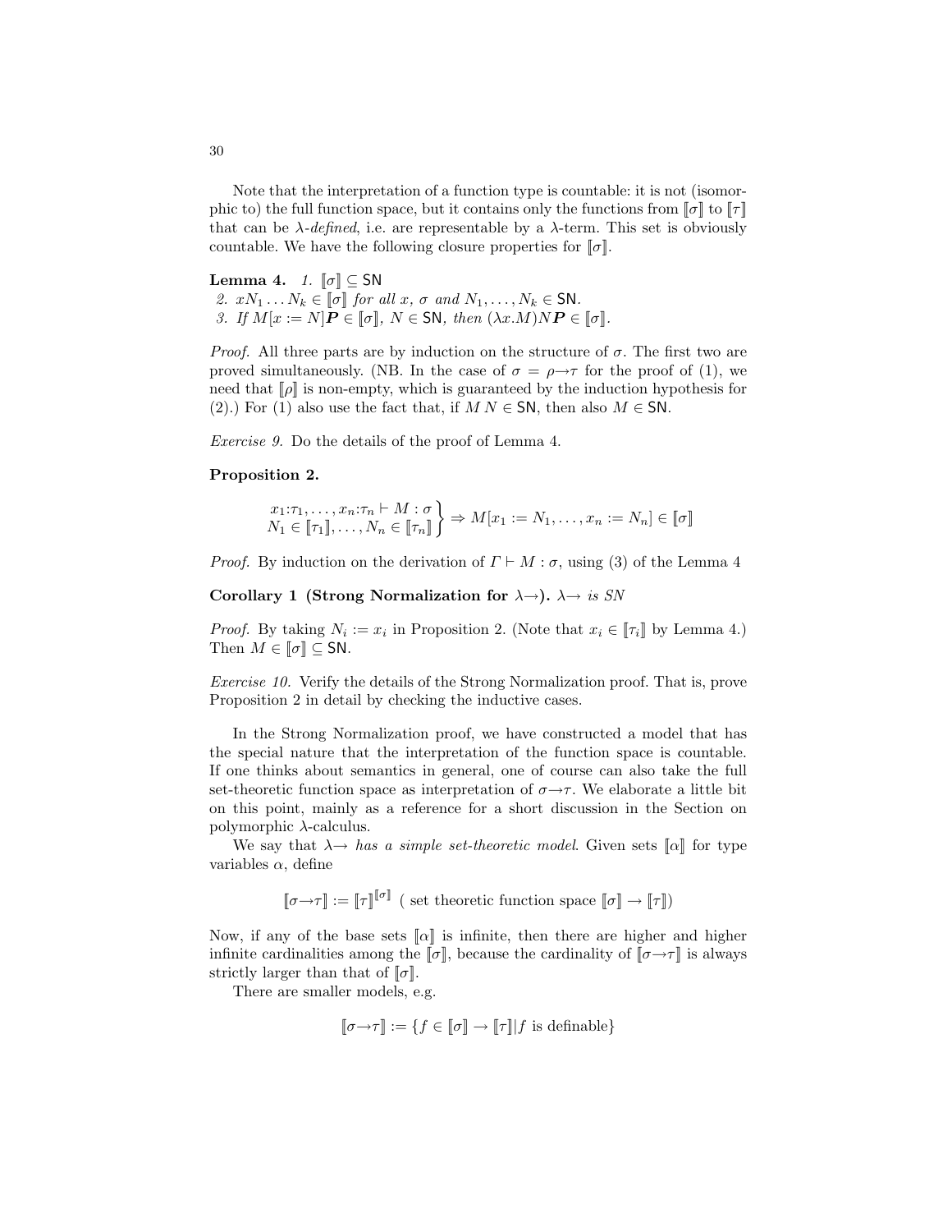Note that the interpretation of a function type is countable: it is not (isomorphic to) the full function space, but it contains only the functions from $\llbracket\sigma\rrbracket$ to $\llbracket\tau\rrbracket$ that can be $\lambda$-*defined*, i.e. are representable by a $\lambda$-term. This set is obviously countable. We have the following closure properties for $\llbracket\sigma\rrbracket$.

**Lemma 4.** *1.* $\llbracket\sigma\rrbracket \subseteq \mathsf{SN}$

*2.* $xN_1 \ldots N_k \in \llbracket\sigma\rrbracket$ *for all* $x$*,* $\sigma$ *and* $N_1, \ldots, N_k \in \mathsf{SN}$*.*

*3. If* $M[x := N]\boldsymbol{P} \in \llbracket\sigma\rrbracket$*,* $N \in \mathsf{SN}$*, then* $(\lambda x.M)N\boldsymbol{P} \in \llbracket\sigma\rrbracket$*.*

*Proof.* All three parts are by induction on the structure of $\sigma$. The first two are proved simultaneously. (NB. In the case of $\sigma = \rho{\to}\tau$ for the proof of (1), we need that $\llbracket\rho\rrbracket$ is non-empty, which is guaranteed by the induction hypothesis for (2).) For (1) also use the fact that, if $M\,N \in \mathsf{SN}$, then also $M \in \mathsf{SN}$.

*Exercise 9.* Do the details of the proof of Lemma 4.

**Proposition 2.**

$$\left.\begin{array}{c} x_1{:}\tau_1, \ldots, x_n{:}\tau_n \vdash M : \sigma \\ N_1 \in \llbracket\tau_1\rrbracket, \ldots, N_n \in \llbracket\tau_n\rrbracket \end{array}\right\} \Rightarrow M[x_1 := N_1, \ldots, x_n := N_n] \in \llbracket\sigma\rrbracket$$

*Proof.* By induction on the derivation of $\Gamma \vdash M : \sigma$, using (3) of the Lemma 4

**Corollary 1 (Strong Normalization for $\lambda{\to}$).** *$\lambda{\to}$ is SN*

*Proof.* By taking $N_i := x_i$ in Proposition 2. (Note that $x_i \in \llbracket\tau_i\rrbracket$ by Lemma 4.) Then $M \in \llbracket\sigma\rrbracket \subseteq \mathsf{SN}$.

*Exercise 10.* Verify the details of the Strong Normalization proof. That is, prove Proposition 2 in detail by checking the inductive cases.

In the Strong Normalization proof, we have constructed a model that has the special nature that the interpretation of the function space is countable. If one thinks about semantics in general, one of course can also take the full set-theoretic function space as interpretation of $\sigma{\to}\tau$. We elaborate a little bit on this point, mainly as a reference for a short discussion in the Section on polymorphic $\lambda$-calculus.

We say that $\lambda{\to}$ *has a simple set-theoretic model*. Given sets $\llbracket\alpha\rrbracket$ for type variables $\alpha$, define

$$\llbracket\sigma{\to}\tau\rrbracket := \llbracket\tau\rrbracket^{\llbracket\sigma\rrbracket} \ \text{( set theoretic function space } \llbracket\sigma\rrbracket \to \llbracket\tau\rrbracket\text{)}$$

Now, if any of the base sets $\llbracket\alpha\rrbracket$ is infinite, then there are higher and higher infinite cardinalities among the $\llbracket\sigma\rrbracket$, because the cardinality of $\llbracket\sigma{\to}\tau\rrbracket$ is always strictly larger than that of $\llbracket\sigma\rrbracket$.

There are smaller models, e.g.

$$\llbracket\sigma{\to}\tau\rrbracket := \{f \in \llbracket\sigma\rrbracket \to \llbracket\tau\rrbracket \mid f \text{ is definable}\}$$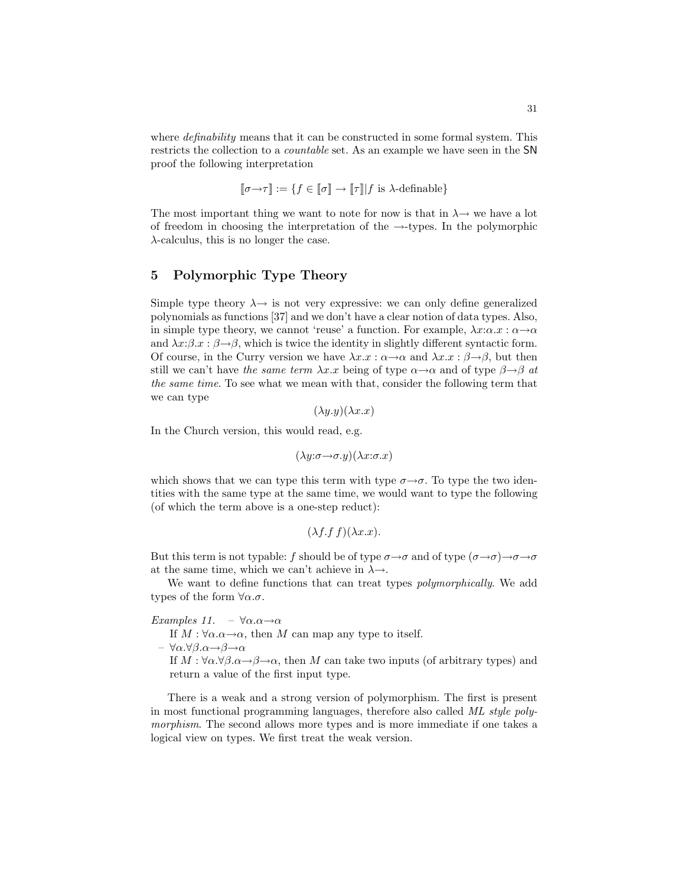where *definability* means that it can be constructed in some formal system. This restricts the collection to a *countable* set. As an example we have seen in the SN proof the following interpretation

$$[\![\sigma{\rightarrow}\tau]\!] := \{f \in [\![\sigma]\!] \rightarrow [\![\tau]\!] | f \text{ is } \lambda\text{-definable}\}$$

The most important thing we want to note for now is that in $\lambda{\rightarrow}$ we have a lot of freedom in choosing the interpretation of the $\rightarrow$-types. In the polymorphic $\lambda$-calculus, this is no longer the case.

## 5 Polymorphic Type Theory

Simple type theory $\lambda{\rightarrow}$ is not very expressive: we can only define generalized polynomials as functions [37] and we don't have a clear notion of data types. Also, in simple type theory, we cannot 'reuse' a function. For example, $\lambda x{:}\alpha.x : \alpha{\rightarrow}\alpha$ and $\lambda x{:}\beta.x : \beta{\rightarrow}\beta$, which is twice the identity in slightly different syntactic form. Of course, in the Curry version we have $\lambda x.x : \alpha{\rightarrow}\alpha$ and $\lambda x.x : \beta{\rightarrow}\beta$, but then still we can't have *the same term* $\lambda x.x$ being of type $\alpha{\rightarrow}\alpha$ and of type $\beta{\rightarrow}\beta$ *at the same time*. To see what we mean with that, consider the following term that we can type

$$(\lambda y.y)(\lambda x.x)$$

In the Church version, this would read, e.g.

$$(\lambda y{:}\sigma{\rightarrow}\sigma.y)(\lambda x{:}\sigma.x)$$

which shows that we can type this term with type $\sigma{\rightarrow}\sigma$. To type the two identities with the same type at the same time, we would want to type the following (of which the term above is a one-step reduct):

$$(\lambda f.f\,f)(\lambda x.x).$$

But this term is not typable: $f$ should be of type $\sigma{\rightarrow}\sigma$ and of type $(\sigma{\rightarrow}\sigma){\rightarrow}\sigma{\rightarrow}\sigma$ at the same time, which we can't achieve in $\lambda{\rightarrow}$.

We want to define functions that can treat types *polymorphically*. We add types of the form $\forall\alpha.\sigma$.

*Examples 11.*
- $\forall\alpha.\alpha{\rightarrow}\alpha$
  If $M : \forall\alpha.\alpha{\rightarrow}\alpha$, then $M$ can map any type to itself.
- $\forall\alpha.\forall\beta.\alpha{\rightarrow}\beta{\rightarrow}\alpha$
  If $M : \forall\alpha.\forall\beta.\alpha{\rightarrow}\beta{\rightarrow}\alpha$, then $M$ can take two inputs (of arbitrary types) and return a value of the first input type.

There is a weak and a strong version of polymorphism. The first is present in most functional programming languages, therefore also called *ML style polymorphism*. The second allows more types and is more immediate if one takes a logical view on types. We first treat the weak version.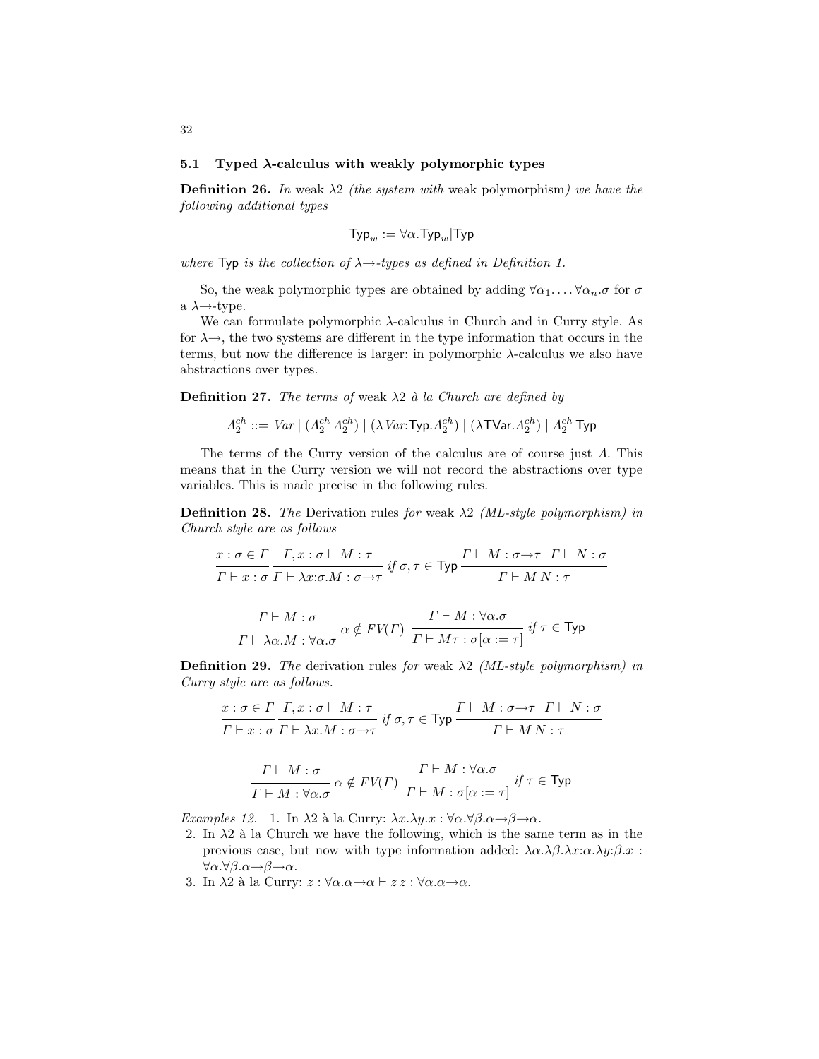### 5.1 Typed λ-calculus with weakly polymorphic types

**Definition 26.** *In* weak λ2 *(the system with* weak polymorphism*) we have the following additional types*

$$\mathsf{Typ}_w := \forall\alpha.\mathsf{Typ}_w | \mathsf{Typ}$$

*where* Typ *is the collection of* $\lambda\!\to$*-types as defined in Definition 1.*

So, the weak polymorphic types are obtained by adding $\forall\alpha_1.\ldots\forall\alpha_n.\sigma$ for $\sigma$ a $\lambda\!\to$-type.

We can formulate polymorphic λ-calculus in Church and in Curry style. As for $\lambda\!\to$, the two systems are different in the type information that occurs in the terms, but now the difference is larger: in polymorphic λ-calculus we also have abstractions over types.

**Definition 27.** *The terms of* weak λ2 *à la Church are defined by*

$$\Lambda_2^{ch} ::= Var \mid (\Lambda_2^{ch}\,\Lambda_2^{ch}) \mid (\lambda Var{:}\mathsf{Typ}.\Lambda_2^{ch}) \mid (\lambda \mathsf{TVar}.\Lambda_2^{ch}) \mid \Lambda_2^{ch}\,\mathsf{Typ}$$

The terms of the Curry version of the calculus are of course just $\Lambda$. This means that in the Curry version we will not record the abstractions over type variables. This is made precise in the following rules.

**Definition 28.** *The* Derivation rules *for* weak λ2 *(ML-style polymorphism) in Church style are as follows*

$$\frac{x:\sigma \in \Gamma}{\Gamma \vdash x:\sigma} \quad \frac{\Gamma, x:\sigma \vdash M:\tau}{\Gamma \vdash \lambda x{:}\sigma.M : \sigma\!\to\!\tau}\ \text{if } \sigma,\tau \in \mathsf{Typ} \quad \frac{\Gamma \vdash M:\sigma\!\to\!\tau \quad \Gamma \vdash N:\sigma}{\Gamma \vdash M\,N:\tau}$$

$$\frac{\Gamma \vdash M:\sigma}{\Gamma \vdash \lambda\alpha.M : \forall\alpha.\sigma}\ \alpha \notin FV(\Gamma) \quad \frac{\Gamma \vdash M:\forall\alpha.\sigma}{\Gamma \vdash M\tau : \sigma[\alpha := \tau]}\ \text{if } \tau \in \mathsf{Typ}$$

**Definition 29.** *The* derivation rules *for* weak λ2 *(ML-style polymorphism) in Curry style are as follows.*

$$\frac{x:\sigma \in \Gamma}{\Gamma \vdash x:\sigma} \quad \frac{\Gamma, x:\sigma \vdash M:\tau}{\Gamma \vdash \lambda x.M : \sigma\!\to\!\tau}\ \text{if } \sigma,\tau \in \mathsf{Typ} \quad \frac{\Gamma \vdash M:\sigma\!\to\!\tau \quad \Gamma \vdash N:\sigma}{\Gamma \vdash M\,N:\tau}$$

$$\frac{\Gamma \vdash M:\sigma}{\Gamma \vdash M : \forall\alpha.\sigma}\ \alpha \notin FV(\Gamma) \quad \frac{\Gamma \vdash M:\forall\alpha.\sigma}{\Gamma \vdash M : \sigma[\alpha := \tau]}\ \text{if } \tau \in \mathsf{Typ}$$

*Examples 12.*

1. In λ2 à la Curry: $\lambda x.\lambda y.x : \forall\alpha.\forall\beta.\alpha\!\to\!\beta\!\to\!\alpha$.
2. In λ2 à la Church we have the following, which is the same term as in the previous case, but now with type information added: $\lambda\alpha.\lambda\beta.\lambda x{:}\alpha.\lambda y{:}\beta.x : \forall\alpha.\forall\beta.\alpha\!\to\!\beta\!\to\!\alpha$.
3. In λ2 à la Curry: $z : \forall\alpha.\alpha\!\to\!\alpha \vdash z\,z : \forall\alpha.\alpha\!\to\!\alpha$.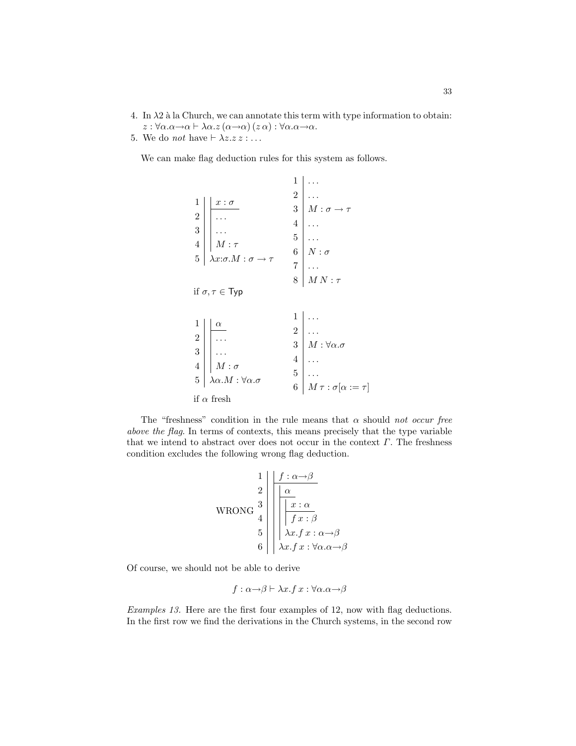4. In $\lambda 2$ à la Church, we can annotate this term with type information to obtain: $z : \forall \alpha.\alpha{\to}\alpha \vdash \lambda \alpha. z\,(\alpha{\to}\alpha)\,(z\,\alpha) : \forall \alpha.\alpha{\to}\alpha$.
5. We do *not* have $\vdash \lambda z.z\,z : \ldots$

We can make flag deduction rules for this system as follows.

$$
\begin{array}{r|l}
1 & \quad \boxed{x : \sigma} \\
2 & \quad \ldots \\
3 & \quad \ldots \\
4 & \quad M : \tau \\
5 & \lambda x{:}\sigma.M : \sigma \to \tau
\end{array}
\qquad
\begin{array}{r|l}
1 & \ldots \\
2 & \ldots \\
3 & M : \sigma \to \tau \\
4 & \ldots \\
5 & \ldots \\
6 & N : \sigma \\
7 & \ldots \\
8 & M\,N : \tau
\end{array}
$$

if $\sigma, \tau \in \mathsf{Typ}$

$$
\begin{array}{r|l}
1 & \quad \boxed{\alpha} \\
2 & \quad \ldots \\
3 & \quad \ldots \\
4 & \quad M : \sigma \\
5 & \lambda \alpha.M : \forall \alpha.\sigma
\end{array}
\qquad
\begin{array}{r|l}
1 & \ldots \\
2 & \ldots \\
3 & M : \forall \alpha.\sigma \\
4 & \ldots \\
5 & \ldots \\
6 & M\,\tau : \sigma[\alpha := \tau]
\end{array}
$$

if $\alpha$ fresh

The "freshness" condition in the rule means that $\alpha$ should *not occur free above the flag*. In terms of contexts, this means precisely that the type variable that we intend to abstract over does not occur in the context $\Gamma$. The freshness condition excludes the following wrong flag deduction.

$$
\text{WRONG}\quad
\begin{array}{r|l}
1 & \quad \boxed{f : \alpha{\to}\beta} \\
2 & \quad\quad \boxed{\alpha} \\
3 & \quad\quad\quad \boxed{x : \alpha} \\
4 & \quad\quad\quad f\,x : \beta \\
5 & \quad\quad \lambda x.f\,x : \alpha{\to}\beta \\
6 & \quad \lambda x.f\,x : \forall \alpha.\alpha{\to}\beta
\end{array}
$$

Of course, we should not be able to derive

$$f : \alpha{\to}\beta \vdash \lambda x.f\,x : \forall \alpha.\alpha{\to}\beta$$

*Examples 13.* Here are the first four examples of 12, now with flag deductions. In the first row we find the derivations in the Church systems, in the second row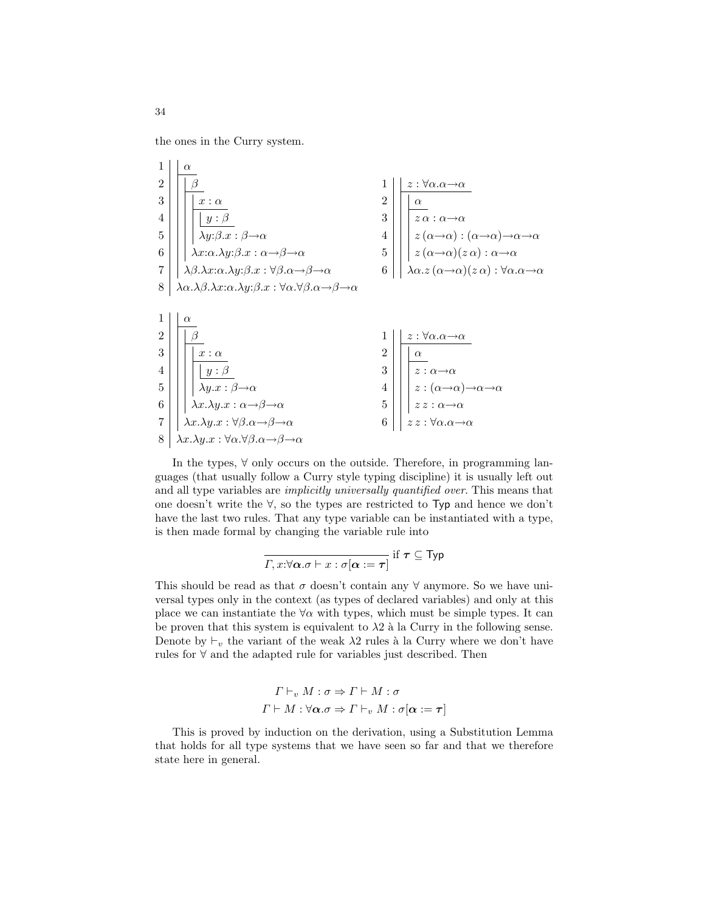the ones in the Curry system.

```
1 | | α
2 | | | β
3 | | | | x : α
4 | | | | | y : β
5 | | | | λy:β.x : β→α
6 | | | λx:α.λy:β.x : α→β→α
7 | | λβ.λx:α.λy:β.x : ∀β.α→β→α
8 | λα.λβ.λx:α.λy:β.x : ∀α.∀β.α→β→α
```

```
1 | | z : ∀α.α→α
2 | | | α
3 | | | z α : α→α
4 | | | z (α→α) : (α→α)→α→α
5 | | | z (α→α)(z α) : α→α
6 | | λα.z (α→α)(z α) : ∀α.α→α
```

```
1 | | α
2 | | | β
3 | | | | x : α
4 | | | | | y : β
5 | | | | λy.x : β→α
6 | | | λx.λy.x : α→β→α
7 | | λx.λy.x : ∀β.α→β→α
8 | λx.λy.x : ∀α.∀β.α→β→α
```

```
1 | | z : ∀α.α→α
2 | | | α
3 | | | z : α→α
4 | | | z : (α→α)→α→α
5 | | | z z : α→α
6 | | z z : ∀α.α→α
```

In the types, $\forall$ only occurs on the outside. Therefore, in programming languages (that usually follow a Curry style typing discipline) it is usually left out and all type variables are *implicitly universally quantified over*. This means that one doesn't write the $\forall$, so the types are restricted to $\mathsf{Typ}$ and hence we don't have the last two rules. That any type variable can be instantiated with a type, is then made formal by changing the variable rule into

$$\frac{}{\Gamma, x{:}\forall\boldsymbol{\alpha}.\sigma \vdash x : \sigma[\boldsymbol{\alpha} := \boldsymbol{\tau}]} \text{ if } \boldsymbol{\tau} \subseteq \mathsf{Typ}$$

This should be read as that $\sigma$ doesn't contain any $\forall$ anymore. So we have universal types only in the context (as types of declared variables) and only at this place we can instantiate the $\forall\alpha$ with types, which must be simple types. It can be proven that this system is equivalent to $\lambda 2$ à la Curry in the following sense. Denote by $\vdash_v$ the variant of the weak $\lambda 2$ rules à la Curry where we don't have rules for $\forall$ and the adapted rule for variables just described. Then

$$\Gamma \vdash_v M : \sigma \Rightarrow \Gamma \vdash M : \sigma$$
$$\Gamma \vdash M : \forall\boldsymbol{\alpha}.\sigma \Rightarrow \Gamma \vdash_v M : \sigma[\boldsymbol{\alpha} := \boldsymbol{\tau}]$$

This is proved by induction on the derivation, using a Substitution Lemma that holds for all type systems that we have seen so far and that we therefore state here in general.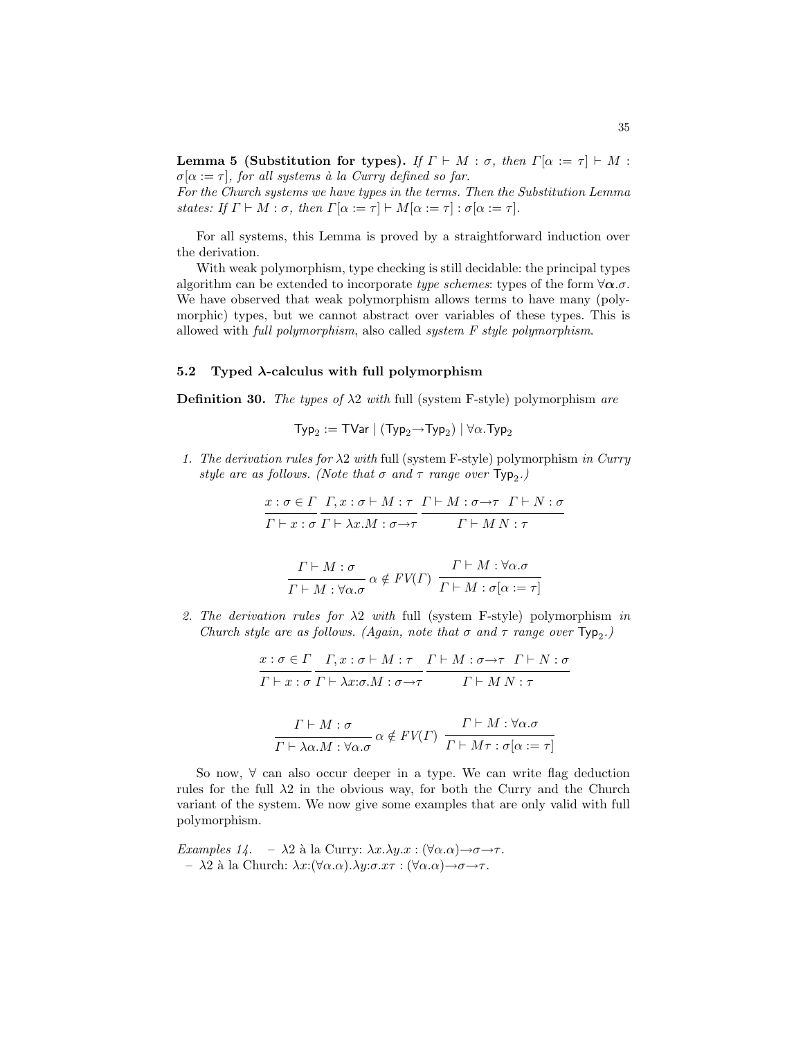**Lemma 5 (Substitution for types).** *If $\Gamma \vdash M : \sigma$, then $\Gamma[\alpha := \tau] \vdash M : \sigma[\alpha := \tau]$, for all systems à la Curry defined so far.*
*For the Church systems we have types in the terms. Then the Substitution Lemma states: If $\Gamma \vdash M : \sigma$, then $\Gamma[\alpha := \tau] \vdash M[\alpha := \tau] : \sigma[\alpha := \tau]$.*

For all systems, this Lemma is proved by a straightforward induction over the derivation.

With weak polymorphism, type checking is still decidable: the principal types algorithm can be extended to incorporate *type schemes*: types of the form $\forall \boldsymbol{\alpha}.\sigma$. We have observed that weak polymorphism allows terms to have many (polymorphic) types, but we cannot abstract over variables of these types. This is allowed with *full polymorphism*, also called *system F style polymorphism*.

### 5.2 Typed λ-calculus with full polymorphism

**Definition 30.** *The types of λ2 with* full (system F-style) polymorphism *are*

$$\mathsf{Typ}_2 := \mathsf{TVar} \mid (\mathsf{Typ}_2 \to \mathsf{Typ}_2) \mid \forall \alpha.\mathsf{Typ}_2$$

1. *The derivation rules for λ2 with* full (system F-style) polymorphism *in Curry style are as follows. (Note that $\sigma$ and $\tau$ range over $\mathsf{Typ}_2$.)*

$$\frac{x : \sigma \in \Gamma}{\Gamma \vdash x : \sigma} \quad \frac{\Gamma, x : \sigma \vdash M : \tau}{\Gamma \vdash \lambda x.M : \sigma \to \tau} \quad \frac{\Gamma \vdash M : \sigma \to \tau \quad \Gamma \vdash N : \sigma}{\Gamma \vdash M\, N : \tau}$$

$$\frac{\Gamma \vdash M : \sigma}{\Gamma \vdash M : \forall \alpha.\sigma}\ \alpha \notin FV(\Gamma) \quad \frac{\Gamma \vdash M : \forall \alpha.\sigma}{\Gamma \vdash M : \sigma[\alpha := \tau]}$$

2. *The derivation rules for λ2 with* full (system F-style) polymorphism *in Church style are as follows. (Again, note that $\sigma$ and $\tau$ range over $\mathsf{Typ}_2$.)*

$$\frac{x : \sigma \in \Gamma}{\Gamma \vdash x : \sigma} \quad \frac{\Gamma, x : \sigma \vdash M : \tau}{\Gamma \vdash \lambda x{:}\sigma.M : \sigma \to \tau} \quad \frac{\Gamma \vdash M : \sigma \to \tau \quad \Gamma \vdash N : \sigma}{\Gamma \vdash M\, N : \tau}$$

$$\frac{\Gamma \vdash M : \sigma}{\Gamma \vdash \lambda \alpha.M : \forall \alpha.\sigma}\ \alpha \notin FV(\Gamma) \quad \frac{\Gamma \vdash M : \forall \alpha.\sigma}{\Gamma \vdash M\tau : \sigma[\alpha := \tau]}$$

So now, $\forall$ can also occur deeper in a type. We can write flag deduction rules for the full λ2 in the obvious way, for both the Curry and the Church variant of the system. We now give some examples that are only valid with full polymorphism.

*Examples 14.*
- λ2 à la Curry: $\lambda x.\lambda y.x : (\forall \alpha.\alpha) \to \sigma \to \tau$.
- λ2 à la Church: $\lambda x{:}(\forall \alpha.\alpha).\lambda y{:}\sigma.x\tau : (\forall \alpha.\alpha) \to \sigma \to \tau$.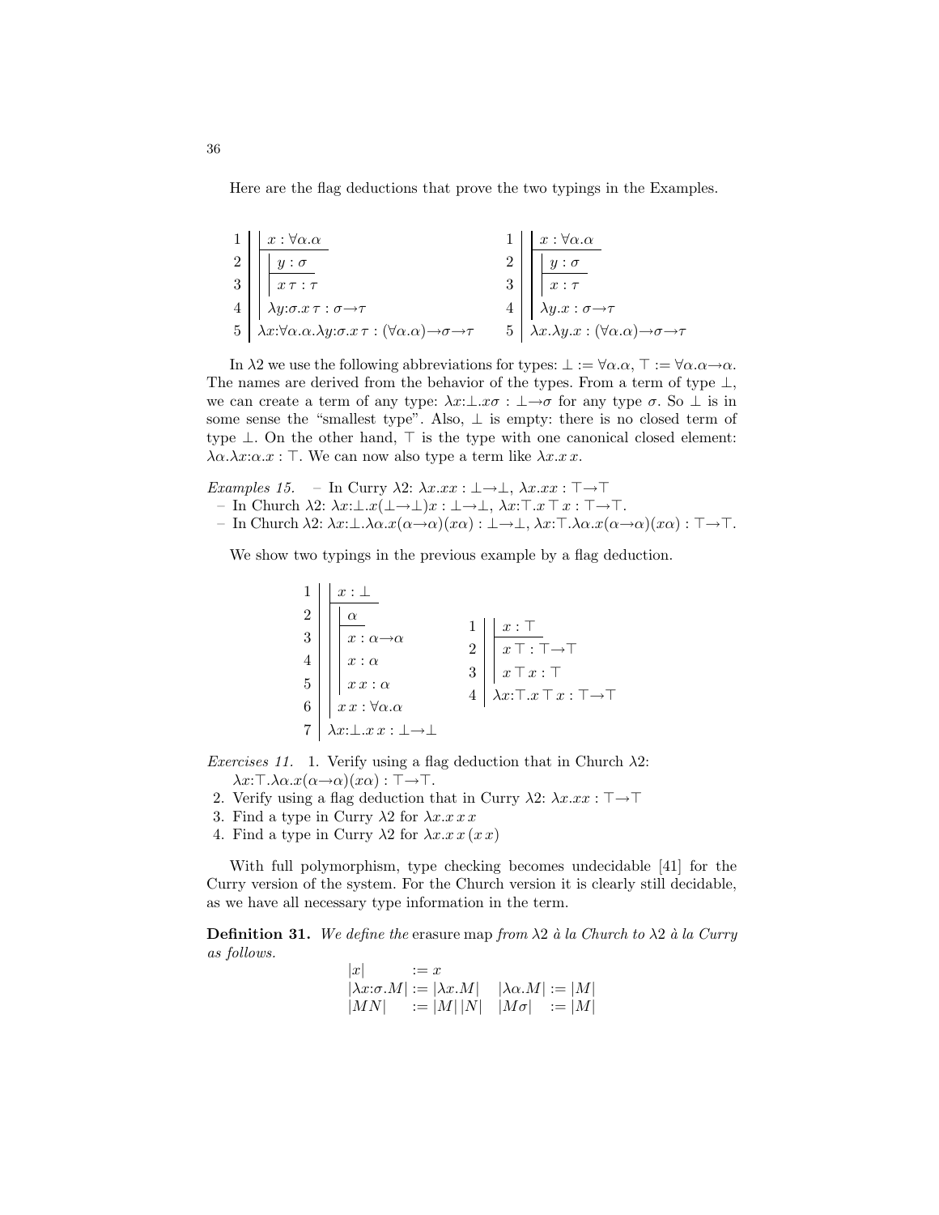Here are the flag deductions that prove the two typings in the Examples.

| | |
|---|---|
| 1 | $x : \forall\alpha.\alpha$ |
| 2 | $y : \sigma$ |
| 3 | $x\,\tau : \tau$ |
| 4 | $\lambda y{:}\sigma.x\,\tau : \sigma{\to}\tau$ |
| 5 | $\lambda x{:}\forall\alpha.\alpha.\lambda y{:}\sigma.x\,\tau : (\forall\alpha.\alpha){\to}\sigma{\to}\tau$ |

| | |
|---|---|
| 1 | $x : \forall\alpha.\alpha$ |
| 2 | $y : \sigma$ |
| 3 | $x : \tau$ |
| 4 | $\lambda y.x : \sigma{\to}\tau$ |
| 5 | $\lambda x.\lambda y.x : (\forall\alpha.\alpha){\to}\sigma{\to}\tau$ |

In $\lambda 2$ we use the following abbreviations for types: $\bot := \forall\alpha.\alpha$, $\top := \forall\alpha.\alpha{\to}\alpha$. The names are derived from the behavior of the types. From a term of type $\bot$, we can create a term of any type: $\lambda x{:}\bot.x\sigma : \bot{\to}\sigma$ for any type $\sigma$. So $\bot$ is in some sense the "smallest type". Also, $\bot$ is empty: there is no closed term of type $\bot$. On the other hand, $\top$ is the type with one canonical closed element: $\lambda\alpha.\lambda x{:}\alpha.x : \top$. We can now also type a term like $\lambda x.x\,x$.

*Examples 15.* – In Curry $\lambda 2$: $\lambda x.xx : \bot{\to}\bot$, $\lambda x.xx : \top{\to}\top$
– In Church $\lambda 2$: $\lambda x{:}\bot.x(\bot{\to}\bot)x : \bot{\to}\bot$, $\lambda x{:}\top.x\,\top\,x : \top{\to}\top$.
– In Church $\lambda 2$: $\lambda x{:}\bot.\lambda\alpha.x(\alpha{\to}\alpha)(x\alpha) : \bot{\to}\bot$, $\lambda x{:}\top.\lambda\alpha.x(\alpha{\to}\alpha)(x\alpha) : \top{\to}\top$.

We show two typings in the previous example by a flag deduction.

| | |
|---|---|
| 1 | $x : \bot$ |
| 2 | $\alpha$ |
| 3 | $x : \alpha{\to}\alpha$ |
| 4 | $x : \alpha$ |
| 5 | $x\,x : \alpha$ |
| 6 | $x\,x : \forall\alpha.\alpha$ |
| 7 | $\lambda x{:}\bot.x\,x : \bot{\to}\bot$ |

| | |
|---|---|
| 1 | $x : \top$ |
| 2 | $x\,\top : \top{\to}\top$ |
| 3 | $x\,\top\,x : \top$ |
| 4 | $\lambda x{:}\top.x\,\top\,x : \top{\to}\top$ |

*Exercises 11.* 1. Verify using a flag deduction that in Church $\lambda 2$: $\lambda x{:}\top.\lambda\alpha.x(\alpha{\to}\alpha)(x\alpha) : \top{\to}\top$.
2. Verify using a flag deduction that in Curry $\lambda 2$: $\lambda x.xx : \top{\to}\top$
3. Find a type in Curry $\lambda 2$ for $\lambda x.x\,x\,x$
4. Find a type in Curry $\lambda 2$ for $\lambda x.x\,x\,(x\,x)$

With full polymorphism, type checking becomes undecidable [41] for the Curry version of the system. For the Church version it is clearly still decidable, as we have all necessary type information in the term.

**Definition 31.** *We define the* erasure map *from $\lambda 2$ à la Church to $\lambda 2$ à la Curry as follows.*

$$
\begin{array}{lll}
|x| := x & & \\
|\lambda x{:}\sigma.M| := |\lambda x.M| & & |\lambda\alpha.M| := |M| \\
|MN| := |M|\,|N| & & |M\sigma| := |M|
\end{array}
$$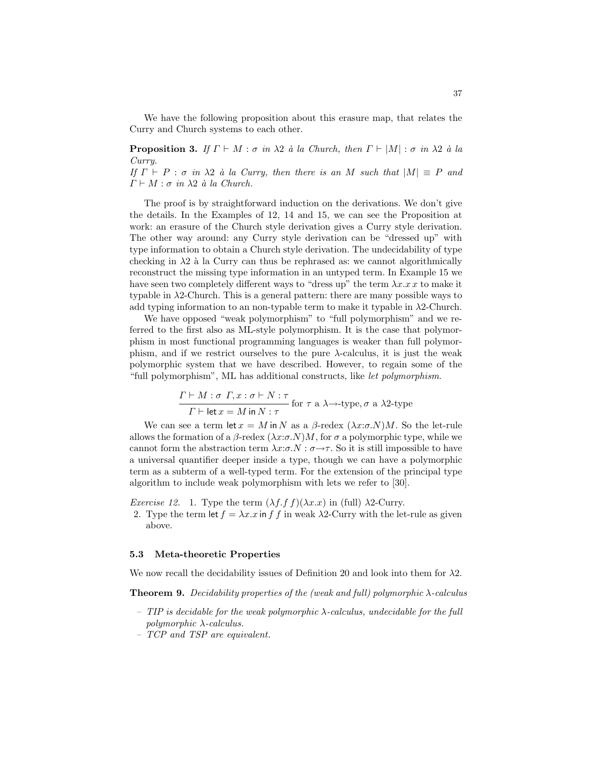We have the following proposition about this erasure map, that relates the Curry and Church systems to each other.

**Proposition 3.** *If $\Gamma \vdash M : \sigma$ in $\lambda 2$ à la Church, then $\Gamma \vdash |M| : \sigma$ in $\lambda 2$ à la Curry.*
*If $\Gamma \vdash P : \sigma$ in $\lambda 2$ à la Curry, then there is an $M$ such that $|M| \equiv P$ and $\Gamma \vdash M : \sigma$ in $\lambda 2$ à la Church.*

The proof is by straightforward induction on the derivations. We don't give the details. In the Examples of 12, 14 and 15, we can see the Proposition at work: an erasure of the Church style derivation gives a Curry style derivation. The other way around: any Curry style derivation can be "dressed up" with type information to obtain a Church style derivation. The undecidability of type checking in $\lambda 2$ à la Curry can thus be rephrased as: we cannot algorithmically reconstruct the missing type information in an untyped term. In Example 15 we have seen two completely different ways to "dress up" the term $\lambda x.x\,x$ to make it typable in $\lambda 2$-Church. This is a general pattern: there are many possible ways to add typing information to an non-typable term to make it typable in $\lambda 2$-Church.

We have opposed "weak polymorphism" to "full polymorphism" and we referred to the first also as ML-style polymorphism. It is the case that polymorphism in most functional programming languages is weaker than full polymorphism, and if we restrict ourselves to the pure $\lambda$-calculus, it is just the weak polymorphic system that we have described. However, to regain some of the "full polymorphism", ML has additional constructs, like *let polymorphism*.

$$\frac{\Gamma \vdash M : \sigma \quad \Gamma, x : \sigma \vdash N : \tau}{\Gamma \vdash \mathsf{let}\, x = M \,\mathsf{in}\, N : \tau} \text{ for } \tau \text{ a } \lambda{\rightarrow}\text{-type}, \sigma \text{ a } \lambda 2\text{-type}$$

We can see a term $\mathsf{let}\, x = M \,\mathsf{in}\, N$ as a $\beta$-redex $(\lambda x{:}\sigma.N)M$. So the let-rule allows the formation of a $\beta$-redex $(\lambda x{:}\sigma.N)M$, for $\sigma$ a polymorphic type, while we cannot form the abstraction term $\lambda x{:}\sigma.N : \sigma{\rightarrow}\tau$. So it is still impossible to have a universal quantifier deeper inside a type, though we can have a polymorphic term as a subterm of a well-typed term. For the extension of the principal type algorithm to include weak polymorphism with lets we refer to [30].

*Exercise 12.*
1. Type the term $(\lambda f.f\,f)(\lambda x.x)$ in (full) $\lambda 2$-Curry.
2. Type the term $\mathsf{let}\, f = \lambda x.x \,\mathsf{in}\, f\,f$ in weak $\lambda 2$-Curry with the let-rule as given above.

### 5.3 Meta-theoretic Properties

We now recall the decidability issues of Definition 20 and look into them for $\lambda 2$.

**Theorem 9.** *Decidability properties of the (weak and full) polymorphic $\lambda$-calculus*

- *TIP is decidable for the weak polymorphic $\lambda$-calculus, undecidable for the full polymorphic $\lambda$-calculus.*
- *TCP and TSP are equivalent.*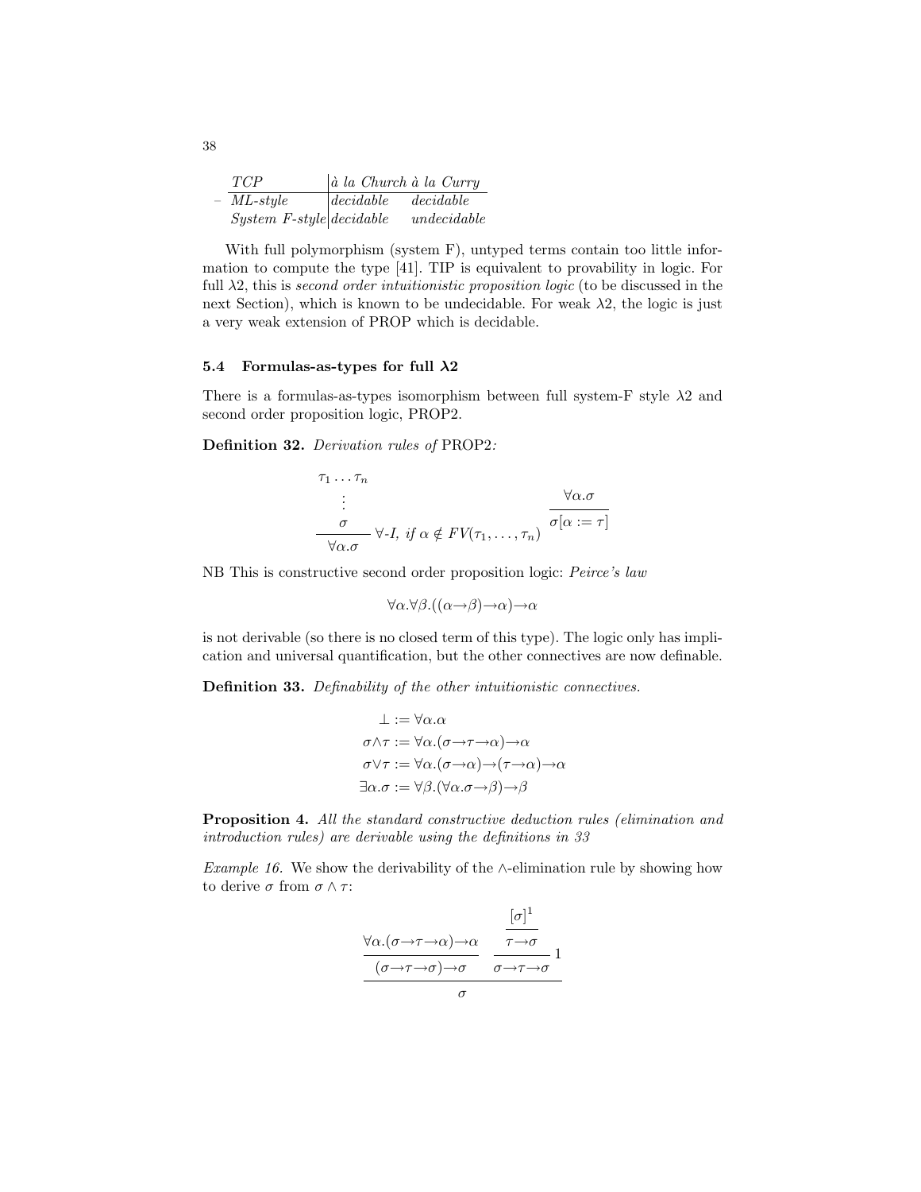| TCP | à la Church | à la Curry |
|---|---|---|
| ML-style | decidable | decidable |
| System F-style | decidable | undecidable |

With full polymorphism (system F), untyped terms contain too little information to compute the type [41]. TIP is equivalent to provability in logic. For full $\lambda 2$, this is *second order intuitionistic proposition logic* (to be discussed in the next Section), which is known to be undecidable. For weak $\lambda 2$, the logic is just a very weak extension of PROP which is decidable.

### 5.4 Formulas-as-types for full $\lambda 2$

There is a formulas-as-types isomorphism between full system-F style $\lambda 2$ and second order proposition logic, PROP2.

**Definition 32.** *Derivation rules of* PROP2*:*

$$\frac{\begin{array}{c}\tau_1 \ldots \tau_n \\ \vdots \\ \sigma\end{array}}{\forall \alpha.\sigma}\ \forall\text{-}I,\ \text{if } \alpha \notin FV(\tau_1, \ldots, \tau_n) \qquad \frac{\forall \alpha.\sigma}{\sigma[\alpha := \tau]}$$

NB This is constructive second order proposition logic: *Peirce's law*

$$\forall \alpha.\forall \beta.((\alpha \to \beta) \to \alpha) \to \alpha$$

is not derivable (so there is no closed term of this type). The logic only has implication and universal quantification, but the other connectives are now definable.

**Definition 33.** *Definability of the other intuitionistic connectives.*

$$\begin{aligned}
\bot &:= \forall \alpha.\alpha \\
\sigma \wedge \tau &:= \forall \alpha.(\sigma \to \tau \to \alpha) \to \alpha \\
\sigma \vee \tau &:= \forall \alpha.(\sigma \to \alpha) \to (\tau \to \alpha) \to \alpha \\
\exists \alpha.\sigma &:= \forall \beta.(\forall \alpha.\sigma \to \beta) \to \beta
\end{aligned}$$

**Proposition 4.** *All the standard constructive deduction rules (elimination and introduction rules) are derivable using the definitions in 33*

*Example 16.* We show the derivability of the $\wedge$-elimination rule by showing how to derive $\sigma$ from $\sigma \wedge \tau$:

$$\frac{\dfrac{\forall \alpha.(\sigma \to \tau \to \alpha) \to \alpha}{(\sigma \to \tau \to \sigma) \to \sigma} \qquad \dfrac{\dfrac{[\sigma]^1}{\tau \to \sigma}}{\sigma \to \tau \to \sigma}\,1}{\sigma}$$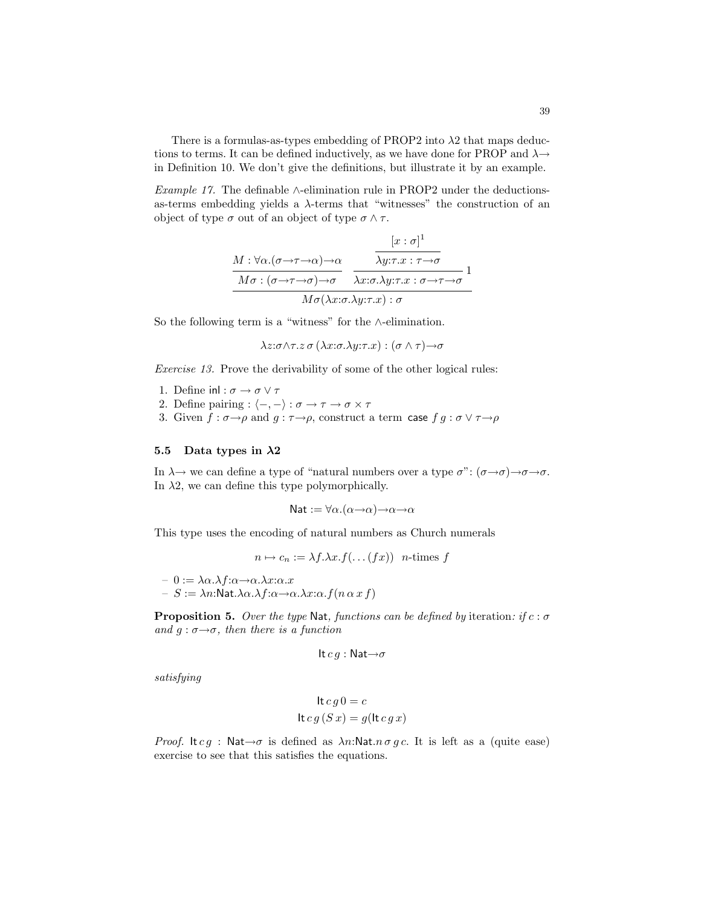There is a formulas-as-types embedding of PROP2 into $\lambda 2$ that maps deductions to terms. It can be defined inductively, as we have done for PROP and $\lambda\!\!\to$ in Definition 10. We don't give the definitions, but illustrate it by an example.

*Example 17.* The definable $\wedge$-elimination rule in PROP2 under the deductions-as-terms embedding yields a $\lambda$-terms that "witnesses" the construction of an object of type $\sigma$ out of an object of type $\sigma \wedge \tau$.

$$
\dfrac{\dfrac{M : \forall\alpha.(\sigma{\to}\tau{\to}\alpha){\to}\alpha}{M\sigma : (\sigma{\to}\tau{\to}\sigma){\to}\sigma} \qquad \dfrac{\dfrac{[x:\sigma]^1}{\lambda y{:}\tau.x : \tau{\to}\sigma}}{\lambda x{:}\sigma.\lambda y{:}\tau.x : \sigma{\to}\tau{\to}\sigma}\,1}{M\sigma(\lambda x{:}\sigma.\lambda y{:}\tau.x) : \sigma}
$$

So the following term is a "witness" for the $\wedge$-elimination.

$$\lambda z{:}\sigma{\wedge}\tau.z\,\sigma\,(\lambda x{:}\sigma.\lambda y{:}\tau.x) : (\sigma \wedge \tau){\to}\sigma$$

*Exercise 13.* Prove the derivability of some of the other logical rules:

1. Define $\mathsf{inl} : \sigma \to \sigma \vee \tau$
2. Define pairing : $\langle -, - \rangle : \sigma \to \tau \to \sigma \times \tau$
3. Given $f : \sigma{\to}\rho$ and $g : \tau{\to}\rho$, construct a term $\mathsf{case}\; f\, g : \sigma \vee \tau{\to}\rho$

### 5.5 Data types in $\lambda 2$

In $\lambda\!\!\to$ we can define a type of "natural numbers over a type $\sigma$": $(\sigma{\to}\sigma){\to}\sigma{\to}\sigma$. In $\lambda 2$, we can define this type polymorphically.

$$\mathsf{Nat} := \forall\alpha.(\alpha{\to}\alpha){\to}\alpha{\to}\alpha$$

This type uses the encoding of natural numbers as Church numerals

$$n \mapsto c_n := \lambda f.\lambda x.f(\ldots(f x)) \quad n\text{-times } f$$

- $0 := \lambda\alpha.\lambda f{:}\alpha{\to}\alpha.\lambda x{:}\alpha.x$
- $S := \lambda n{:}\mathsf{Nat}.\lambda\alpha.\lambda f{:}\alpha{\to}\alpha.\lambda x{:}\alpha.f(n\,\alpha\,x\,f)$

**Proposition 5.** *Over the type* $\mathsf{Nat}$*, functions can be defined by* iteration*: if* $c : \sigma$ *and* $g : \sigma{\to}\sigma$*, then there is a function*

$$\mathsf{It}\,c\,g : \mathsf{Nat}{\to}\sigma$$

*satisfying*

$$\mathsf{It}\,c\,g\,0 = c$$
$$\mathsf{It}\,c\,g\,(S\,x) = g(\mathsf{It}\,c\,g\,x)$$

*Proof.* $\mathsf{It}\,c\,g : \mathsf{Nat}{\to}\sigma$ is defined as $\lambda n{:}\mathsf{Nat}.n\,\sigma\,g\,c$. It is left as a (quite ease) exercise to see that this satisfies the equations.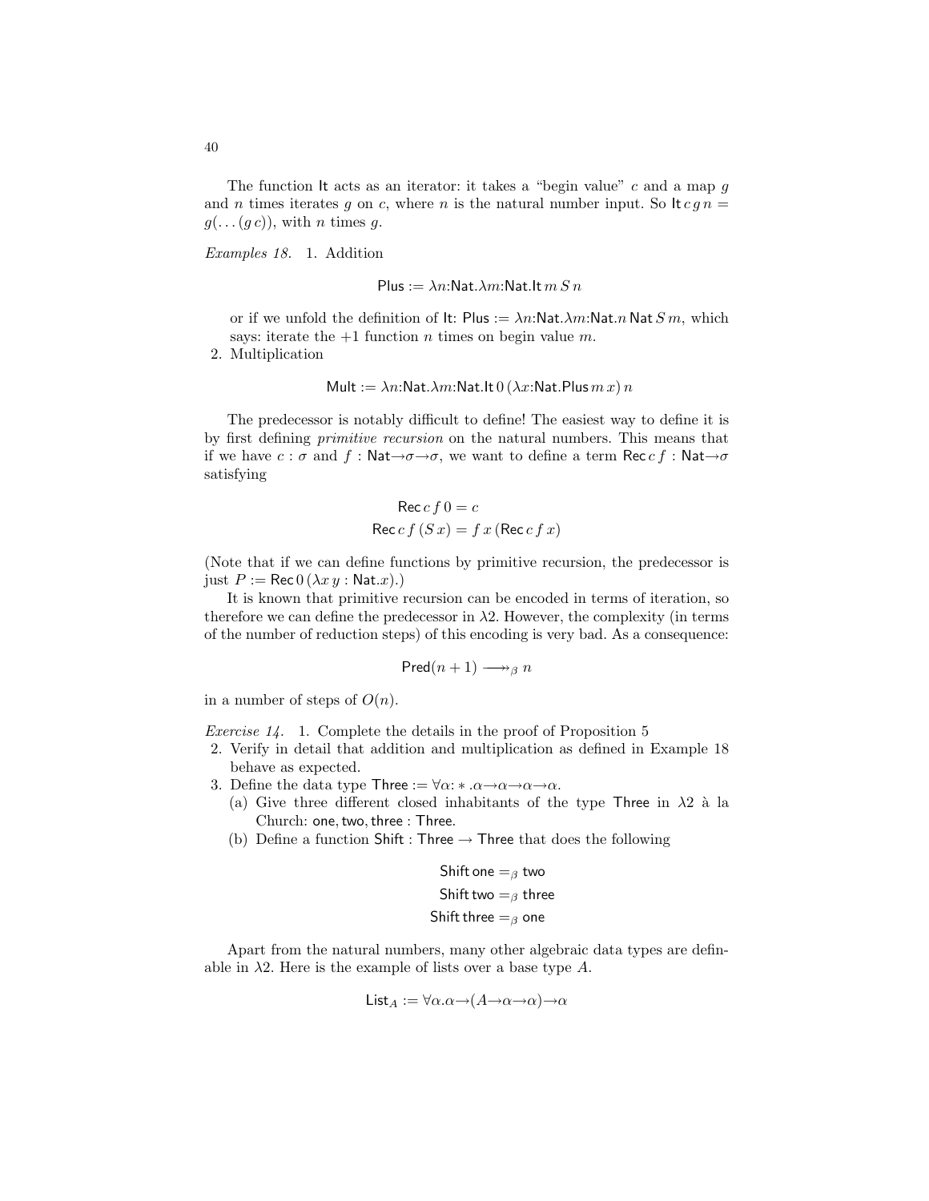The function It acts as an iterator: it takes a "begin value" $c$ and a map $g$ and $n$ times iterates $g$ on $c$, where $n$ is the natural number input. So $\mathsf{It}\, c\, g\, n = g(\ldots(g\, c))$, with $n$ times $g$.

*Examples 18.*

1. Addition

$$\mathsf{Plus} := \lambda n{:}\mathsf{Nat}.\lambda m{:}\mathsf{Nat}.\mathsf{It}\, m\, S\, n$$

   or if we unfold the definition of It: $\mathsf{Plus} := \lambda n{:}\mathsf{Nat}.\lambda m{:}\mathsf{Nat}.n\, \mathsf{Nat}\, S\, m$, which says: iterate the $+1$ function $n$ times on begin value $m$.

2. Multiplication

$$\mathsf{Mult} := \lambda n{:}\mathsf{Nat}.\lambda m{:}\mathsf{Nat}.\mathsf{It}\, 0\, (\lambda x{:}\mathsf{Nat}.\mathsf{Plus}\, m\, x)\, n$$

The predecessor is notably difficult to define! The easiest way to define it is by first defining *primitive recursion* on the natural numbers. This means that if we have $c : \sigma$ and $f : \mathsf{Nat}{\to}\sigma{\to}\sigma$, we want to define a term $\mathsf{Rec}\, c\, f : \mathsf{Nat}{\to}\sigma$ satisfying

$$\begin{aligned}\mathsf{Rec}\, c\, f\, 0 &= c\\ \mathsf{Rec}\, c\, f\, (S\, x) &= f\, x\, (\mathsf{Rec}\, c\, f\, x)\end{aligned}$$

(Note that if we can define functions by primitive recursion, the predecessor is just $P := \mathsf{Rec}\, 0\, (\lambda x\, y : \mathsf{Nat}.x)$.)

It is known that primitive recursion can be encoded in terms of iteration, so therefore we can define the predecessor in $\lambda 2$. However, the complexity (in terms of the number of reduction steps) of this encoding is very bad. As a consequence:

$$\mathsf{Pred}(n+1) \twoheadrightarrow_\beta n$$

in a number of steps of $O(n)$.

*Exercise 14.*

1. Complete the details in the proof of Proposition 5
2. Verify in detail that addition and multiplication as defined in Example 18 behave as expected.
3. Define the data type $\mathsf{Three} := \forall\alpha{:}*.\alpha{\to}\alpha{\to}\alpha{\to}\alpha$.
   (a) Give three different closed inhabitants of the type Three in $\lambda 2$ à la Church: $\mathsf{one}, \mathsf{two}, \mathsf{three} : \mathsf{Three}$.
   (b) Define a function $\mathsf{Shift} : \mathsf{Three} \to \mathsf{Three}$ that does the following

$$\begin{aligned}\mathsf{Shift}\, \mathsf{one} &=_\beta \mathsf{two}\\ \mathsf{Shift}\, \mathsf{two} &=_\beta \mathsf{three}\\ \mathsf{Shift}\, \mathsf{three} &=_\beta \mathsf{one}\end{aligned}$$

Apart from the natural numbers, many other algebraic data types are definable in $\lambda 2$. Here is the example of lists over a base type $A$.

$$\mathsf{List}_A := \forall\alpha.\alpha{\to}(A{\to}\alpha{\to}\alpha){\to}\alpha$$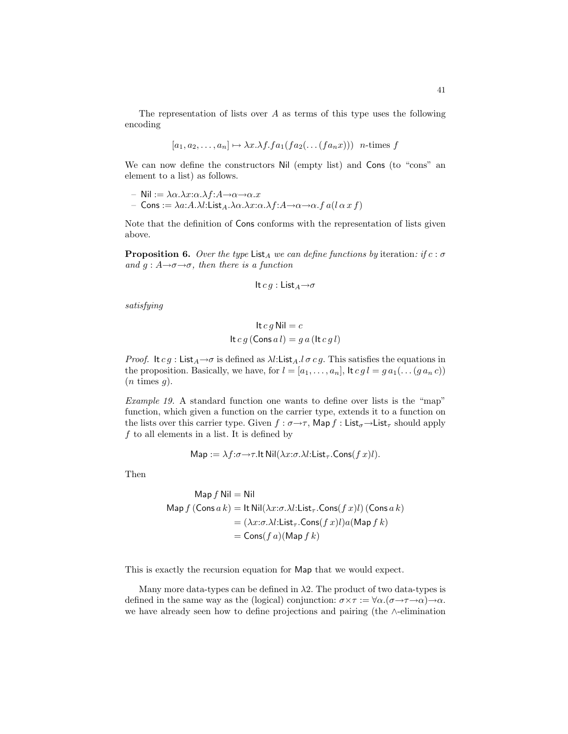The representation of lists over $A$ as terms of this type uses the following encoding

$$[a_1, a_2, \ldots, a_n] \mapsto \lambda x.\lambda f.f a_1(f a_2(\ldots(f a_n x))) \quad n\text{-times } f$$

We can now define the constructors $\mathsf{Nil}$ (empty list) and $\mathsf{Cons}$ (to "cons" an element to a list) as follows.

- $\mathsf{Nil} := \lambda\alpha.\lambda x{:}\alpha.\lambda f{:}A{\to}\alpha{\to}\alpha.x$
- $\mathsf{Cons} := \lambda a{:}A.\lambda l{:}\mathsf{List}_A.\lambda\alpha.\lambda x{:}\alpha.\lambda f{:}A{\to}\alpha{\to}\alpha.f\,a(l\,\alpha\,x\,f)$

Note that the definition of $\mathsf{Cons}$ conforms with the representation of lists given above.

**Proposition 6.** *Over the type* $\mathsf{List}_A$ *we can define functions by* iteration*: if* $c : \sigma$ *and* $g : A{\to}\sigma{\to}\sigma$*, then there is a function*

$$\mathsf{It}\,c\,g : \mathsf{List}_A{\to}\sigma$$

*satisfying*

$$\mathsf{It}\,c\,g\,\mathsf{Nil} = c$$
$$\mathsf{It}\,c\,g\,(\mathsf{Cons}\,a\,l) = g\,a\,(\mathsf{It}\,c\,g\,l)$$

*Proof.* $\mathsf{It}\,c\,g : \mathsf{List}_A{\to}\sigma$ is defined as $\lambda l{:}\mathsf{List}_A.l\,\sigma\,c\,g$. This satisfies the equations in the proposition. Basically, we have, for $l = [a_1, \ldots, a_n]$, $\mathsf{It}\,c\,g\,l = g\,a_1(\ldots(g\,a_n\,c))$ ($n$ times $g$).

*Example 19.* A standard function one wants to define over lists is the "map" function, which given a function on the carrier type, extends it to a function on the lists over this carrier type. Given $f : \sigma{\to}\tau$, $\mathsf{Map}\,f : \mathsf{List}_\sigma{\to}\mathsf{List}_\tau$ should apply $f$ to all elements in a list. It is defined by

$$\mathsf{Map} := \lambda f{:}\sigma{\to}\tau.\mathsf{It}\,\mathsf{Nil}(\lambda x{:}\sigma.\lambda l{:}\mathsf{List}_\tau.\mathsf{Cons}(f\,x)l).$$

Then

$$\begin{aligned}
\mathsf{Map}\,f\,\mathsf{Nil} &= \mathsf{Nil}\\
\mathsf{Map}\,f\,(\mathsf{Cons}\,a\,k) &= \mathsf{It}\,\mathsf{Nil}(\lambda x{:}\sigma.\lambda l{:}\mathsf{List}_\tau.\mathsf{Cons}(f\,x)l)\,(\mathsf{Cons}\,a\,k)\\
&= (\lambda x{:}\sigma.\lambda l{:}\mathsf{List}_\tau.\mathsf{Cons}(f\,x)l)a(\mathsf{Map}\,f\,k)\\
&= \mathsf{Cons}(f\,a)(\mathsf{Map}\,f\,k)
\end{aligned}$$

This is exactly the recursion equation for $\mathsf{Map}$ that we would expect.

Many more data-types can be defined in $\lambda 2$. The product of two data-types is defined in the same way as the (logical) conjunction: $\sigma{\times}\tau := \forall\alpha.(\sigma{\to}\tau{\to}\alpha){\to}\alpha$. we have already seen how to define projections and pairing (the $\wedge$-elimination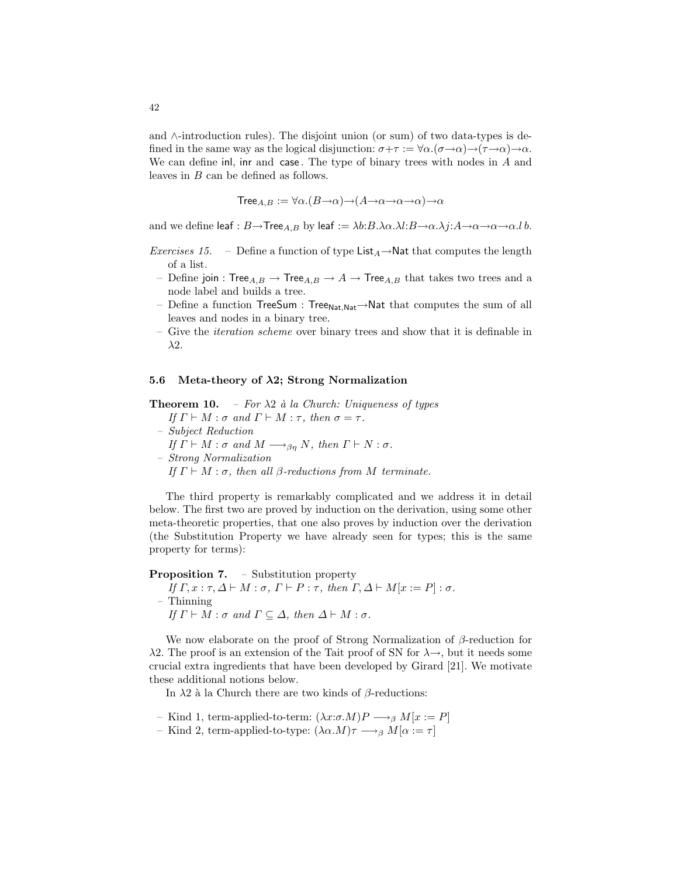and $\wedge$-introduction rules). The disjoint union (or sum) of two data-types is defined in the same way as the logical disjunction: $\sigma{+}\tau := \forall\alpha.(\sigma{\to}\alpha){\to}(\tau{\to}\alpha){\to}\alpha$. We can define $\mathsf{inl}$, $\mathsf{inr}$ and $\mathsf{case}$. The type of binary trees with nodes in $A$ and leaves in $B$ can be defined as follows.

$$\mathsf{Tree}_{A,B} := \forall\alpha.(B{\to}\alpha){\to}(A{\to}\alpha{\to}\alpha{\to}\alpha){\to}\alpha$$

and we define $\mathsf{leaf} : B{\to}\mathsf{Tree}_{A,B}$ by $\mathsf{leaf} := \lambda b{:}B.\lambda\alpha.\lambda l{:}B{\to}\alpha.\lambda j{:}A{\to}\alpha{\to}\alpha{\to}\alpha.l\,b$.

*Exercises 15.*
- Define a function of type $\mathsf{List}_A{\to}\mathsf{Nat}$ that computes the length of a list.
- Define $\mathsf{join} : \mathsf{Tree}_{A,B} \to \mathsf{Tree}_{A,B} \to A \to \mathsf{Tree}_{A,B}$ that takes two trees and a node label and builds a tree.
- Define a function $\mathsf{TreeSum} : \mathsf{Tree}_{\mathsf{Nat},\mathsf{Nat}}{\to}\mathsf{Nat}$ that computes the sum of all leaves and nodes in a binary tree.
- Give the *iteration scheme* over binary trees and show that it is definable in $\lambda 2$.

### 5.6 Meta-theory of $\lambda 2$; Strong Normalization

**Theorem 10.**
- *For $\lambda 2$ à la Church: Uniqueness of types*
  *If $\Gamma \vdash M : \sigma$ and $\Gamma \vdash M : \tau$, then $\sigma = \tau$.*
- *Subject Reduction*
  *If $\Gamma \vdash M : \sigma$ and $M \longrightarrow_{\beta\eta} N$, then $\Gamma \vdash N : \sigma$.*
- *Strong Normalization*
  *If $\Gamma \vdash M : \sigma$, then all $\beta$-reductions from $M$ terminate.*

The third property is remarkably complicated and we address it in detail below. The first two are proved by induction on the derivation, using some other meta-theoretic properties, that one also proves by induction over the derivation (the Substitution Property we have already seen for types; this is the same property for terms):

**Proposition 7.**
- Substitution property
  *If $\Gamma, x : \tau, \Delta \vdash M : \sigma$, $\Gamma \vdash P : \tau$, then $\Gamma, \Delta \vdash M[x := P] : \sigma$.*
- Thinning
  *If $\Gamma \vdash M : \sigma$ and $\Gamma \subseteq \Delta$, then $\Delta \vdash M : \sigma$.*

We now elaborate on the proof of Strong Normalization of $\beta$-reduction for $\lambda 2$. The proof is an extension of the Tait proof of SN for $\lambda{\to}$, but it needs some crucial extra ingredients that have been developed by Girard [21]. We motivate these additional notions below.

In $\lambda 2$ à la Church there are two kinds of $\beta$-reductions:

- Kind 1, term-applied-to-term: $(\lambda x{:}\sigma.M)P \longrightarrow_\beta M[x := P]$
- Kind 2, term-applied-to-type: $(\lambda\alpha.M)\tau \longrightarrow_\beta M[\alpha := \tau]$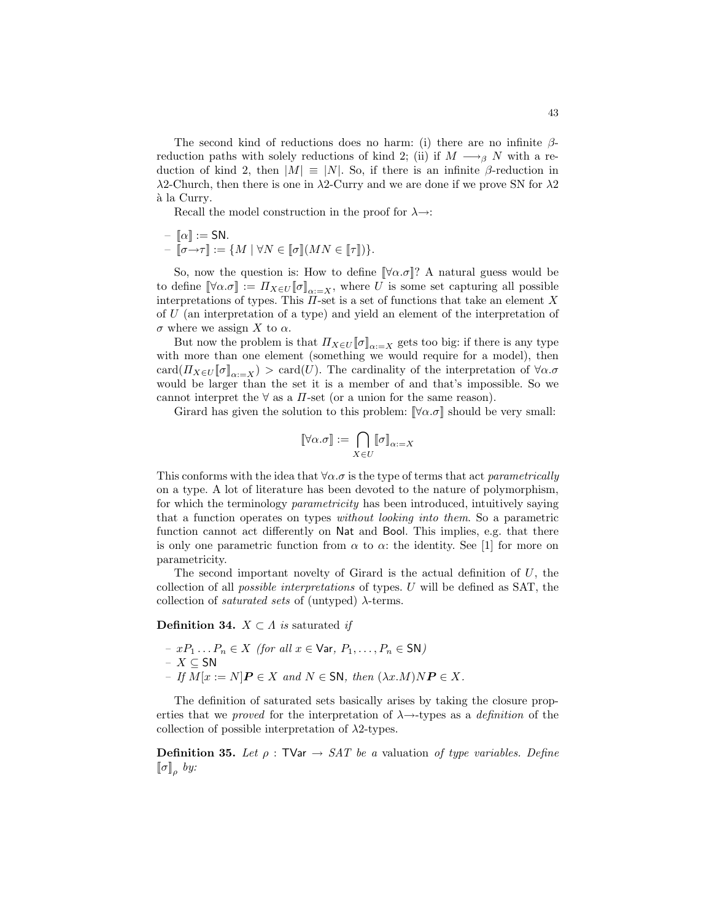The second kind of reductions does no harm: (i) there are no infinite $\beta$-reduction paths with solely reductions of kind 2; (ii) if $M \longrightarrow_\beta N$ with a reduction of kind 2, then $|M| \equiv |N|$. So, if there is an infinite $\beta$-reduction in $\lambda 2$-Church, then there is one in $\lambda 2$-Curry and we are done if we prove SN for $\lambda 2$ à la Curry.

Recall the model construction in the proof for $\lambda\!\rightarrow$:

- $[\![\alpha]\!] := \mathsf{SN}$.
- $[\![\sigma \rightarrow \tau]\!] := \{M \mid \forall N \in [\![\sigma]\!](MN \in [\![\tau]\!])\}$.

So, now the question is: How to define $[\![\forall\alpha.\sigma]\!]$? A natural guess would be to define $[\![\forall\alpha.\sigma]\!] := \Pi_{X\in U}[\![\sigma]\!]_{\alpha:=X}$, where $U$ is some set capturing all possible interpretations of types. This $\Pi$-set is a set of functions that take an element $X$ of $U$ (an interpretation of a type) and yield an element of the interpretation of $\sigma$ where we assign $X$ to $\alpha$.

But now the problem is that $\Pi_{X\in U}[\![\sigma]\!]_{\alpha:=X}$ gets too big: if there is any type with more than one element (something we would require for a model), then $\text{card}(\Pi_{X\in U}[\![\sigma]\!]_{\alpha:=X}) > \text{card}(U)$. The cardinality of the interpretation of $\forall\alpha.\sigma$ would be larger than the set it is a member of and that's impossible. So we cannot interpret the $\forall$ as a $\Pi$-set (or a union for the same reason).

Girard has given the solution to this problem: $[\![\forall\alpha.\sigma]\!]$ should be very small:

$$[\![\forall\alpha.\sigma]\!] := \bigcap_{X\in U}[\![\sigma]\!]_{\alpha:=X}$$

This conforms with the idea that $\forall\alpha.\sigma$ is the type of terms that act *parametrically* on a type. A lot of literature has been devoted to the nature of polymorphism, for which the terminology *parametricity* has been introduced, intuitively saying that a function operates on types *without looking into them*. So a parametric function cannot act differently on Nat and Bool. This implies, e.g. that there is only one parametric function from $\alpha$ to $\alpha$: the identity. See [1] for more on parametricity.

The second important novelty of Girard is the actual definition of $U$, the collection of all *possible interpretations* of types. $U$ will be defined as SAT, the collection of *saturated sets* of (untyped) $\lambda$-terms.

**Definition 34.** *$X \subset \Lambda$ is* saturated *if*

- $xP_1 \ldots P_n \in X$ *(for all $x \in \mathsf{Var}$, $P_1, \ldots, P_n \in \mathsf{SN}$)*
- $X \subseteq \mathsf{SN}$
- *If $M[x := N]\boldsymbol{P} \in X$ and $N \in \mathsf{SN}$, then $(\lambda x.M)N\boldsymbol{P} \in X$.*

The definition of saturated sets basically arises by taking the closure properties that we *proved* for the interpretation of $\lambda\!\rightarrow$-types as a *definition* of the collection of possible interpretation of $\lambda 2$-types.

**Definition 35.** *Let $\rho : \mathsf{TVar} \rightarrow SAT$ be a* valuation *of type variables. Define $[\![\sigma]\!]_\rho$ by:*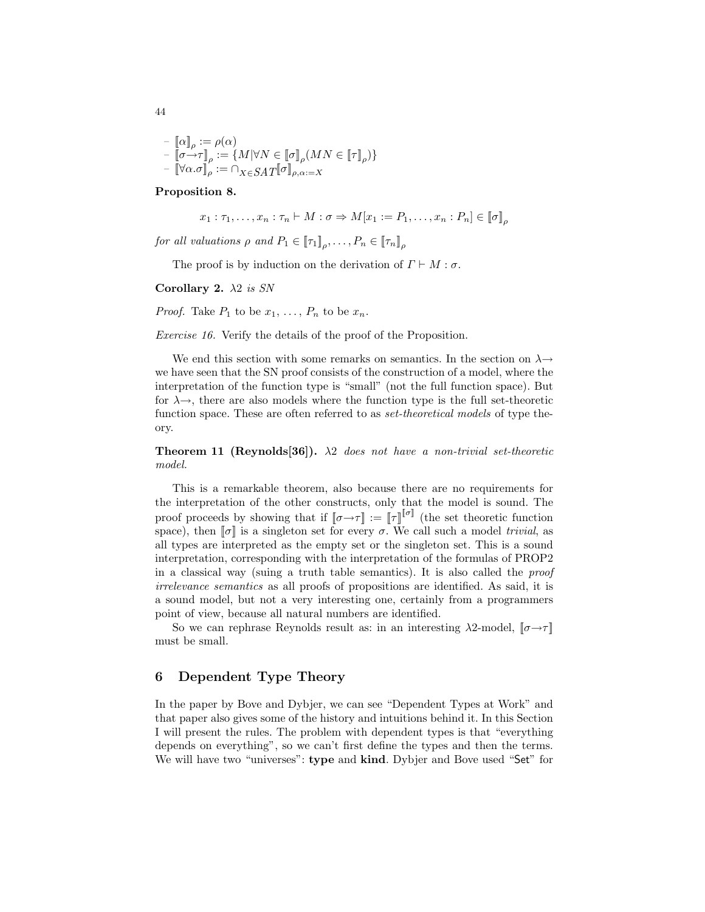- $[\![\alpha]\!]_\rho := \rho(\alpha)$
- $[\![\sigma \to \tau]\!]_\rho := \{M | \forall N \in [\![\sigma]\!]_\rho (MN \in [\![\tau]\!]_\rho)\}$
- $[\![\forall \alpha.\sigma]\!]_\rho := \cap_{X \in SAT} [\![\sigma]\!]_{\rho,\alpha:=X}$

**Proposition 8.**

$$x_1 : \tau_1, \ldots, x_n : \tau_n \vdash M : \sigma \Rightarrow M[x_1 := P_1, \ldots, x_n : P_n] \in [\![\sigma]\!]_\rho$$

*for all valuations* $\rho$ *and* $P_1 \in [\![\tau_1]\!]_\rho, \ldots, P_n \in [\![\tau_n]\!]_\rho$

The proof is by induction on the derivation of $\Gamma \vdash M : \sigma$.

**Corollary 2.** *λ2 is SN*

*Proof.* Take $P_1$ to be $x_1$, ..., $P_n$ to be $x_n$.

*Exercise 16.* Verify the details of the proof of the Proposition.

We end this section with some remarks on semantics. In the section on λ→ we have seen that the SN proof consists of the construction of a model, where the interpretation of the function type is "small" (not the full function space). But for λ→, there are also models where the function type is the full set-theoretic function space. These are often referred to as *set-theoretical models* of type theory.

**Theorem 11 (Reynolds[36]).** *λ2 does not have a non-trivial set-theoretic model.*

This is a remarkable theorem, also because there are no requirements for the interpretation of the other constructs, only that the model is sound. The proof proceeds by showing that if $[\![\sigma \to \tau]\!] := [\![\tau]\!]^{[\![\sigma]\!]}$ (the set theoretic function space), then $[\![\sigma]\!]$ is a singleton set for every $\sigma$. We call such a model *trivial*, as all types are interpreted as the empty set or the singleton set. This is a sound interpretation, corresponding with the interpretation of the formulas of PROP2 in a classical way (suing a truth table semantics). It is also called the *proof irrelevance semantics* as all proofs of propositions are identified. As said, it is a sound model, but not a very interesting one, certainly from a programmers point of view, because all natural numbers are identified.

So we can rephrase Reynolds result as: in an interesting λ2-model, $[\![\sigma \to \tau]\!]$ must be small.

## 6 Dependent Type Theory

In the paper by Bove and Dybjer, we can see "Dependent Types at Work" and that paper also gives some of the history and intuitions behind it. In this Section I will present the rules. The problem with dependent types is that "everything depends on everything", so we can't first define the types and then the terms. We will have two "universes": **type** and **kind**. Dybjer and Bove used "Set" for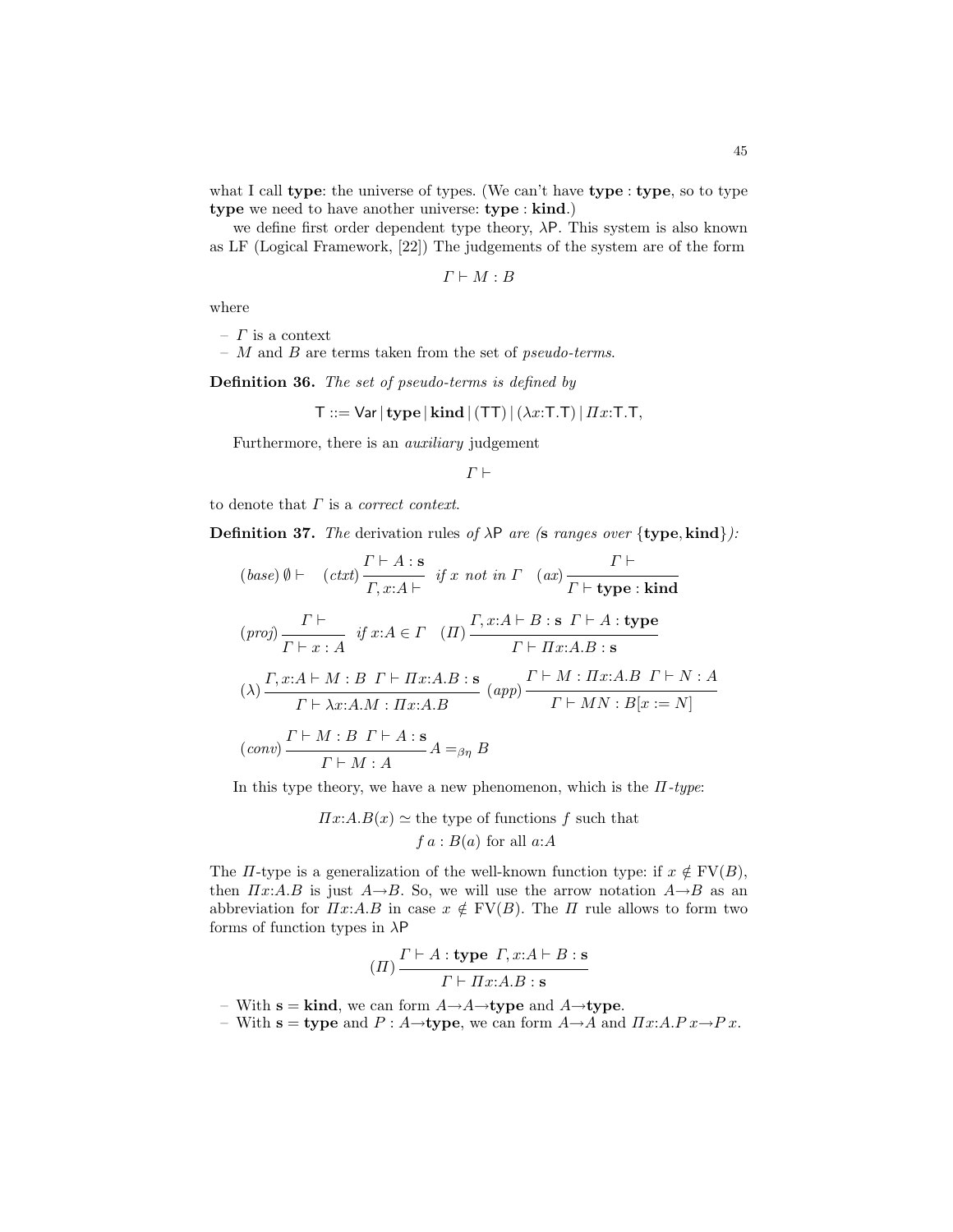what I call **type**: the universe of types. (We can't have **type** : **type**, so to type **type** we need to have another universe: **type** : **kind**.)

we define first order dependent type theory, λP. This system is also known as LF (Logical Framework, [22]) The judgements of the system are of the form

$$\Gamma \vdash M : B$$

where

– $\Gamma$ is a context
– $M$ and $B$ are terms taken from the set of *pseudo-terms*.

**Definition 36.** *The set of pseudo-terms is defined by*

$$\mathsf{T} ::= \mathsf{Var} \,|\, \mathbf{type} \,|\, \mathbf{kind} \,|\, (\mathsf{T}\mathsf{T}) \,|\, (\lambda x{:}\mathsf{T}.\mathsf{T}) \,|\, \Pi x{:}\mathsf{T}.\mathsf{T},$$

Furthermore, there is an *auxiliary* judgement

$$\Gamma \vdash$$

to denote that $\Gamma$ is a *correct context*.

**Definition 37.** *The* derivation rules *of* λP *are (***s** *ranges over* $\{\mathbf{type}, \mathbf{kind}\}$*):*

$$(base)\; \emptyset \vdash \quad (ctxt)\,\frac{\Gamma \vdash A : \mathbf{s}}{\Gamma, x{:}A \vdash}\; \text{if } x \text{ not in } \Gamma \quad (ax)\,\frac{\Gamma \vdash}{\Gamma \vdash \mathbf{type} : \mathbf{kind}}$$

$$(proj)\,\frac{\Gamma \vdash}{\Gamma \vdash x : A}\; \text{if } x{:}A \in \Gamma \quad (\Pi)\,\frac{\Gamma, x{:}A \vdash B : \mathbf{s} \;\; \Gamma \vdash A : \mathbf{type}}{\Gamma \vdash \Pi x{:}A.B : \mathbf{s}}$$

$$(\lambda)\,\frac{\Gamma, x{:}A \vdash M : B \;\; \Gamma \vdash \Pi x{:}A.B : \mathbf{s}}{\Gamma \vdash \lambda x{:}A.M : \Pi x{:}A.B} \quad (app)\,\frac{\Gamma \vdash M : \Pi x{:}A.B \;\; \Gamma \vdash N : A}{\Gamma \vdash MN : B[x := N]}$$

$$(conv)\,\frac{\Gamma \vdash M : B \;\; \Gamma \vdash A : \mathbf{s}}{\Gamma \vdash M : A}\, A =_{\beta\eta} B$$

In this type theory, we have a new phenomenon, which is the *Π-type*:

$$\Pi x{:}A.B(x) \simeq \text{the type of functions } f \text{ such that}$$
$$f\,a : B(a) \text{ for all } a{:}A$$

The *Π*-type is a generalization of the well-known function type: if $x \notin \mathrm{FV}(B)$, then $\Pi x{:}A.B$ is just $A{\to}B$. So, we will use the arrow notation $A{\to}B$ as an abbreviation for $\Pi x{:}A.B$ in case $x \notin \mathrm{FV}(B)$. The *Π* rule allows to form two forms of function types in λP

$$(\Pi)\,\frac{\Gamma \vdash A : \mathbf{type} \;\; \Gamma, x{:}A \vdash B : \mathbf{s}}{\Gamma \vdash \Pi x{:}A.B : \mathbf{s}}$$

– With $\mathbf{s} = \mathbf{kind}$, we can form $A{\to}A{\to}\mathbf{type}$ and $A{\to}\mathbf{type}$.
– With $\mathbf{s} = \mathbf{type}$ and $P : A{\to}\mathbf{type}$, we can form $A{\to}A$ and $\Pi x{:}A.P\,x{\to}P\,x$.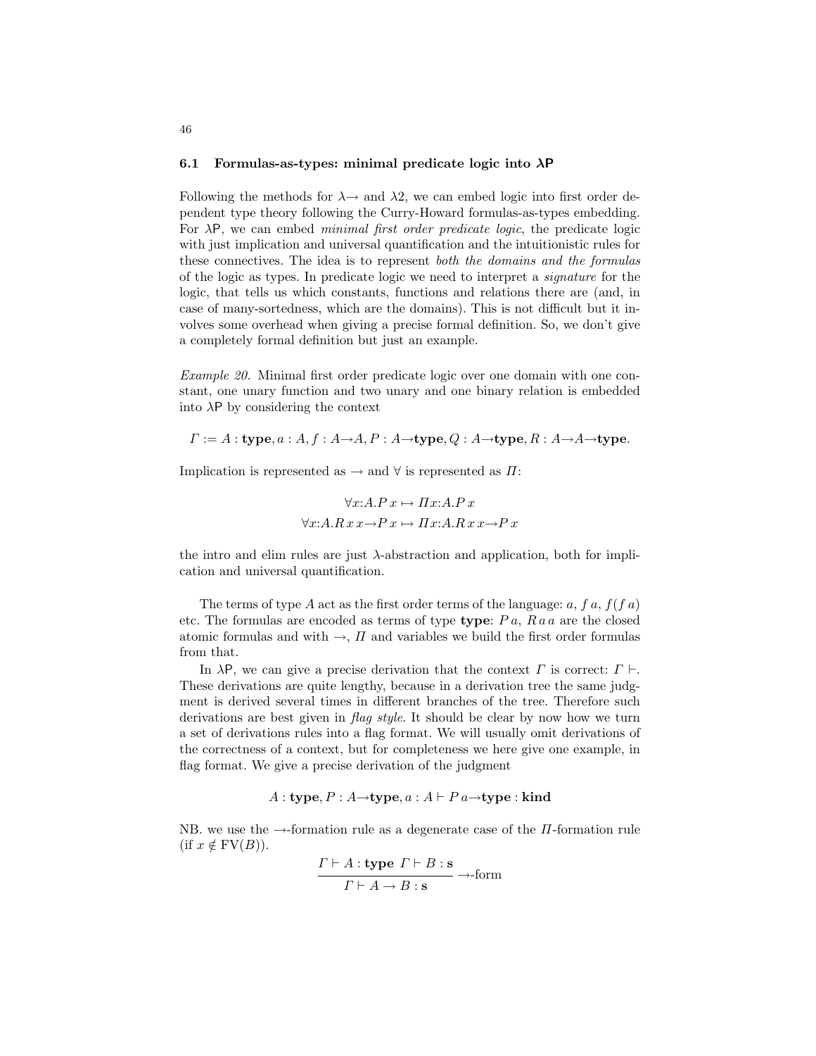### 6.1 Formulas-as-types: minimal predicate logic into $\lambda$P

Following the methods for $\lambda{\to}$ and $\lambda 2$, we can embed logic into first order dependent type theory following the Curry-Howard formulas-as-types embedding. For $\lambda$P, we can embed *minimal first order predicate logic*, the predicate logic with just implication and universal quantification and the intuitionistic rules for these connectives. The idea is to represent *both the domains and the formulas* of the logic as types. In predicate logic we need to interpret a *signature* for the logic, that tells us which constants, functions and relations there are (and, in case of many-sortedness, which are the domains). This is not difficult but it involves some overhead when giving a precise formal definition. So, we don't give a completely formal definition but just an example.

*Example 20.* Minimal first order predicate logic over one domain with one constant, one unary function and two unary and one binary relation is embedded into $\lambda$P by considering the context

$$\Gamma := A : \mathbf{type}, a : A, f : A{\to}A, P : A{\to}\mathbf{type}, Q : A{\to}\mathbf{type}, R : A{\to}A{\to}\mathbf{type}.$$

Implication is represented as $\to$ and $\forall$ is represented as $\Pi$:

$$\forall x{:}A.P\,x \mapsto \Pi x{:}A.P\,x$$
$$\forall x{:}A.R\,x\,x{\to}P\,x \mapsto \Pi x{:}A.R\,x\,x{\to}P\,x$$

the intro and elim rules are just $\lambda$-abstraction and application, both for implication and universal quantification.

The terms of type $A$ act as the first order terms of the language: $a$, $f\,a$, $f(f\,a)$ etc. The formulas are encoded as terms of type **type**: $P\,a$, $R\,a\,a$ are the closed atomic formulas and with $\to$, $\Pi$ and variables we build the first order formulas from that.

In $\lambda$P, we can give a precise derivation that the context $\Gamma$ is correct: $\Gamma \vdash$. These derivations are quite lengthy, because in a derivation tree the same judgment is derived several times in different branches of the tree. Therefore such derivations are best given in *flag style*. It should be clear by now how we turn a set of derivations rules into a flag format. We will usually omit derivations of the correctness of a context, but for completeness we here give one example, in flag format. We give a precise derivation of the judgment

$$A : \mathbf{type}, P : A{\to}\mathbf{type}, a : A \vdash P\,a{\to}\mathbf{type} : \mathbf{kind}$$

NB. we use the $\to$-formation rule as a degenerate case of the $\Pi$-formation rule (if $x \notin \mathrm{FV}(B)$).

$$\frac{\Gamma \vdash A : \mathbf{type} \quad \Gamma \vdash B : \mathbf{s}}{\Gamma \vdash A \to B : \mathbf{s}} \to\text{-form}$$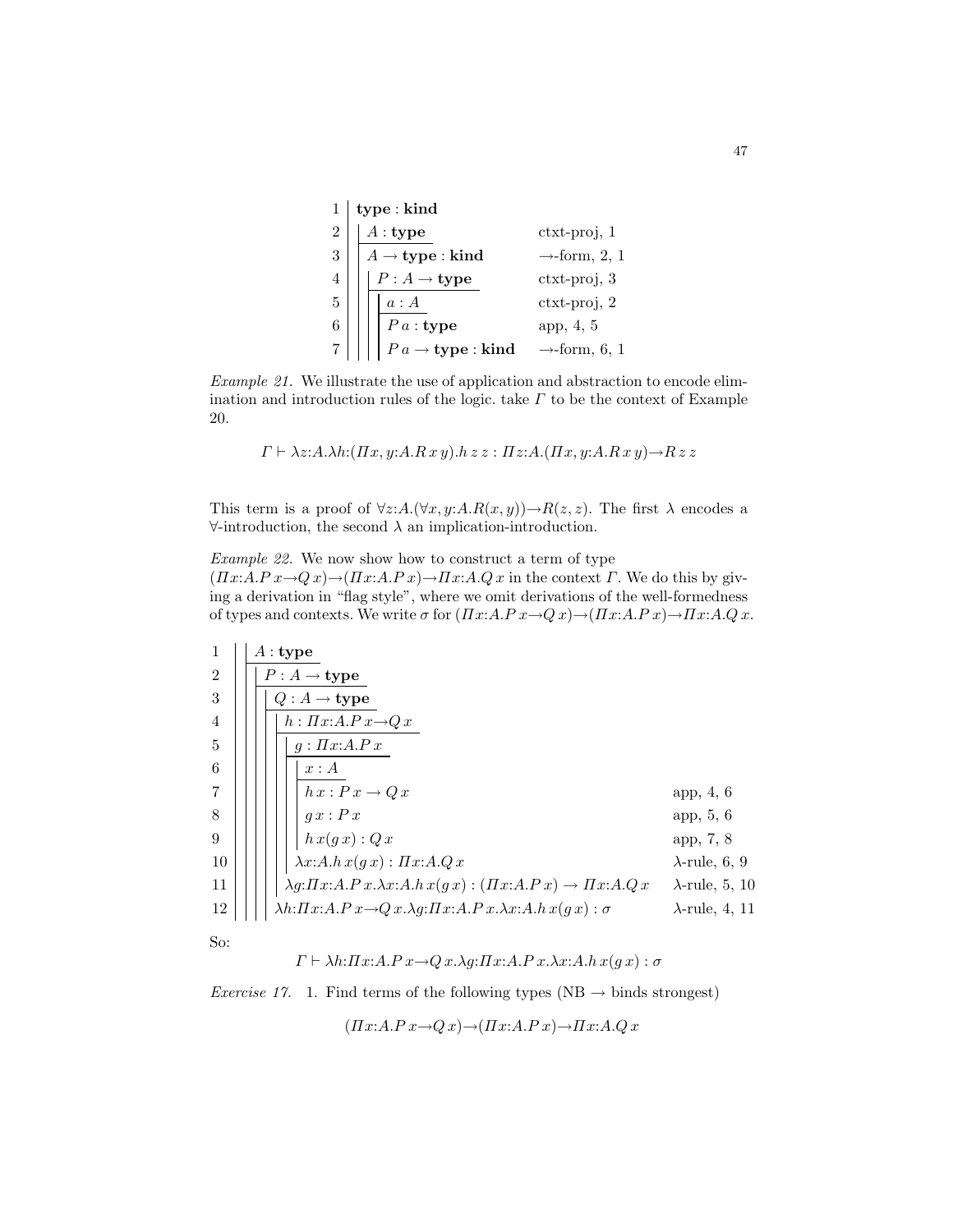| | | |
|---|---|---|
| 1 | $\mathbf{type} : \mathbf{kind}$ | |
| 2 | $A : \mathbf{type}$ | ctxt-proj, 1 |
| 3 | $A \to \mathbf{type} : \mathbf{kind}$ | $\to$-form, 2, 1 |
| 4 | $P : A \to \mathbf{type}$ | ctxt-proj, 3 |
| 5 | $a : A$ | ctxt-proj, 2 |
| 6 | $P\,a : \mathbf{type}$ | app, 4, 5 |
| 7 | $P\,a \to \mathbf{type} : \mathbf{kind}$ | $\to$-form, 6, 1 |

*Example 21.* We illustrate the use of application and abstraction to encode elimination and introduction rules of the logic. take $\Gamma$ to be the context of Example 20.

$$\Gamma \vdash \lambda z{:}A.\lambda h{:}(\Pi x, y{:}A.R\,x\,y).h\,z\,z : \Pi z{:}A.(\Pi x, y{:}A.R\,x\,y) \to R\,z\,z$$

This term is a proof of $\forall z{:}A.(\forall x, y{:}A.R(x, y)) \to R(z, z)$. The first $\lambda$ encodes a $\forall$-introduction, the second $\lambda$ an implication-introduction.

*Example 22.* We now show how to construct a term of type $(\Pi x{:}A.P\,x \to Q\,x) \to (\Pi x{:}A.P\,x) \to \Pi x{:}A.Q\,x$ in the context $\Gamma$. We do this by giving a derivation in "flag style", where we omit derivations of the well-formedness of types and contexts. We write $\sigma$ for $(\Pi x{:}A.P\,x \to Q\,x) \to (\Pi x{:}A.P\,x) \to \Pi x{:}A.Q\,x$.

| | | |
|---|---|---|
| 1 | $A : \mathbf{type}$ | |
| 2 | $P : A \to \mathbf{type}$ | |
| 3 | $Q : A \to \mathbf{type}$ | |
| 4 | $h : \Pi x{:}A.P\,x \to Q\,x$ | |
| 5 | $g : \Pi x{:}A.P\,x$ | |
| 6 | $x : A$ | |
| 7 | $h\,x : P\,x \to Q\,x$ | app, 4, 6 |
| 8 | $g\,x : P\,x$ | app, 5, 6 |
| 9 | $h\,x(g\,x) : Q\,x$ | app, 7, 8 |
| 10 | $\lambda x{:}A.h\,x(g\,x) : \Pi x{:}A.Q\,x$ | $\lambda$-rule, 6, 9 |
| 11 | $\lambda g{:}\Pi x{:}A.P\,x.\lambda x{:}A.h\,x(g\,x) : (\Pi x{:}A.P\,x) \to \Pi x{:}A.Q\,x$ | $\lambda$-rule, 5, 10 |
| 12 | $\lambda h{:}\Pi x{:}A.P\,x \to Q\,x.\lambda g{:}\Pi x{:}A.P\,x.\lambda x{:}A.h\,x(g\,x) : \sigma$ | $\lambda$-rule, 4, 11 |

So:

$$\Gamma \vdash \lambda h{:}\Pi x{:}A.P\,x \to Q\,x.\lambda g{:}\Pi x{:}A.P\,x.\lambda x{:}A.h\,x(g\,x) : \sigma$$

*Exercise 17.* 1. Find terms of the following types (NB $\to$ binds strongest)

$$(\Pi x{:}A.P\,x \to Q\,x) \to (\Pi x{:}A.P\,x) \to \Pi x{:}A.Q\,x$$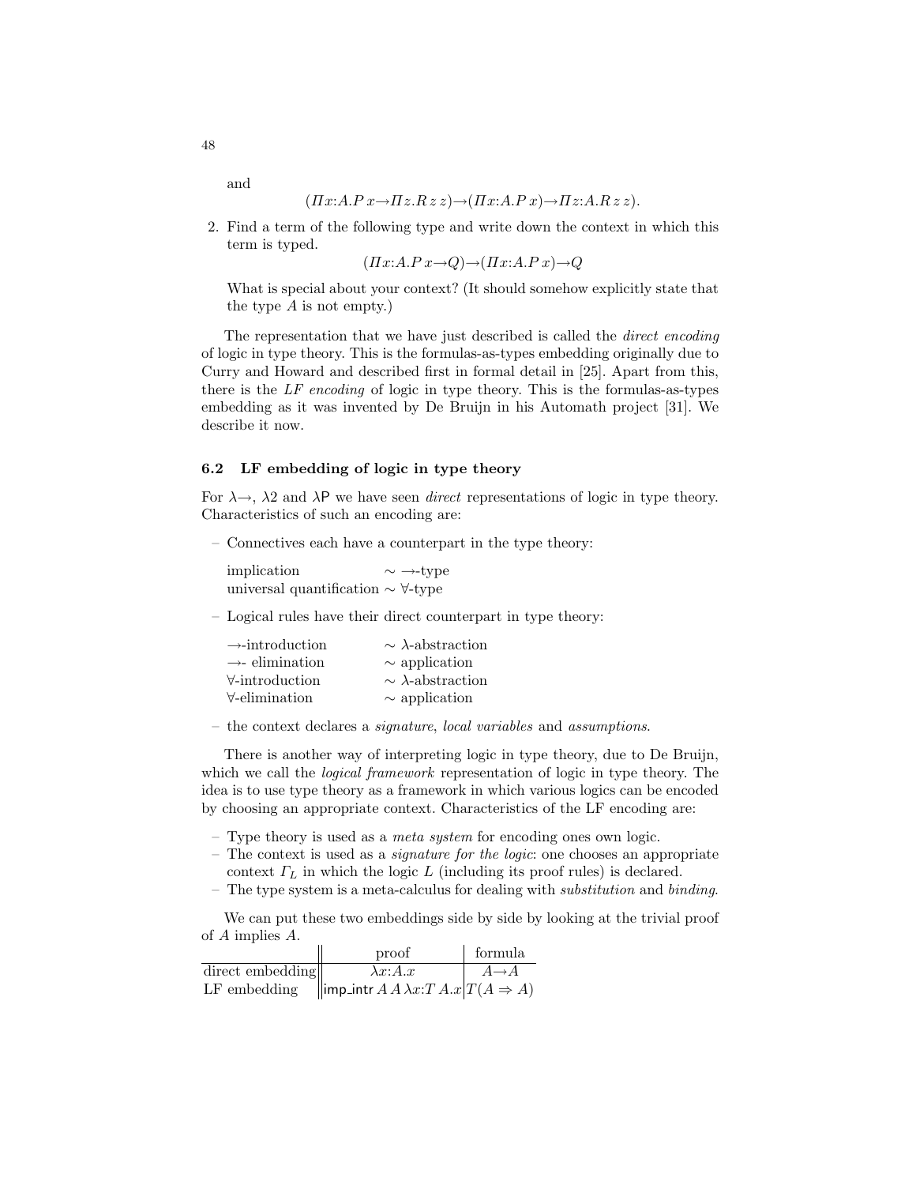and

$$(\Pi x{:}A.P\,x \to \Pi z.R\,z\,z) \to (\Pi x{:}A.P\,x) \to \Pi z{:}A.R\,z\,z).$$

2. Find a term of the following type and write down the context in which this term is typed.

$$(\Pi x{:}A.P\,x \to Q) \to (\Pi x{:}A.P\,x) \to Q$$

What is special about your context? (It should somehow explicitly state that the type $A$ is not empty.)

The representation that we have just described is called the *direct encoding* of logic in type theory. This is the formulas-as-types embedding originally due to Curry and Howard and described first in formal detail in [25]. Apart from this, there is the *LF encoding* of logic in type theory. This is the formulas-as-types embedding as it was invented by De Bruijn in his Automath project [31]. We describe it now.

### 6.2 LF embedding of logic in type theory

For $\lambda\!\to$, $\lambda 2$ and $\lambda \mathsf{P}$ we have seen *direct* representations of logic in type theory. Characteristics of such an encoding are:

– Connectives each have a counterpart in the type theory:

| | |
|---|---|
| implication | $\sim \to$-type |
| universal quantification | $\sim \forall$-type |

– Logical rules have their direct counterpart in type theory:

| | |
|---|---|
| $\to$-introduction | $\sim \lambda$-abstraction |
| $\to$- elimination | $\sim$ application |
| $\forall$-introduction | $\sim \lambda$-abstraction |
| $\forall$-elimination | $\sim$ application |

– the context declares a *signature*, *local variables* and *assumptions*.

There is another way of interpreting logic in type theory, due to De Bruijn, which we call the *logical framework* representation of logic in type theory. The idea is to use type theory as a framework in which various logics can be encoded by choosing an appropriate context. Characteristics of the LF encoding are:

– Type theory is used as a *meta system* for encoding ones own logic.
– The context is used as a *signature for the logic*: one chooses an appropriate context $\Gamma_L$ in which the logic $L$ (including its proof rules) is declared.
– The type system is a meta-calculus for dealing with *substitution* and *binding*.

We can put these two embeddings side by side by looking at the trivial proof of $A$ implies $A$.

| | proof | formula |
|---|---|---|
| direct embedding | $\lambda x{:}A.x$ | $A \to A$ |
| LF embedding | $\mathsf{imp\_intr}\,A\,A\,\lambda x{:}T\,A.x$ | $T(A \Rightarrow A)$ |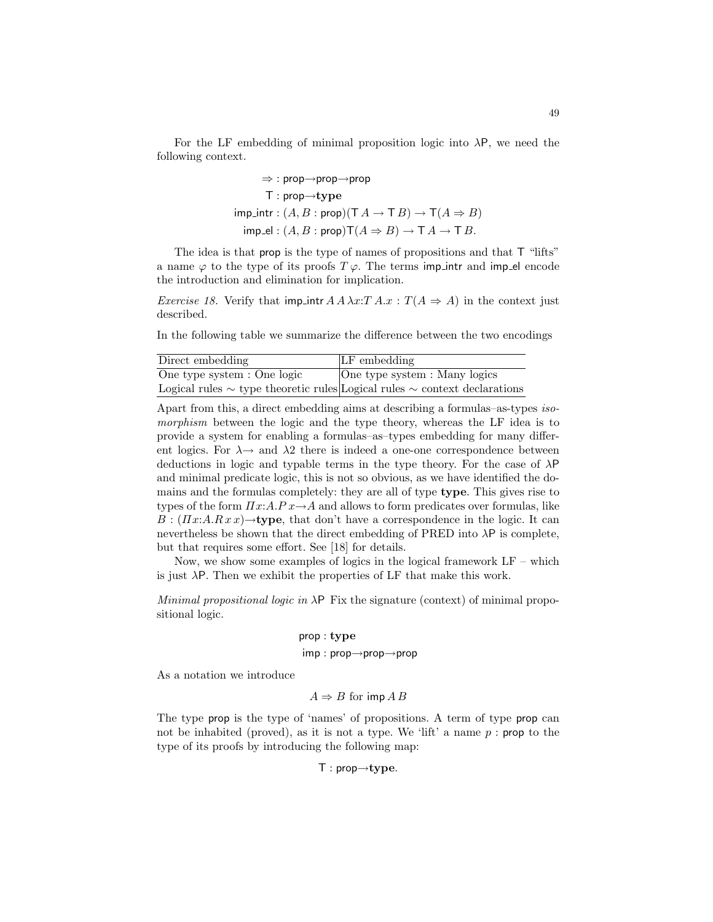For the LF embedding of minimal proposition logic into $\lambda\mathsf{P}$, we need the following context.

$$
\begin{aligned}
\Rightarrow &: \mathsf{prop}\to\mathsf{prop}\to\mathsf{prop}\\
\mathsf{T} &: \mathsf{prop}\to\mathbf{type}\\
\mathsf{imp\_intr} &: (A, B : \mathsf{prop})(\mathsf{T}\,A \to \mathsf{T}\,B) \to \mathsf{T}(A \Rightarrow B)\\
\mathsf{imp\_el} &: (A, B : \mathsf{prop})\mathsf{T}(A \Rightarrow B) \to \mathsf{T}\,A \to \mathsf{T}\,B.
\end{aligned}
$$

The idea is that $\mathsf{prop}$ is the type of names of propositions and that $\mathsf{T}$ "lifts" a name $\varphi$ to the type of its proofs $T\,\varphi$. The terms $\mathsf{imp\_intr}$ and $\mathsf{imp\_el}$ encode the introduction and elimination for implication.

*Exercise 18.* Verify that $\mathsf{imp\_intr}\,A\,A\,\lambda x{:}T\,A.x : T(A \Rightarrow A)$ in the context just described.

In the following table we summarize the difference between the two encodings

| Direct embedding | LF embedding |
| --- | --- |
| One type system : One logic | One type system : Many logics |
| Logical rules $\sim$ type theoretic rules | Logical rules $\sim$ context declarations |

Apart from this, a direct embedding aims at describing a formulas–as-types *isomorphism* between the logic and the type theory, whereas the LF idea is to provide a system for enabling a formulas–as–types embedding for many different logics. For $\lambda{\to}$ and $\lambda 2$ there is indeed a one-one correspondence between deductions in logic and typable terms in the type theory. For the case of $\lambda\mathsf{P}$ and minimal predicate logic, this is not so obvious, as we have identified the domains and the formulas completely: they are all of type **type**. This gives rise to types of the form $\Pi x{:}A.P\,x{\to}A$ and allows to form predicates over formulas, like $B : (\Pi x{:}A.R\,x\,x){\to}\mathbf{type}$, that don't have a correspondence in the logic. It can nevertheless be shown that the direct embedding of PRED into $\lambda\mathsf{P}$ is complete, but that requires some effort. See [18] for details.

Now, we show some examples of logics in the logical framework LF – which is just $\lambda\mathsf{P}$. Then we exhibit the properties of LF that make this work.

*Minimal propositional logic in* $\lambda\mathsf{P}$ Fix the signature (context) of minimal propositional logic.

$$
\begin{aligned}
&\mathsf{prop} : \mathbf{type}\\
&\mathsf{imp} : \mathsf{prop}\to\mathsf{prop}\to\mathsf{prop}
\end{aligned}
$$

As a notation we introduce

$$A \Rightarrow B \text{ for } \mathsf{imp}\,A\,B$$

The type $\mathsf{prop}$ is the type of 'names' of propositions. A term of type $\mathsf{prop}$ can not be inhabited (proved), as it is not a type. We 'lift' a name $p : \mathsf{prop}$ to the type of its proofs by introducing the following map:

$$\mathsf{T} : \mathsf{prop}\to\mathbf{type}.$$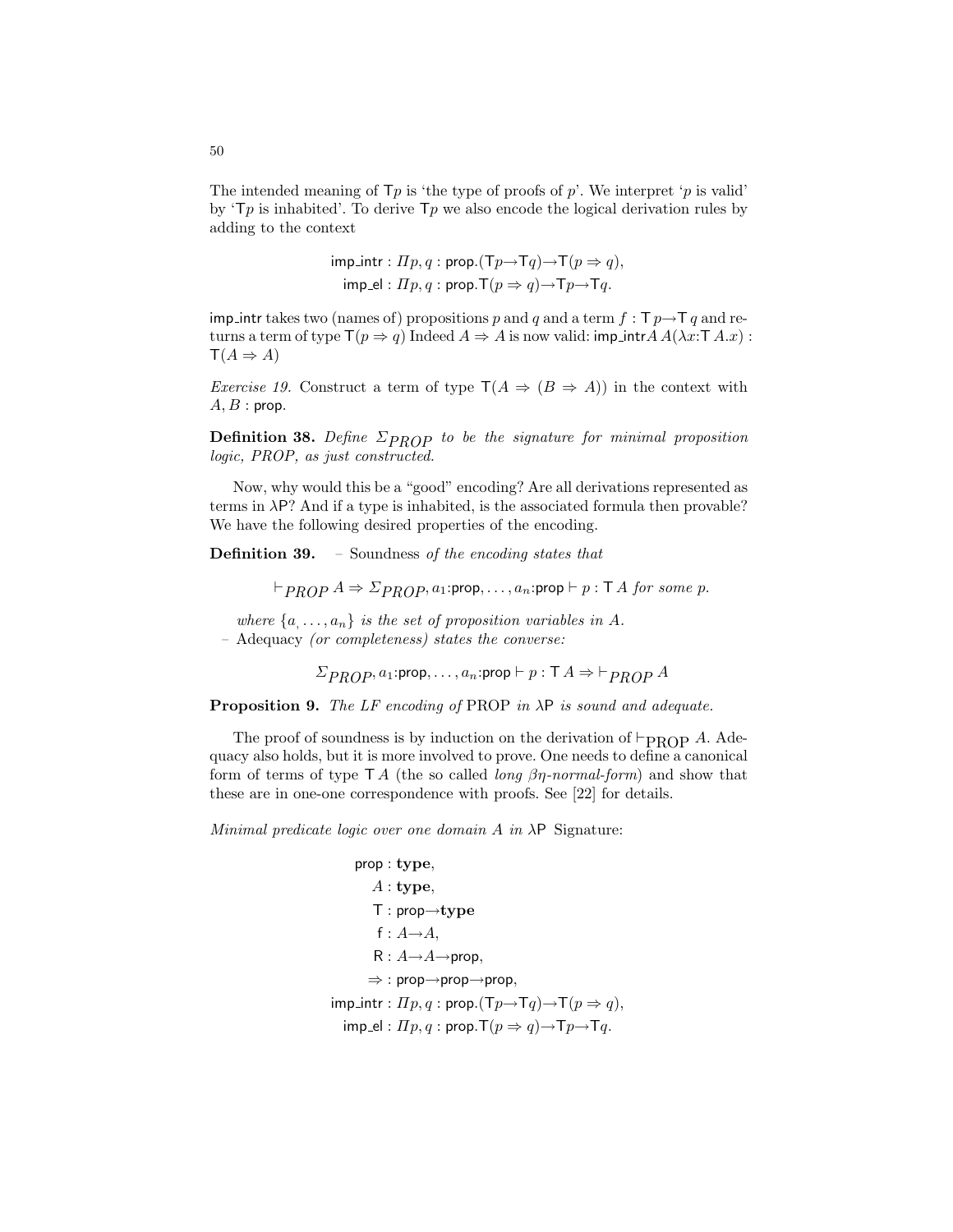The intended meaning of $\mathsf{T}p$ is 'the type of proofs of $p$'. We interpret '$p$ is valid' by '$\mathsf{T}p$ is inhabited'. To derive $\mathsf{T}p$ we also encode the logical derivation rules by adding to the context

$$\begin{aligned}\mathsf{imp\_intr} &: \Pi p, q : \mathsf{prop}.(\mathsf{T}p \to \mathsf{T}q) \to \mathsf{T}(p \Rightarrow q),\\ \mathsf{imp\_el} &: \Pi p, q : \mathsf{prop}.\mathsf{T}(p \Rightarrow q) \to \mathsf{T}p \to \mathsf{T}q.\end{aligned}$$

imp_intr takes two (names of) propositions $p$ and $q$ and a term $f : \mathsf{T}\, p \to \mathsf{T}\, q$ and returns a term of type $\mathsf{T}(p \Rightarrow q)$ Indeed $A \Rightarrow A$ is now valid: $\mathsf{imp\_intr} A\, A(\lambda x{:}\mathsf{T}\, A.x) : \mathsf{T}(A \Rightarrow A)$

*Exercise 19.* Construct a term of type $\mathsf{T}(A \Rightarrow (B \Rightarrow A))$ in the context with $A, B : \mathsf{prop}$.

**Definition 38.** *Define $\Sigma_{PROP}$ to be the signature for minimal proposition logic, PROP, as just constructed.*

Now, why would this be a "good" encoding? Are all derivations represented as terms in $\lambda$P? And if a type is inhabited, is the associated formula then provable? We have the following desired properties of the encoding.

**Definition 39.** – Soundness *of the encoding states that*

$$\vdash_{PROP} A \Rightarrow \Sigma_{PROP}, a_1{:}\mathsf{prop}, \ldots, a_n{:}\mathsf{prop} \vdash p : \mathsf{T}\, A \textit{ for some } p.$$

*where $\{a_, \ldots, a_n\}$ is the set of proposition variables in $A$.*

– Adequacy *(or completeness) states the converse:*

$$\Sigma_{PROP}, a_1{:}\mathsf{prop}, \ldots, a_n{:}\mathsf{prop} \vdash p : \mathsf{T}\, A \Rightarrow \vdash_{PROP} A$$

**Proposition 9.** *The LF encoding of* PROP *in* $\lambda$P *is sound and adequate.*

The proof of soundness is by induction on the derivation of $\vdash_{\text{PROP}} A$. Adequacy also holds, but it is more involved to prove. One needs to define a canonical form of terms of type $\mathsf{T}\, A$ (the so called *long $\beta\eta$-normal-form*) and show that these are in one-one correspondence with proofs. See [22] for details.

*Minimal predicate logic over one domain $A$ in $\lambda$P* Signature:

$$\begin{aligned}\mathsf{prop} &: \mathbf{type},\\ A &: \mathbf{type},\\ \mathsf{T} &: \mathsf{prop} \to \mathbf{type}\\ \mathsf{f} &: A \to A,\\ \mathsf{R} &: A \to A \to \mathsf{prop},\\ \Rightarrow &: \mathsf{prop} \to \mathsf{prop} \to \mathsf{prop},\\ \mathsf{imp\_intr} &: \Pi p, q : \mathsf{prop}.(\mathsf{T}p \to \mathsf{T}q) \to \mathsf{T}(p \Rightarrow q),\\ \mathsf{imp\_el} &: \Pi p, q : \mathsf{prop}.\mathsf{T}(p \Rightarrow q) \to \mathsf{T}p \to \mathsf{T}q.\end{aligned}$$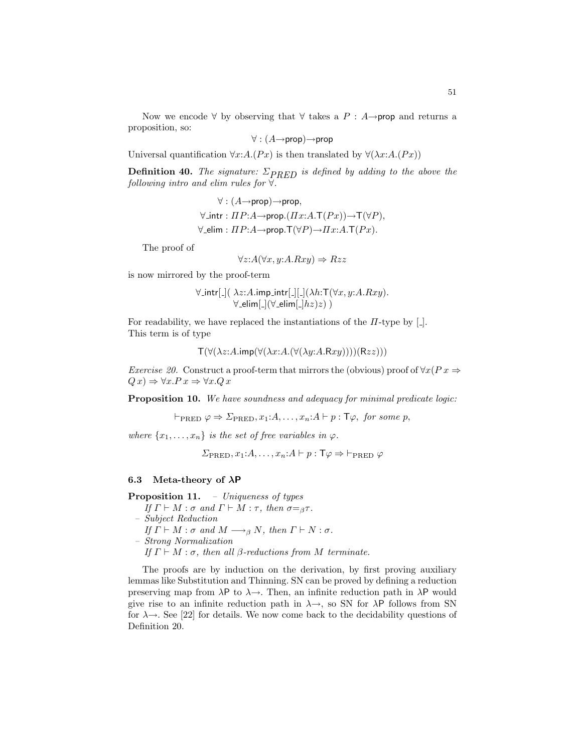Now we encode $\forall$ by observing that $\forall$ takes a $P : A{\to}\mathsf{prop}$ and returns a proposition, so:

$$\forall : (A{\to}\mathsf{prop}){\to}\mathsf{prop}$$

Universal quantification $\forall x{:}A.(P x)$ is then translated by $\forall(\lambda x{:}A.(P x))$

**Definition 40.** *The signature: $\Sigma_{PRED}$ is defined by adding to the above the following intro and elim rules for $\forall$.*

$$\begin{aligned}
&\forall : (A{\to}\mathsf{prop}){\to}\mathsf{prop},\\
&\forall\_\mathsf{intr} : \Pi P{:}A{\to}\mathsf{prop}.(\Pi x{:}A.\mathsf{T}(P x)){\to}\mathsf{T}(\forall P),\\
&\forall\_\mathsf{elim} : \Pi P{:}A{\to}\mathsf{prop}.\mathsf{T}(\forall P){\to}\Pi x{:}A.\mathsf{T}(P x).
\end{aligned}$$

The proof of

$$\forall z{:}A(\forall x, y{:}A.Rxy) \Rightarrow Rzz$$

is now mirrored by the proof-term

$$\begin{aligned}
&\forall\_\mathsf{intr}[\_](\ \lambda z{:}A.\mathsf{imp\_intr}[\_][\_](\lambda h{:}\mathsf{T}(\forall x, y{:}A.Rxy).\\
&\qquad \forall\_\mathsf{elim}[\_](\forall\_\mathsf{elim}[\_]hz)z)\ )
\end{aligned}$$

For readability, we have replaced the instantiations of the $\Pi$-type by $[\_]$.
This term is of type

$$\mathsf{T}(\forall(\lambda z{:}A.\mathsf{imp}(\forall(\lambda x{:}A.(\forall(\lambda y{:}A.\mathsf{R}xy))))(\mathsf{R}zz)))$$

*Exercise 20.* Construct a proof-term that mirrors the (obvious) proof of $\forall x(P\, x \Rightarrow Q\, x) \Rightarrow \forall x.P\, x \Rightarrow \forall x.Q\, x$

**Proposition 10.** *We have soundness and adequacy for minimal predicate logic:*

$$\vdash_{\text{PRED}} \varphi \Rightarrow \Sigma_{\text{PRED}}, x_1{:}A, \ldots, x_n{:}A \vdash p : \mathsf{T}\varphi, \text{ for some } p,$$

*where $\{x_1, \ldots, x_n\}$ is the set of free variables in $\varphi$.*

$$\Sigma_{\text{PRED}}, x_1{:}A, \ldots, x_n{:}A \vdash p : \mathsf{T}\varphi \Rightarrow \vdash_{\text{PRED}} \varphi$$

### 6.3 Meta-theory of $\lambda$P

**Proposition 11.**
- *Uniqueness of types*
  *If $\Gamma \vdash M : \sigma$ and $\Gamma \vdash M : \tau$, then $\sigma{=}_\beta\tau$.*
- *Subject Reduction*
  *If $\Gamma \vdash M : \sigma$ and $M \longrightarrow_\beta N$, then $\Gamma \vdash N : \sigma$.*
- *Strong Normalization*
  *If $\Gamma \vdash M : \sigma$, then all $\beta$-reductions from $M$ terminate.*

The proofs are by induction on the derivation, by first proving auxiliary lemmas like Substitution and Thinning. SN can be proved by defining a reduction preserving map from $\lambda$P to $\lambda{\to}$. Then, an infinite reduction path in $\lambda$P would give rise to an infinite reduction path in $\lambda{\to}$, so SN for $\lambda$P follows from SN for $\lambda{\to}$. See [22] for details. We now come back to the decidability questions of Definition 20.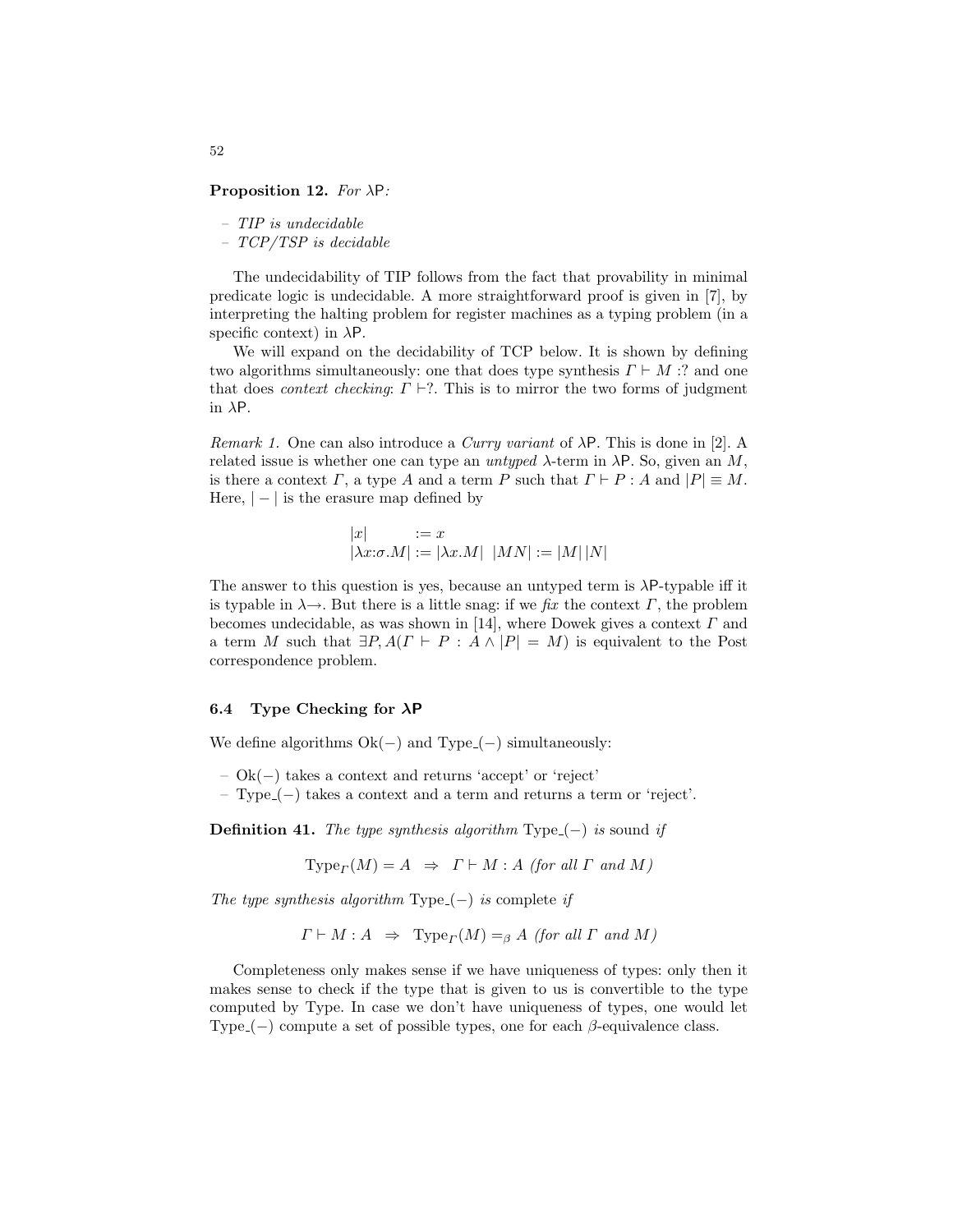**Proposition 12.** *For* $\lambda\mathsf{P}$*:*

- *TIP is undecidable*
- *TCP/TSP is decidable*

The undecidability of TIP follows from the fact that provability in minimal predicate logic is undecidable. A more straightforward proof is given in [7], by interpreting the halting problem for register machines as a typing problem (in a specific context) in $\lambda\mathsf{P}$.

We will expand on the decidability of TCP below. It is shown by defining two algorithms simultaneously: one that does type synthesis $\Gamma \vdash M :?$ and one that does *context checking*: $\Gamma \vdash ?$. This is to mirror the two forms of judgment in $\lambda\mathsf{P}$.

*Remark 1.* One can also introduce a *Curry variant* of $\lambda\mathsf{P}$. This is done in [2]. A related issue is whether one can type an *untyped* $\lambda$-term in $\lambda\mathsf{P}$. So, given an $M$, is there a context $\Gamma$, a type $A$ and a term $P$ such that $\Gamma \vdash P : A$ and $|P| \equiv M$. Here, $| - |$ is the erasure map defined by

$$
\begin{array}{ll}
|x| & := x \\
|\lambda x{:}\sigma.M| := |\lambda x.M| & |MN| := |M|\,|N|
\end{array}
$$

The answer to this question is yes, because an untyped term is $\lambda\mathsf{P}$-typable iff it is typable in $\lambda{\rightarrow}$. But there is a little snag: if we *fix* the context $\Gamma$, the problem becomes undecidable, as was shown in [14], where Dowek gives a context $\Gamma$ and a term $M$ such that $\exists P, A(\Gamma \vdash P : A \wedge |P| = M)$ is equivalent to the Post correspondence problem.

### 6.4 Type Checking for $\lambda\mathsf{P}$

We define algorithms $\mathrm{Ok}(-)$ and $\mathrm{Type\_}(-)$ simultaneously:

- $\mathrm{Ok}(-)$ takes a context and returns 'accept' or 'reject'
- $\mathrm{Type\_}(-)$ takes a context and a term and returns a term or 'reject'.

**Definition 41.** *The type synthesis algorithm* $\mathrm{Type\_}(-)$ *is* sound *if*

$$\mathrm{Type}_\Gamma(M) = A \;\;\Rightarrow\;\; \Gamma \vdash M : A \text{ (for all } \Gamma \text{ and } M\text{)}$$

*The type synthesis algorithm* $\mathrm{Type\_}(-)$ *is* complete *if*

$$\Gamma \vdash M : A \;\;\Rightarrow\;\; \mathrm{Type}_\Gamma(M) =_\beta A \text{ (for all } \Gamma \text{ and } M\text{)}$$

Completeness only makes sense if we have uniqueness of types: only then it makes sense to check if the type that is given to us is convertible to the type computed by Type. In case we don't have uniqueness of types, one would let $\mathrm{Type\_}(-)$ compute a set of possible types, one for each $\beta$-equivalence class.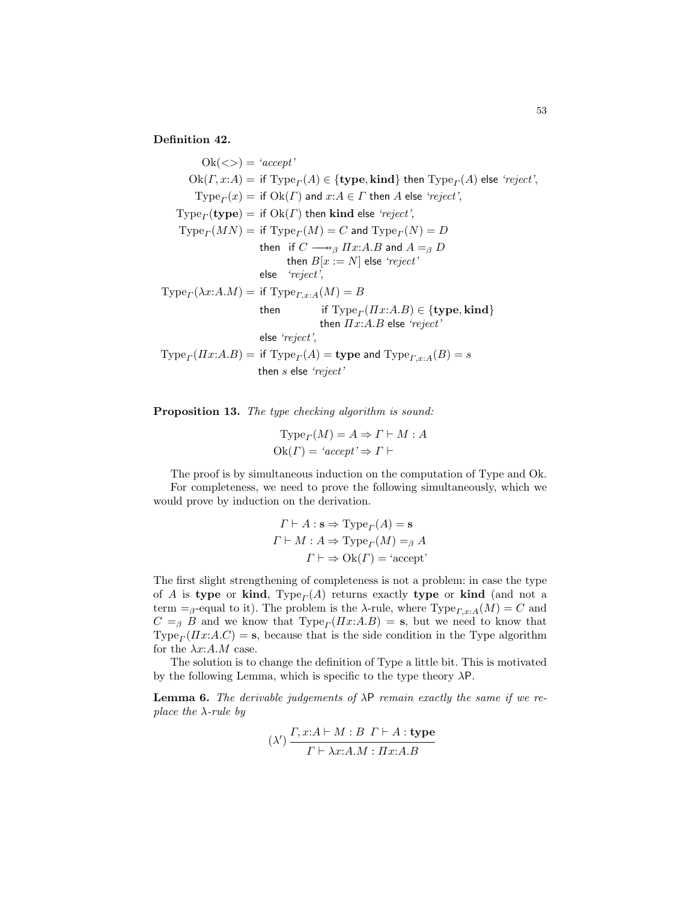**Definition 42.**

$$
\begin{aligned}
\mathrm{Ok}(<>) &= \textit{`accept'} \\
\mathrm{Ok}(\Gamma, x{:}A) &= \text{if } \mathrm{Type}_\Gamma(A) \in \{\mathbf{type}, \mathbf{kind}\} \text{ then } \mathrm{Type}_\Gamma(A) \text{ else } \textit{`reject'}, \\
\mathrm{Type}_\Gamma(x) &= \text{if } \mathrm{Ok}(\Gamma) \text{ and } x{:}A \in \Gamma \text{ then } A \text{ else } \textit{`reject'}, \\
\mathrm{Type}_\Gamma(\mathbf{type}) &= \text{if } \mathrm{Ok}(\Gamma) \text{ then } \mathbf{kind} \text{ else } \textit{`reject'}, \\
\mathrm{Type}_\Gamma(MN) &= \text{if } \mathrm{Type}_\Gamma(M) = C \text{ and } \mathrm{Type}_\Gamma(N) = D \\
&\quad\ \text{then } \ \text{if } C \twoheadrightarrow_\beta \Pi x{:}A.B \text{ and } A =_\beta D \\
&\quad\ \qquad\ \text{then } B[x := N] \text{ else } \textit{`reject'} \\
&\quad\ \text{else } \ \textit{`reject'}, \\
\mathrm{Type}_\Gamma(\lambda x{:}A.M) &= \text{if } \mathrm{Type}_{\Gamma, x:A}(M) = B \\
&\quad\ \text{then } \qquad \text{if } \mathrm{Type}_\Gamma(\Pi x{:}A.B) \in \{\mathbf{type}, \mathbf{kind}\} \\
&\quad\ \qquad\qquad \text{then } \Pi x{:}A.B \text{ else } \textit{`reject'} \\
&\quad\ \text{else } \textit{`reject'}, \\
\mathrm{Type}_\Gamma(\Pi x{:}A.B) &= \text{if } \mathrm{Type}_\Gamma(A) = \mathbf{type} \text{ and } \mathrm{Type}_{\Gamma, x:A}(B) = s \\
&\quad\ \text{then } s \text{ else } \textit{`reject'}
\end{aligned}
$$

**Proposition 13.** *The type checking algorithm is sound:*

$$
\begin{aligned}
\mathrm{Type}_\Gamma(M) = A &\Rightarrow \Gamma \vdash M : A \\
\mathrm{Ok}(\Gamma) = \textit{`accept'} &\Rightarrow \Gamma \vdash
\end{aligned}
$$

The proof is by simultaneous induction on the computation of Type and Ok.

For completeness, we need to prove the following simultaneously, which we would prove by induction on the derivation.

$$
\begin{aligned}
\Gamma \vdash A : \mathbf{s} &\Rightarrow \mathrm{Type}_\Gamma(A) = \mathbf{s} \\
\Gamma \vdash M : A &\Rightarrow \mathrm{Type}_\Gamma(M) =_\beta A \\
\Gamma \vdash &\Rightarrow \mathrm{Ok}(\Gamma) = \text{`accept'}
\end{aligned}
$$

The first slight strengthening of completeness is not a problem: in case the type of $A$ is **type** or **kind**, $\mathrm{Type}_\Gamma(A)$ returns exactly **type** or **kind** (and not a term $=_\beta$-equal to it). The problem is the $\lambda$-rule, where $\mathrm{Type}_{\Gamma,x:A}(M) = C$ and $C =_\beta B$ and we know that $\mathrm{Type}_\Gamma(\Pi x{:}A.B) = \mathbf{s}$, but we need to know that $\mathrm{Type}_\Gamma(\Pi x{:}A.C) = \mathbf{s}$, because that is the side condition in the Type algorithm for the $\lambda x{:}A.M$ case.

The solution is to change the definition of Type a little bit. This is motivated by the following Lemma, which is specific to the type theory $\lambda$P.

**Lemma 6.** *The derivable judgements of* $\lambda$P *remain exactly the same if we replace the* $\lambda$*-rule by*

$$
(\lambda')\ \frac{\Gamma, x{:}A \vdash M : B \quad \Gamma \vdash A : \mathbf{type}}{\Gamma \vdash \lambda x{:}A.M : \Pi x{:}A.B}
$$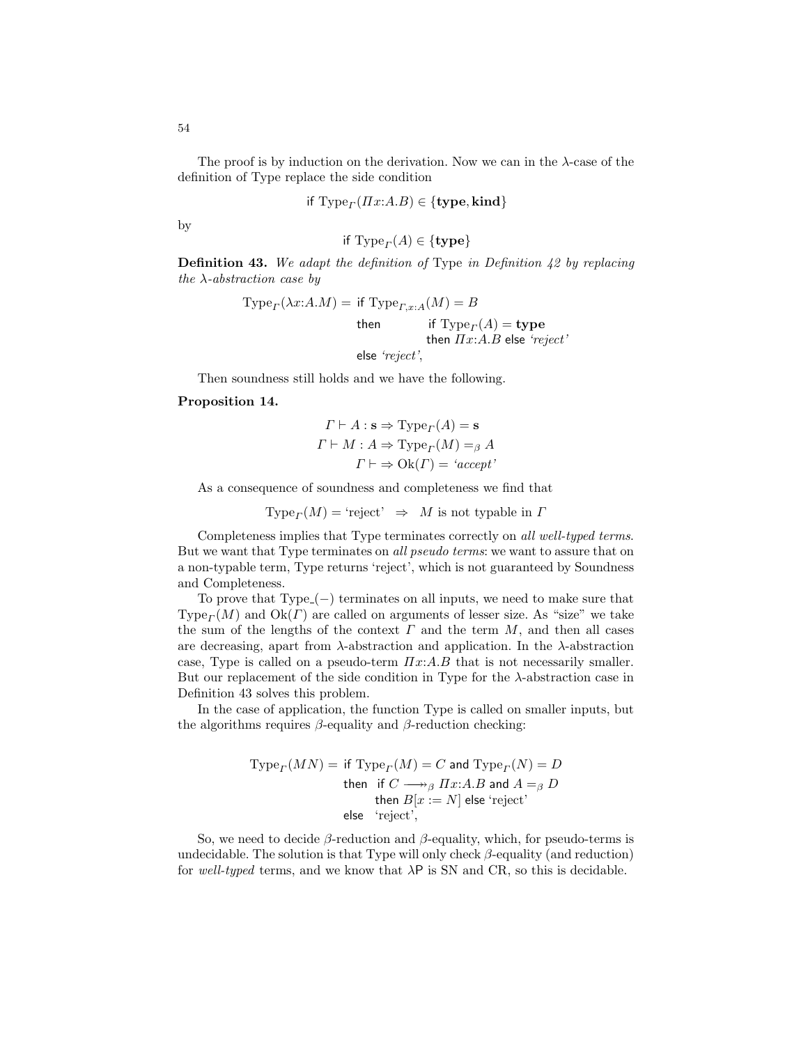The proof is by induction on the derivation. Now we can in the $\lambda$-case of the definition of Type replace the side condition

$$\text{if } \mathrm{Type}_\Gamma(\Pi x{:}A.B) \in \{\mathbf{type}, \mathbf{kind}\}$$

by

$$\text{if } \mathrm{Type}_\Gamma(A) \in \{\mathbf{type}\}$$

**Definition 43.** *We adapt the definition of* Type *in Definition 42 by replacing the $\lambda$-abstraction case by*

$$\begin{array}{rl}\mathrm{Type}_\Gamma(\lambda x{:}A.M) = & \text{if } \mathrm{Type}_{\Gamma,x:A}(M) = B \\ & \text{then} \quad\quad \text{if } \mathrm{Type}_\Gamma(A) = \mathbf{type} \\ & \quad\quad\quad\quad\;\, \text{then } \Pi x{:}A.B \text{ else } \textit{`reject'} \\ & \text{else } \textit{`reject'},\end{array}$$

Then soundness still holds and we have the following.

**Proposition 14.**

$$\begin{array}{c}\Gamma \vdash A : \mathbf{s} \Rightarrow \mathrm{Type}_\Gamma(A) = \mathbf{s} \\ \Gamma \vdash M : A \Rightarrow \mathrm{Type}_\Gamma(M) =_\beta A \\ \Gamma \vdash \;\Rightarrow \mathrm{Ok}(\Gamma) = \textit{`accept'}\end{array}$$

As a consequence of soundness and completeness we find that

$$\mathrm{Type}_\Gamma(M) = \text{`reject'} \quad \Rightarrow \quad M \text{ is not typable in } \Gamma$$

Completeness implies that Type terminates correctly on *all well-typed terms.* But we want that Type terminates on *all pseudo terms*: we want to assure that on a non-typable term, Type returns 'reject', which is not guaranteed by Soundness and Completeness.

To prove that $\mathrm{Type}_{\_}(-)$ terminates on all inputs, we need to make sure that $\mathrm{Type}_\Gamma(M)$ and $\mathrm{Ok}(\Gamma)$ are called on arguments of lesser size. As "size" we take the sum of the lengths of the context $\Gamma$ and the term $M$, and then all cases are decreasing, apart from $\lambda$-abstraction and application. In the $\lambda$-abstraction case, Type is called on a pseudo-term $\Pi x{:}A.B$ that is not necessarily smaller. But our replacement of the side condition in Type for the $\lambda$-abstraction case in Definition 43 solves this problem.

In the case of application, the function Type is called on smaller inputs, but the algorithms requires $\beta$-equality and $\beta$-reduction checking:

$$\begin{array}{rl}\mathrm{Type}_\Gamma(MN) = & \text{if } \mathrm{Type}_\Gamma(M) = C \text{ and } \mathrm{Type}_\Gamma(N) = D \\ & \text{then} \;\; \text{if } C \twoheadrightarrow_\beta \Pi x{:}A.B \text{ and } A =_\beta D \\ & \quad\quad\;\; \text{then } B[x := N] \text{ else `reject'} \\ & \text{else} \;\; \text{`reject'},\end{array}$$

So, we need to decide $\beta$-reduction and $\beta$-equality, which, for pseudo-terms is undecidable. The solution is that Type will only check $\beta$-equality (and reduction) for *well-typed* terms, and we know that $\lambda$P is SN and CR, so this is decidable.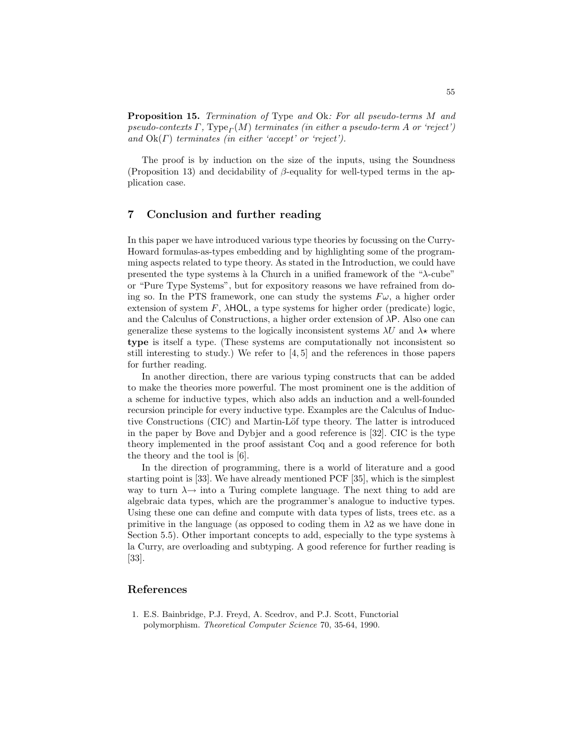**Proposition 15.** *Termination of* Type *and* Ok*: For all pseudo-terms $M$ and pseudo-contexts $\Gamma$, $\mathrm{Type}_{\Gamma}(M)$ terminates (in either a pseudo-term $A$ or 'reject') and $\mathrm{Ok}(\Gamma)$ terminates (in either 'accept' or 'reject').*

The proof is by induction on the size of the inputs, using the Soundness (Proposition 13) and decidability of $\beta$-equality for well-typed terms in the application case.

## 7 Conclusion and further reading

In this paper we have introduced various type theories by focussing on the Curry-Howard formulas-as-types embedding and by highlighting some of the programming aspects related to type theory. As stated in the Introduction, we could have presented the type systems à la Church in a unified framework of the "$\lambda$-cube" or "Pure Type Systems", but for expository reasons we have refrained from doing so. In the PTS framework, one can study the systems $F\omega$, a higher order extension of system $F$, $\lambda\mathsf{HOL}$, a type systems for higher order (predicate) logic, and the Calculus of Constructions, a higher order extension of $\lambda\mathsf{P}$. Also one can generalize these systems to the logically inconsistent systems $\lambda U$ and $\lambda\star$ where **type** is itself a type. (These systems are computationally not inconsistent so still interesting to study.) We refer to [4, 5] and the references in those papers for further reading.

In another direction, there are various typing constructs that can be added to make the theories more powerful. The most prominent one is the addition of a scheme for inductive types, which also adds an induction and a well-founded recursion principle for every inductive type. Examples are the Calculus of Inductive Constructions (CIC) and Martin-Löf type theory. The latter is introduced in the paper by Bove and Dybjer and a good reference is [32]. CIC is the type theory implemented in the proof assistant Coq and a good reference for both the theory and the tool is [6].

In the direction of programming, there is a world of literature and a good starting point is [33]. We have already mentioned PCF [35], which is the simplest way to turn $\lambda\!\rightarrow$ into a Turing complete language. The next thing to add are algebraic data types, which are the programmer's analogue to inductive types. Using these one can define and compute with data types of lists, trees etc. as a primitive in the language (as opposed to coding them in $\lambda 2$ as we have done in Section 5.5). Other important concepts to add, especially to the type systems à la Curry, are overloading and subtyping. A good reference for further reading is [33].

## References

1. E.S. Bainbridge, P.J. Freyd, A. Scedrov, and P.J. Scott, Functorial polymorphism. *Theoretical Computer Science* 70, 35-64, 1990.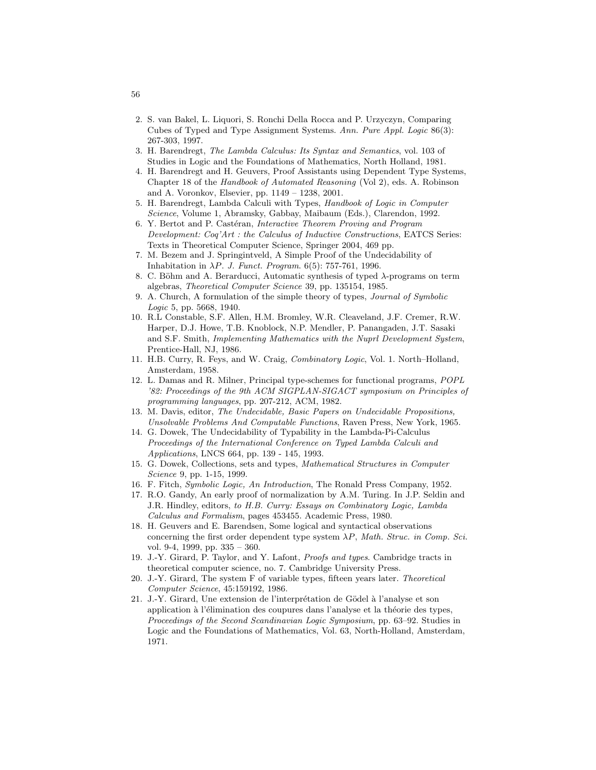2. S. van Bakel, L. Liquori, S. Ronchi Della Rocca and P. Urzyczyn, Comparing Cubes of Typed and Type Assignment Systems. *Ann. Pure Appl. Logic* 86(3): 267-303, 1997.
3. H. Barendregt, *The Lambda Calculus: Its Syntax and Semantics*, vol. 103 of Studies in Logic and the Foundations of Mathematics, North Holland, 1981.
4. H. Barendregt and H. Geuvers, Proof Assistants using Dependent Type Systems, Chapter 18 of the *Handbook of Automated Reasoning* (Vol 2), eds. A. Robinson and A. Voronkov, Elsevier, pp. 1149 – 1238, 2001.
5. H. Barendregt, Lambda Calculi with Types, *Handbook of Logic in Computer Science*, Volume 1, Abramsky, Gabbay, Maibaum (Eds.), Clarendon, 1992.
6. Y. Bertot and P. Castéran, *Interactive Theorem Proving and Program Development: Coq'Art : the Calculus of Inductive Constructions*, EATCS Series: Texts in Theoretical Computer Science, Springer 2004, 469 pp.
7. M. Bezem and J. Springintveld, A Simple Proof of the Undecidability of Inhabitation in $\lambda P$. *J. Funct. Program.* 6(5): 757-761, 1996.
8. C. Böhm and A. Berarducci, Automatic synthesis of typed $\lambda$-programs on term algebras, *Theoretical Computer Science* 39, pp. 135154, 1985.
9. A. Church, A formulation of the simple theory of types, *Journal of Symbolic Logic* 5, pp. 5668, 1940.
10. R.L Constable, S.F. Allen, H.M. Bromley, W.R. Cleaveland, J.F. Cremer, R.W. Harper, D.J. Howe, T.B. Knoblock, N.P. Mendler, P. Panangaden, J.T. Sasaki and S.F. Smith, *Implementing Mathematics with the Nuprl Development System*, Prentice-Hall, NJ, 1986.
11. H.B. Curry, R. Feys, and W. Craig, *Combinatory Logic*, Vol. 1. North–Holland, Amsterdam, 1958.
12. L. Damas and R. Milner, Principal type-schemes for functional programs, *POPL '82: Proceedings of the 9th ACM SIGPLAN-SIGACT symposium on Principles of programming languages*, pp. 207-212, ACM, 1982.
13. M. Davis, editor, *The Undecidable, Basic Papers on Undecidable Propositions, Unsolvable Problems And Computable Functions*, Raven Press, New York, 1965.
14. G. Dowek, The Undecidability of Typability in the Lambda-Pi-Calculus *Proceedings of the International Conference on Typed Lambda Calculi and Applications*, LNCS 664, pp. 139 - 145, 1993.
15. G. Dowek, Collections, sets and types, *Mathematical Structures in Computer Science* 9, pp. 1-15, 1999.
16. F. Fitch, *Symbolic Logic, An Introduction*, The Ronald Press Company, 1952.
17. R.O. Gandy, An early proof of normalization by A.M. Turing. In J.P. Seldin and J.R. Hindley, editors, *to H.B. Curry: Essays on Combinatory Logic, Lambda Calculus and Formalism*, pages 453455. Academic Press, 1980.
18. H. Geuvers and E. Barendsen, Some logical and syntactical observations concerning the first order dependent type system $\lambda P$, *Math. Struc. in Comp. Sci.* vol. 9-4, 1999, pp. 335 – 360.
19. J.-Y. Girard, P. Taylor, and Y. Lafont, *Proofs and types*. Cambridge tracts in theoretical computer science, no. 7. Cambridge University Press.
20. J.-Y. Girard, The system F of variable types, fifteen years later. *Theoretical Computer Science*, 45:159192, 1986.
21. J.-Y. Girard, Une extension de l'interprétation de Gödel à l'analyse et son application à l'élimination des coupures dans l'analyse et la théorie des types, *Proceedings of the Second Scandinavian Logic Symposium*, pp. 63–92. Studies in Logic and the Foundations of Mathematics, Vol. 63, North-Holland, Amsterdam, 1971.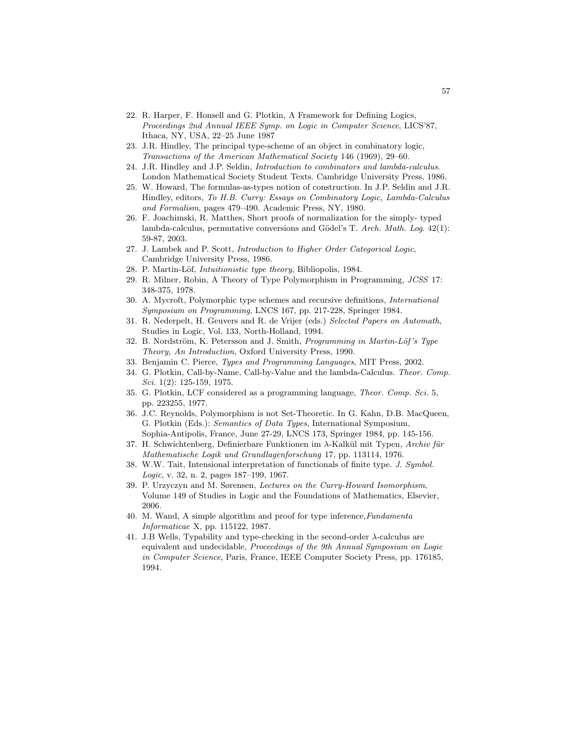22. R. Harper, F. Honsell and G. Plotkin, A Framework for Defining Logics, *Proceedings 2nd Annual IEEE Symp. on Logic in Computer Science*, LICS'87, Ithaca, NY, USA, 22–25 June 1987
23. J.R. Hindley, The principal type-scheme of an object in combinatory logic, *Transactions of the American Mathematical Society* 146 (1969), 29–60.
24. J.R. Hindley and J.P. Seldin, *Introduction to combinators and lambda-calculus*. London Mathematical Society Student Texts. Cambridge University Press, 1986.
25. W. Howard, The formulas-as-types notion of construction. In J.P. Seldin and J.R. Hindley, editors, *To H.B. Curry: Essays on Combinatory Logic, Lambda-Calculus and Formalism*, pages 479–490. Academic Press, NY, 1980.
26. F. Joachimski, R. Matthes, Short proofs of normalization for the simply- typed lambda-calculus, permutative conversions and Gödel's T. *Arch. Math. Log.* 42(1): 59-87, 2003.
27. J. Lambek and P. Scott, *Introduction to Higher Order Categorical Logic*, Cambridge University Press, 1986.
28. P. Martin-Löf, *Intuitionistic type theory*, Bibliopolis, 1984.
29. R. Milner, Robin, A Theory of Type Polymorphism in Programming, *JCSS* 17: 348-375, 1978.
30. A. Mycroft, Polymorphic type schemes and recursive definitions, *International Symposium on Programming*, LNCS 167, pp. 217-228, Springer 1984.
31. R. Nederpelt, H. Geuvers and R. de Vrijer (eds.) *Selected Papers on Automath*, Studies in Logic, Vol. 133, North-Holland, 1994.
32. B. Nordström, K. Petersson and J. Smith, *Programming in Martin-Löf's Type Theory, An Introduction*, Oxford University Press, 1990.
33. Benjamin C. Pierce, *Types and Programming Languages*, MIT Press, 2002.
34. G. Plotkin, Call-by-Name, Call-by-Value and the lambda-Calculus. *Theor. Comp. Sci.* 1(2): 125-159, 1975.
35. G. Plotkin, LCF considered as a programming language, *Theor. Comp. Sci.* 5, pp. 223255, 1977.
36. J.C. Reynolds, Polymorphism is not Set-Theoretic. In G. Kahn, D.B. MacQueen, G. Plotkin (Eds.): *Semantics of Data Types*, International Symposium, Sophia-Antipolis, France, June 27-29, LNCS 173, Springer 1984, pp. 145-156.
37. H. Schwichtenberg, Definierbare Funktionen im λ-Kalkül mit Typen, *Archiv für Mathematische Logik und Grundlagenforschung* 17, pp. 113114, 1976.
38. W.W. Tait, Intensional interpretation of functionals of finite type. *J. Symbol. Logic*, v. 32, n. 2, pages 187–199, 1967.
39. P. Urzyczyn and M. Sørensen, *Lectures on the Curry-Howard Isomorphism*, Volume 149 of Studies in Logic and the Foundations of Mathematics, Elsevier, 2006.
40. M. Wand, A simple algorithm and proof for type inference,*Fundamenta Informaticae* X, pp. 115122, 1987.
41. J.B Wells, Typability and type-checking in the second-order λ-calculus are equivalent and undecidable, *Proceedings of the 9th Annual Symposium on Logic in Computer Science*, Paris, France, IEEE Computer Society Press, pp. 176185, 1994.